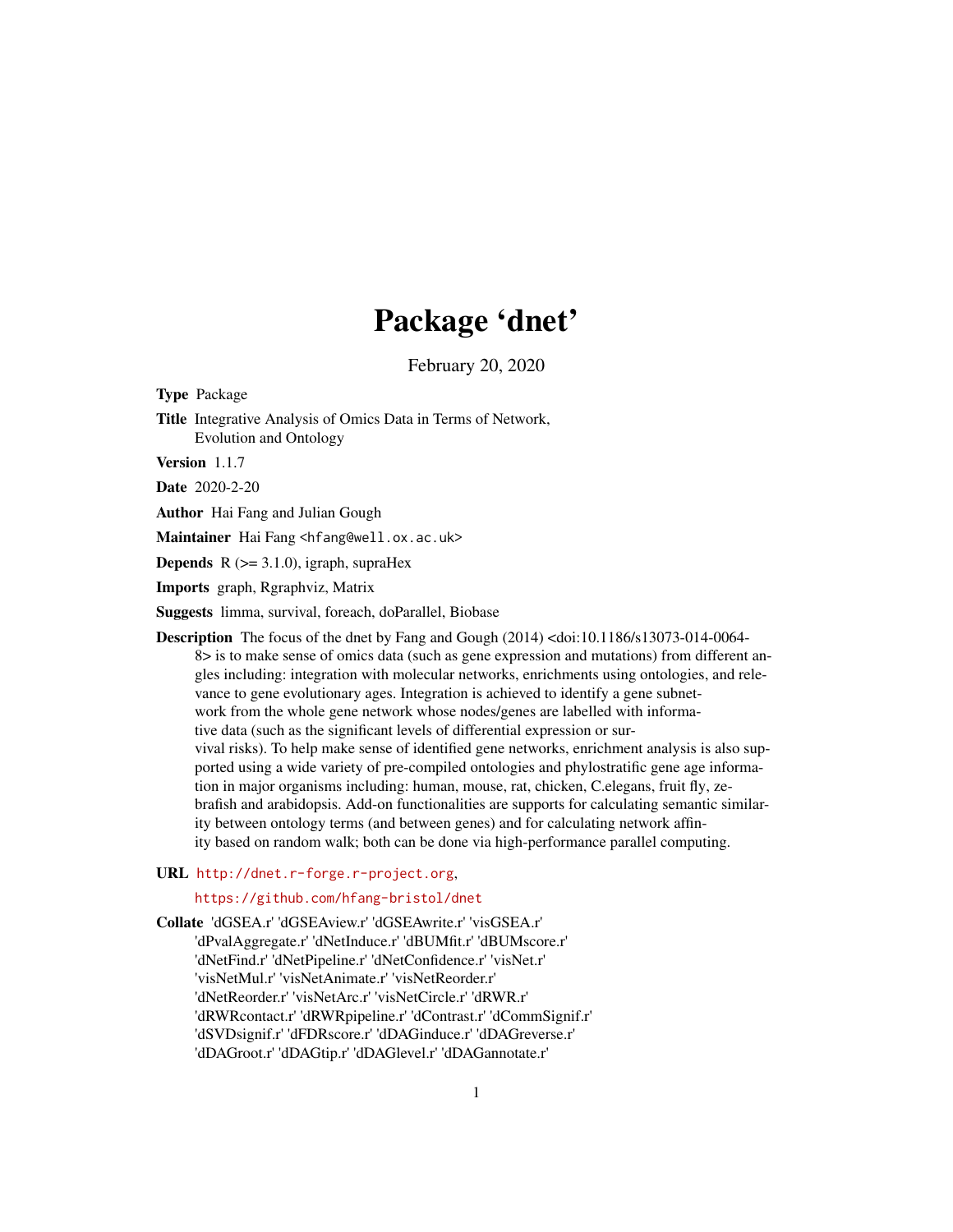# Package 'dnet'

February 20, 2020

**Type** Package

**Title** Integrative Analysis of Omics Data in Terms of Network, Evolution and Ontology

**Version** 1.1.7

**Date** 2020-2-20

**Author** Hai Fang and Julian Gough

**Maintainer** Hai Fang <hfang@well.ox.ac.uk>

**Depends** R (>= 3.1.0), igraph, supraHex

**Imports** graph, Rgraphviz, Matrix

**Suggests** limma, survival, foreach, doParallel, Biobase

**Description** The focus of the dnet by Fang and Gough (2014) <doi:10.1186/s13073-014-0064-8> is to make sense of omics data (such as gene expression and mutations) from different angles including: integration with molecular networks, enrichments using ontologies, and relevance to gene evolutionary ages. Integration is achieved to identify a gene subnetwork from the whole gene network whose nodes/genes are labelled with informative data (such as the significant levels of differential expression or survival risks). To help make sense of identified gene networks, enrichment analysis is also supported using a wide variety of pre-compiled ontologies and phylostratific gene age information in major organisms including: human, mouse, rat, chicken, C.elegans, fruit fly, zebrafish and arabidopsis. Add-on functionalities are supports for calculating semantic similarity between ontology terms (and between genes) and for calculating network affinity based on random walk; both can be done via high-performance parallel computing.

**URL** http://dnet.r-forge.r-project.org,
https://github.com/hfang-bristol/dnet

**Collate** 'dGSEA.r' 'dGSEAview.r' 'dGSEAwrite.r' 'visGSEA.r' 'dPvalAggregate.r' 'dNetInduce.r' 'dBUMfit.r' 'dBUMscore.r' 'dNetFind.r' 'dNetPipeline.r' 'dNetConfidence.r' 'visNet.r' 'visNetMul.r' 'visNetAnimate.r' 'visNetReorder.r' 'dNetReorder.r' 'visNetArc.r' 'visNetCircle.r' 'dRWR.r' 'dRWRcontact.r' 'dRWRpipeline.r' 'dContrast.r' 'dCommSignif.r' 'dSVDsignif.r' 'dFDRscore.r' 'dDAGinduce.r' 'dDAGreverse.r' 'dDAGroot.r' 'dDAGtip.r' 'dDAGlevel.r' 'dDAGannotate.r'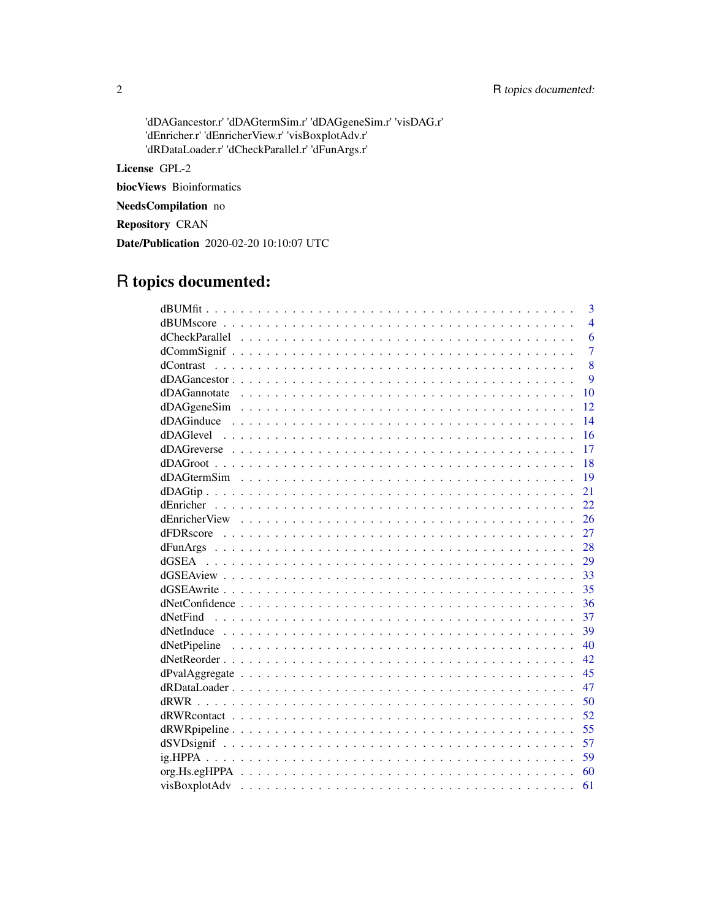'dDAGancestor.r' 'dDAGtermSim.r' 'dDAGgeneSim.r' 'visDAG.r'
'dEnricher.r' 'dEnricherView.r' 'visBoxplotAdv.r'
'dRDataLoader.r' 'dCheckParallel.r' 'dFunArgs.r'

**License** GPL-2

**biocViews** Bioinformatics

**NeedsCompilation** no

**Repository** CRAN

**Date/Publication** 2020-02-20 10:10:07 UTC

# R topics documented:

| | |
|---|---|
| dBUMfit | 3 |
| dBUMscore | 4 |
| dCheckParallel | 6 |
| dCommSignif | 7 |
| dContrast | 8 |
| dDAGancestor | 9 |
| dDAGannotate | 10 |
| dDAGgeneSim | 12 |
| dDAGinduce | 14 |
| dDAGlevel | 16 |
| dDAGreverse | 17 |
| dDAGroot | 18 |
| dDAGtermSim | 19 |
| dDAGtip | 21 |
| dEnricher | 22 |
| dEnricherView | 26 |
| dFDRscore | 27 |
| dFunArgs | 28 |
| dGSEA | 29 |
| dGSEAview | 33 |
| dGSEAwrite | 35 |
| dNetConfidence | 36 |
| dNetFind | 37 |
| dNetInduce | 39 |
| dNetPipeline | 40 |
| dNetReorder | 42 |
| dPvalAggregate | 45 |
| dRDataLoader | 47 |
| dRWR | 50 |
| dRWRcontact | 52 |
| dRWRpipeline | 55 |
| dSVDsignif | 57 |
| ig.HPPA | 59 |
| org.Hs.egHPPA | 60 |
| visBoxplotAdv | 61 |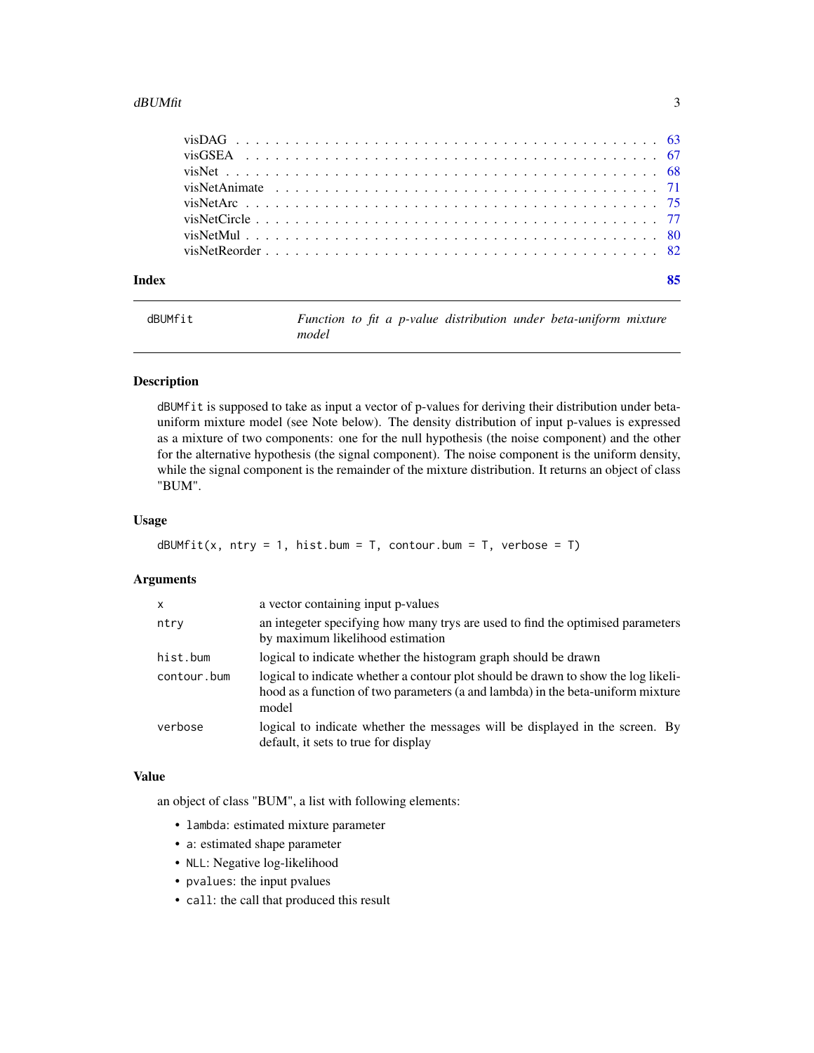| | |
|---|---|
| visDAG | 63 |
| visGSEA | 67 |
| visNet | 68 |
| visNetAnimate | 71 |
| visNetArc | 75 |
| visNetCircle | 77 |
| visNetMul | 80 |
| visNetReorder | 82 |

**Index** **85**

---

`dBUMfit` *Function to fit a p-value distribution under beta-uniform mixture model*

---

## Description

`dBUMfit` is supposed to take as input a vector of p-values for deriving their distribution under beta-uniform mixture model (see Note below). The density distribution of input p-values is expressed as a mixture of two components: one for the null hypothesis (the noise component) and the other for the alternative hypothesis (the signal component). The noise component is the uniform density, while the signal component is the remainder of the mixture distribution. It returns an object of class "BUM".

## Usage

```
dBUMfit(x, ntry = 1, hist.bum = T, contour.bum = T, verbose = T)
```

## Arguments

| | |
|---|---|
| `x` | a vector containing input p-values |
| `ntry` | an integeter specifying how many trys are used to find the optimised parameters by maximum likelihood estimation |
| `hist.bum` | logical to indicate whether the histogram graph should be drawn |
| `contour.bum` | logical to indicate whether a contour plot should be drawn to show the log likelihood as a function of two parameters (a and lambda) in the beta-uniform mixture model |
| `verbose` | logical to indicate whether the messages will be displayed in the screen. By default, it sets to true for display |

## Value

an object of class "BUM", a list with following elements:

- `lambda`: estimated mixture parameter
- `a`: estimated shape parameter
- `NLL`: Negative log-likelihood
- `pvalues`: the input pvalues
- `call`: the call that produced this result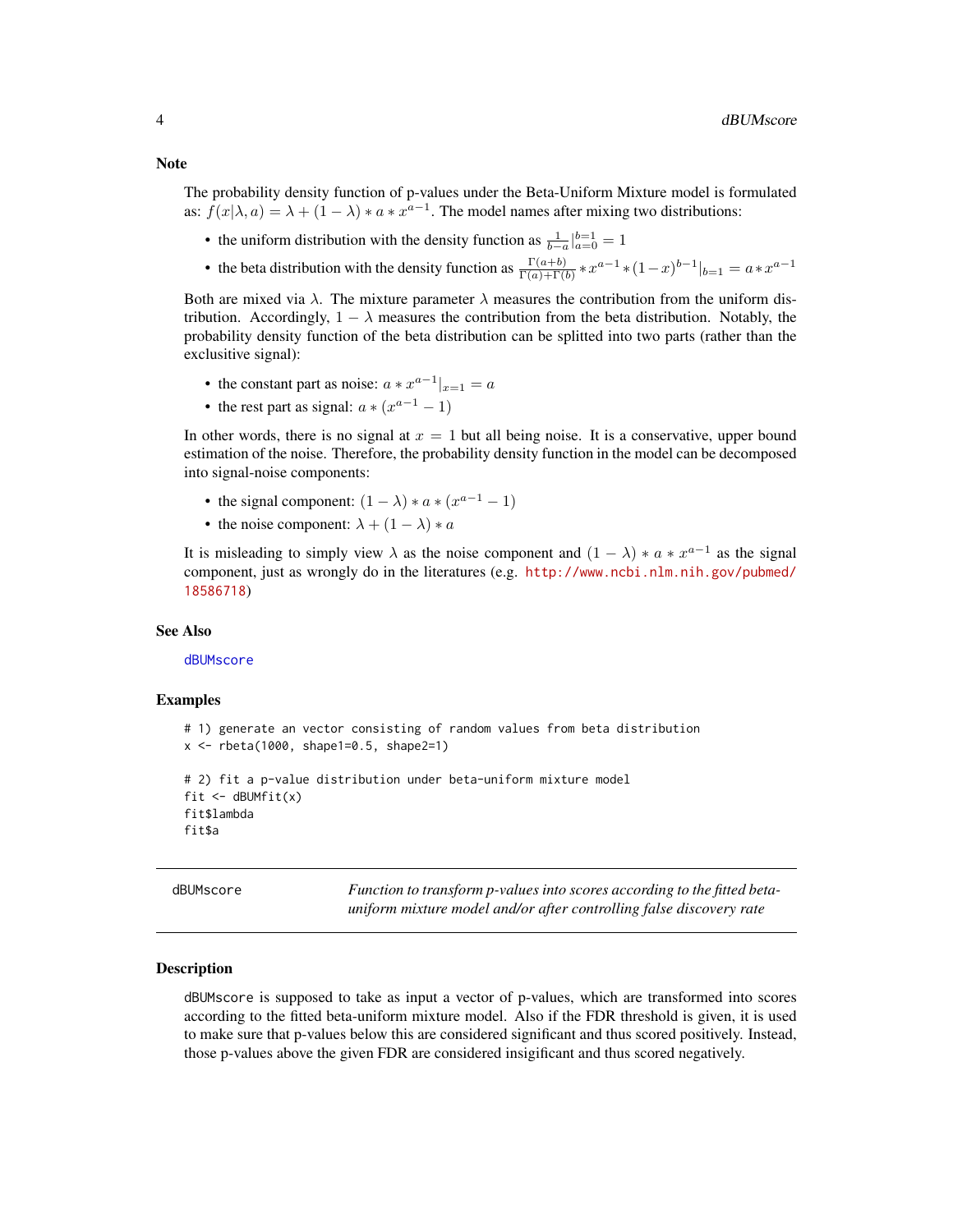## Note

The probability density function of p-values under the Beta-Uniform Mixture model is formulated as: $f(x|\lambda, a) = \lambda + (1 - \lambda) * a * x^{a-1}$. The model names after mixing two distributions:

- the uniform distribution with the density function as $\frac{1}{b-a}|_{a=0}^{b=1} = 1$
- the beta distribution with the density function as $\frac{\Gamma(a+b)}{\Gamma(a)+\Gamma(b)} * x^{a-1} * (1-x)^{b-1}|_{b=1} = a * x^{a-1}$

Both are mixed via $\lambda$. The mixture parameter $\lambda$ measures the contribution from the uniform distribution. Accordingly, $1 - \lambda$ measures the contribution from the beta distribution. Notably, the probability density function of the beta distribution can be splitted into two parts (rather than the exclusive signal):

- the constant part as noise: $a * x^{a-1}|_{x=1} = a$
- the rest part as signal: $a * (x^{a-1} - 1)$

In other words, there is no signal at $x = 1$ but all being noise. It is a conservative, upper bound estimation of the noise. Therefore, the probability density function in the model can be decomposed into signal-noise components:

- the signal component: $(1 - \lambda) * a * (x^{a-1} - 1)$
- the noise component: $\lambda + (1 - \lambda) * a$

It is misleading to simply view $\lambda$ as the noise component and $(1 - \lambda) * a * x^{a-1}$ as the signal component, just as wrongly do in the literatures (e.g. http://www.ncbi.nlm.nih.gov/pubmed/18586718)

## See Also

dBUMscore

## Examples

```
# 1) generate an vector consisting of random values from beta distribution
x <- rbeta(1000, shape1=0.5, shape2=1)

# 2) fit a p-value distribution under beta-uniform mixture model
fit <- dBUMfit(x)
fit$lambda
fit$a
```

---

# dBUMscore — *Function to transform p-values into scores according to the fitted beta-uniform mixture model and/or after controlling false discovery rate*

---

## Description

dBUMscore is supposed to take as input a vector of p-values, which are transformed into scores according to the fitted beta-uniform mixture model. Also if the FDR threshold is given, it is used to make sure that p-values below this are considered significant and thus scored positively. Instead, those p-values above the given FDR are considered insigificant and thus scored negatively.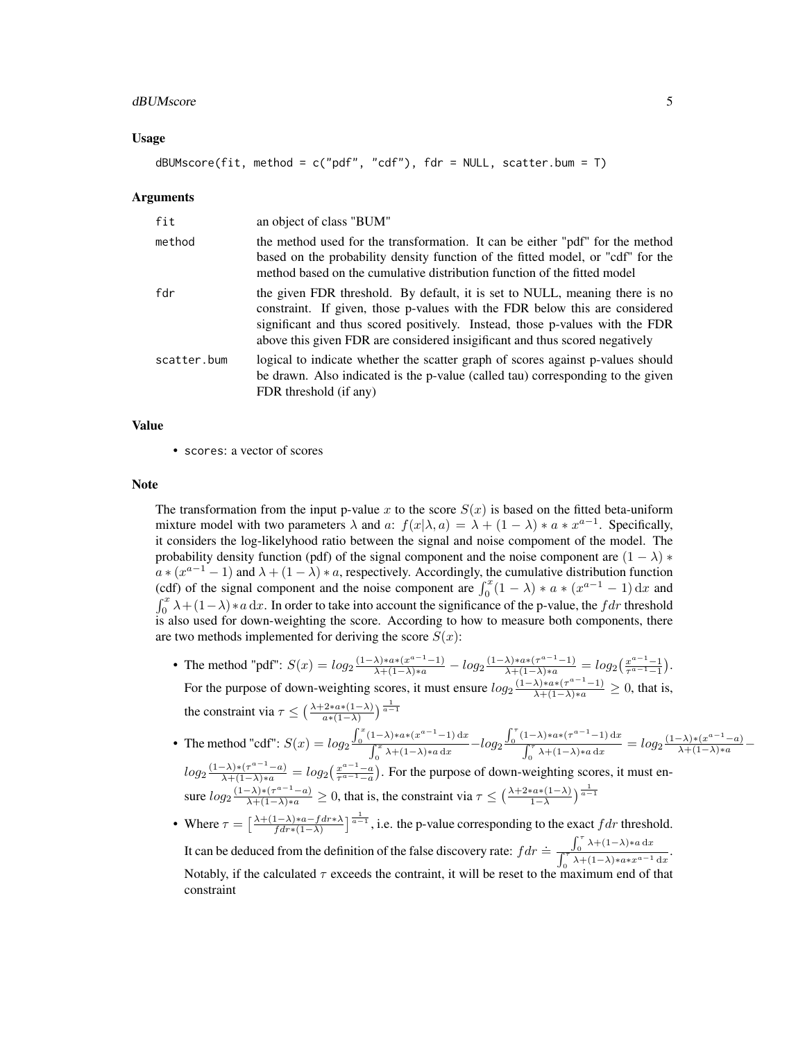### Usage

```
dBUMscore(fit, method = c("pdf", "cdf"), fdr = NULL, scatter.bum = T)
```

### Arguments

| | |
|---|---|
| fit | an object of class "BUM" |
| method | the method used for the transformation. It can be either "pdf" for the method based on the probability density function of the fitted model, or "cdf" for the method based on the cumulative distribution function of the fitted model |
| fdr | the given FDR threshold. By default, it is set to NULL, meaning there is no constraint. If given, those p-values with the FDR below this are considered significant and thus scored positively. Instead, those p-values with the FDR above this given FDR are considered insigificant and thus scored negatively |
| scatter.bum | logical to indicate whether the scatter graph of scores against p-values should be drawn. Also indicated is the p-value (called tau) corresponding to the given FDR threshold (if any) |

### Value

- scores: a vector of scores

### Note

The transformation from the input p-value $x$ to the score $S(x)$ is based on the fitted beta-uniform mixture model with two parameters $\lambda$ and $a$: $f(x|\lambda, a) = \lambda + (1-\lambda) * a * x^{a-1}$. Specifically, it considers the log-likelyhood ratio between the signal and noise compoment of the model. The probability density function (pdf) of the signal component and the noise component are $(1-\lambda) * a * (x^{a-1} - 1)$ and $\lambda + (1-\lambda) * a$, respectively. Accordingly, the cumulative distribution function (cdf) of the signal component and the noise component are $\int_0^x (1-\lambda) * a * (x^{a-1} - 1)\,\mathrm{d}x$ and $\int_0^x \lambda + (1-\lambda) * a\,\mathrm{d}x$. In order to take into account the significance of the p-value, the $fdr$ threshold is also used for down-weighting the score. According to how to measure both components, there are two methods implemented for deriving the score $S(x)$:

- The method "pdf": $S(x) = log_2 \frac{(1-\lambda)*a*(x^{a-1}-1)}{\lambda+(1-\lambda)*a} - log_2 \frac{(1-\lambda)*a*(\tau^{a-1}-1)}{\lambda+(1-\lambda)*a} = log_2 \big(\frac{x^{a-1}-1}{\tau^{a-1}-1}\big)$. For the purpose of down-weighting scores, it must ensure $log_2 \frac{(1-\lambda)*a*(\tau^{a-1}-1)}{\lambda+(1-\lambda)*a} \geq 0$, that is, the constraint via $\tau \leq \big(\frac{\lambda+2*a*(1-\lambda)}{a*(1-\lambda)}\big)^{\frac{1}{a-1}}$
- The method "cdf": $S(x) = log_2 \frac{\int_0^x (1-\lambda)*a*(x^{a-1}-1)\,\mathrm{d}x}{\int_0^x \lambda+(1-\lambda)*a\,\mathrm{d}x} - log_2 \frac{\int_0^\tau (1-\lambda)*a*(\tau^{a-1}-1)\,\mathrm{d}x}{\int_0^\tau \lambda+(1-\lambda)*a\,\mathrm{d}x} = log_2 \frac{(1-\lambda)*(x^{a-1}-a)}{\lambda+(1-\lambda)*a} - log_2 \frac{(1-\lambda)*(\tau^{a-1}-a)}{\lambda+(1-\lambda)*a} = log_2 \big(\frac{x^{a-1}-a}{\tau^{a-1}-a}\big)$. For the purpose of down-weighting scores, it must ensure $log_2 \frac{(1-\lambda)*(\tau^{a-1}-a)}{\lambda+(1-\lambda)*a} \geq 0$, that is, the constraint via $\tau \leq \big(\frac{\lambda+2*a*(1-\lambda)}{1-\lambda}\big)^{\frac{1}{a-1}}$
- Where $\tau = \big[\frac{\lambda+(1-\lambda)*a-fdr*\lambda}{fdr*(1-\lambda)}\big]^{\frac{1}{a-1}}$, i.e. the p-value corresponding to the exact $fdr$ threshold. It can be deduced from the definition of the false discovery rate: $fdr \doteq \frac{\int_0^\tau \lambda+(1-\lambda)*a\,\mathrm{d}x}{\int_0^\tau \lambda+(1-\lambda)*a*x^{a-1}\,\mathrm{d}x}$. Notably, if the calculated $\tau$ exceeds the contraint, it will be reset to the maximum end of that constraint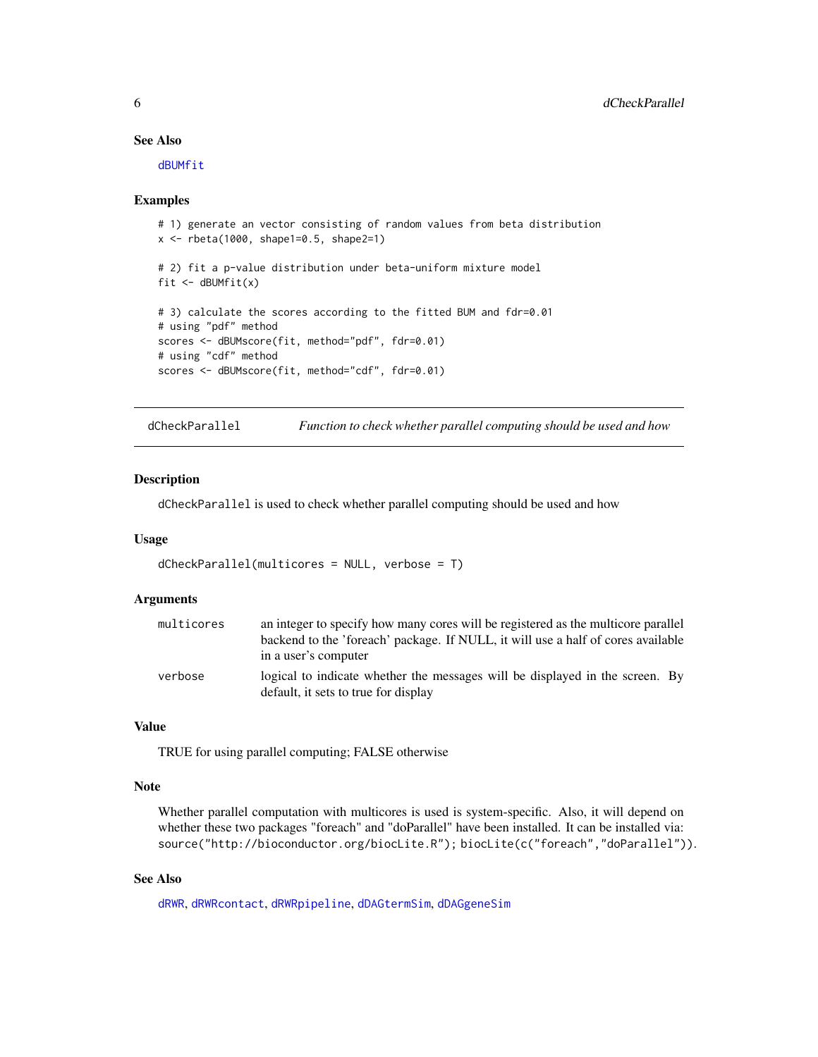### See Also

dBUMfit

### Examples

```
# 1) generate an vector consisting of random values from beta distribution
x <- rbeta(1000, shape1=0.5, shape2=1)

# 2) fit a p-value distribution under beta-uniform mixture model
fit <- dBUMfit(x)

# 3) calculate the scores according to the fitted BUM and fdr=0.01
# using "pdf" method
scores <- dBUMscore(fit, method="pdf", fdr=0.01)
# using "cdf" method
scores <- dBUMscore(fit, method="cdf", fdr=0.01)
```

---

## dCheckParallel — *Function to check whether parallel computing should be used and how*

### Description

`dCheckParallel` is used to check whether parallel computing should be used and how

### Usage

```
dCheckParallel(multicores = NULL, verbose = T)
```

### Arguments

| | |
|---|---|
| multicores | an integer to specify how many cores will be registered as the multicore parallel backend to the 'foreach' package. If NULL, it will use a half of cores available in a user's computer |
| verbose | logical to indicate whether the messages will be displayed in the screen. By default, it sets to true for display |

### Value

TRUE for using parallel computing; FALSE otherwise

### Note

Whether parallel computation with multicores is used is system-specific. Also, it will depend on whether these two packages "foreach" and "doParallel" have been installed. It can be installed via: `source("http://bioconductor.org/biocLite.R"); biocLite(c("foreach","doParallel"))`.

### See Also

dRWR, dRWRcontact, dRWRpipeline, dDAGtermSim, dDAGgeneSim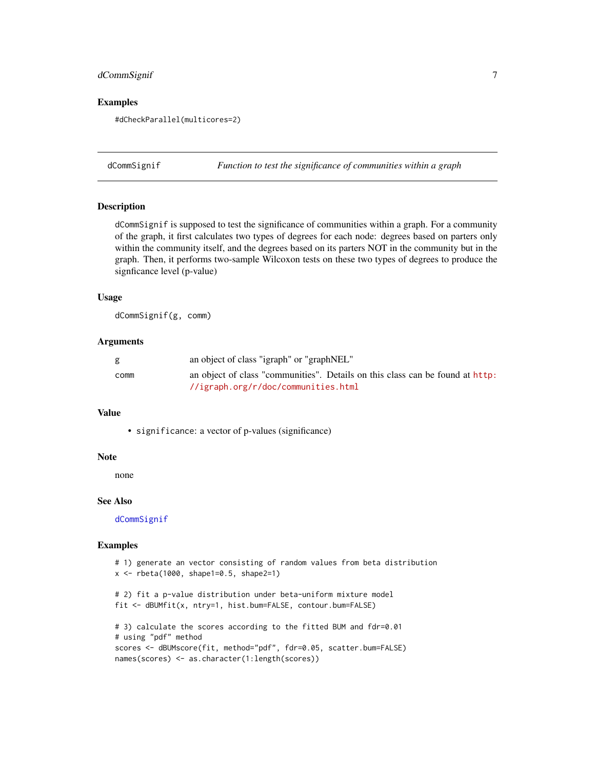## Examples

```
#dCheckParallel(multicores=2)
```

---

## dCommSignif — *Function to test the significance of communities within a graph*

### Description

`dCommSignif` is supposed to test the significance of communities within a graph. For a community of the graph, it first calculates two types of degrees for each node: degrees based on parters only within the community itself, and the degrees based on its parters NOT in the community but in the graph. Then, it performs two-sample Wilcoxon tests on these two types of degrees to produce the signficance level (p-value)

### Usage

```
dCommSignif(g, comm)
```

### Arguments

| | |
|---|---|
| `g` | an object of class "igraph" or "graphNEL" |
| `comm` | an object of class "communities". Details on this class can be found at http://igraph.org/r/doc/communities.html |

### Value

- `significance`: a vector of p-values (significance)

### Note

none

### See Also

`dCommSignif`

### Examples

```
# 1) generate an vector consisting of random values from beta distribution
x <- rbeta(1000, shape1=0.5, shape2=1)

# 2) fit a p-value distribution under beta-uniform mixture model
fit <- dBUMfit(x, ntry=1, hist.bum=FALSE, contour.bum=FALSE)

# 3) calculate the scores according to the fitted BUM and fdr=0.01
# using "pdf" method
scores <- dBUMscore(fit, method="pdf", fdr=0.05, scatter.bum=FALSE)
names(scores) <- as.character(1:length(scores))
```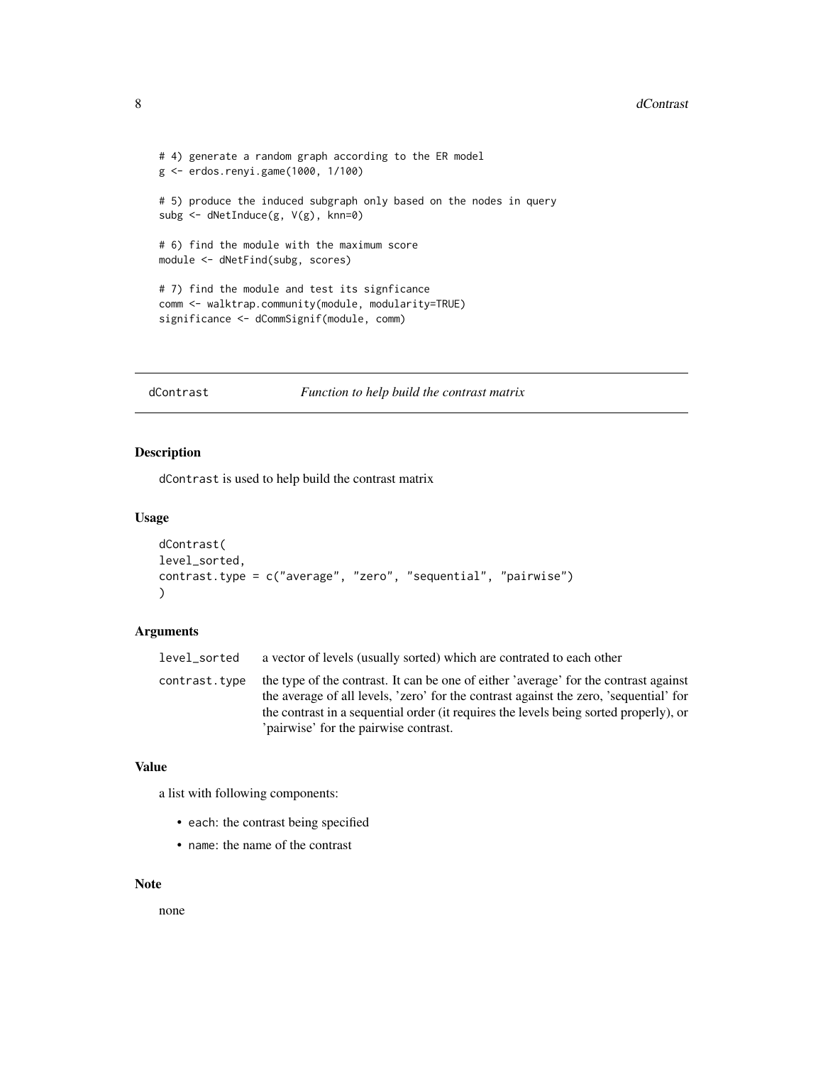```
# 4) generate a random graph according to the ER model
g <- erdos.renyi.game(1000, 1/100)

# 5) produce the induced subgraph only based on the nodes in query
subg <- dNetInduce(g, V(g), knn=0)

# 6) find the module with the maximum score
module <- dNetFind(subg, scores)

# 7) find the module and test its signficance
comm <- walktrap.community(module, modularity=TRUE)
significance <- dCommSignif(module, comm)
```

---

## dContrast *Function to help build the contrast matrix*

### Description

dContrast is used to help build the contrast matrix

### Usage

```
dContrast(
level_sorted,
contrast.type = c("average", "zero", "sequential", "pairwise")
)
```

### Arguments

| | |
|---|---|
| level_sorted | a vector of levels (usually sorted) which are contrated to each other |
| contrast.type | the type of the contrast. It can be one of either 'average' for the contrast against the average of all levels, 'zero' for the contrast against the zero, 'sequential' for the contrast in a sequential order (it requires the levels being sorted properly), or 'pairwise' for the pairwise contrast. |

### Value

a list with following components:

- each: the contrast being specified
- name: the name of the contrast

### Note

none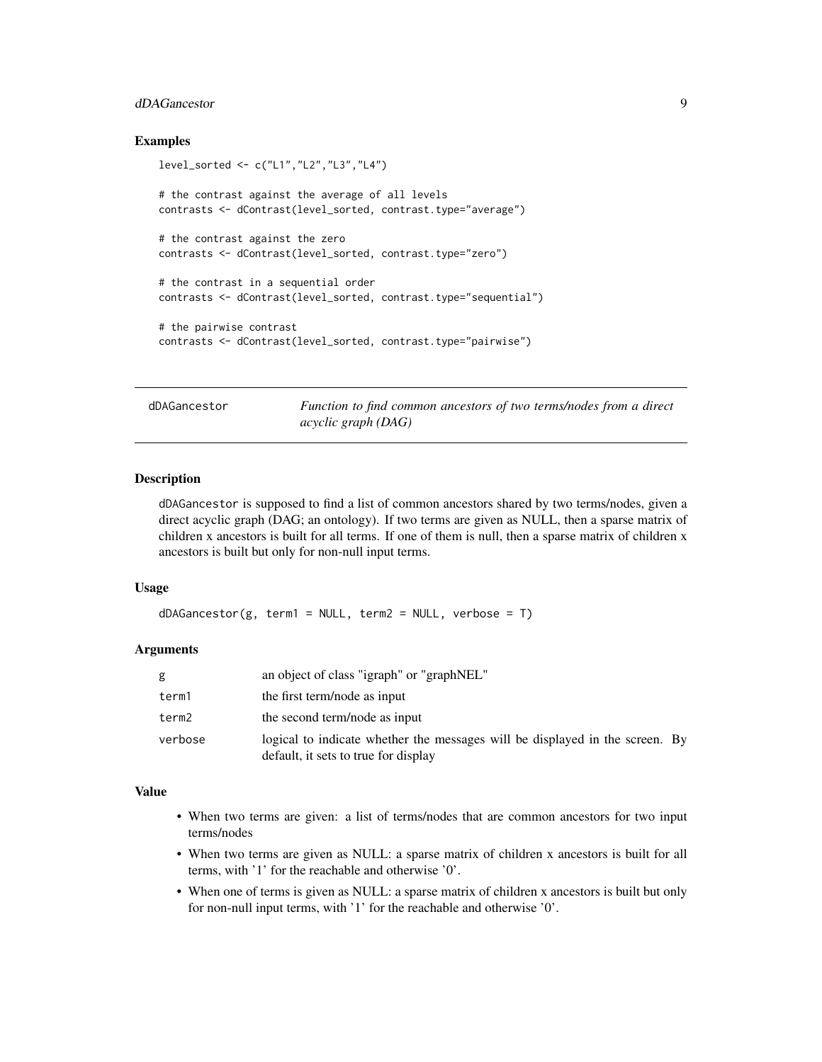## Examples

```
level_sorted <- c("L1","L2","L3","L4")

# the contrast against the average of all levels
contrasts <- dContrast(level_sorted, contrast.type="average")

# the contrast against the zero
contrasts <- dContrast(level_sorted, contrast.type="zero")

# the contrast in a sequential order
contrasts <- dContrast(level_sorted, contrast.type="sequential")

# the pairwise contrast
contrasts <- dContrast(level_sorted, contrast.type="pairwise")
```

---

# dDAGancestor — *Function to find common ancestors of two terms/nodes from a direct acyclic graph (DAG)*

---

## Description

dDAGancestor is supposed to find a list of common ancestors shared by two terms/nodes, given a direct acyclic graph (DAG; an ontology). If two terms are given as NULL, then a sparse matrix of children x ancestors is built for all terms. If one of them is null, then a sparse matrix of children x ancestors is built but only for non-null input terms.

## Usage

```
dDAGancestor(g, term1 = NULL, term2 = NULL, verbose = T)
```

## Arguments

| | |
|---|---|
| g | an object of class "igraph" or "graphNEL" |
| term1 | the first term/node as input |
| term2 | the second term/node as input |
| verbose | logical to indicate whether the messages will be displayed in the screen. By default, it sets to true for display |

## Value

- When two terms are given: a list of terms/nodes that are common ancestors for two input terms/nodes
- When two terms are given as NULL: a sparse matrix of children x ancestors is built for all terms, with '1' for the reachable and otherwise '0'.
- When one of terms is given as NULL: a sparse matrix of children x ancestors is built but only for non-null input terms, with '1' for the reachable and otherwise '0'.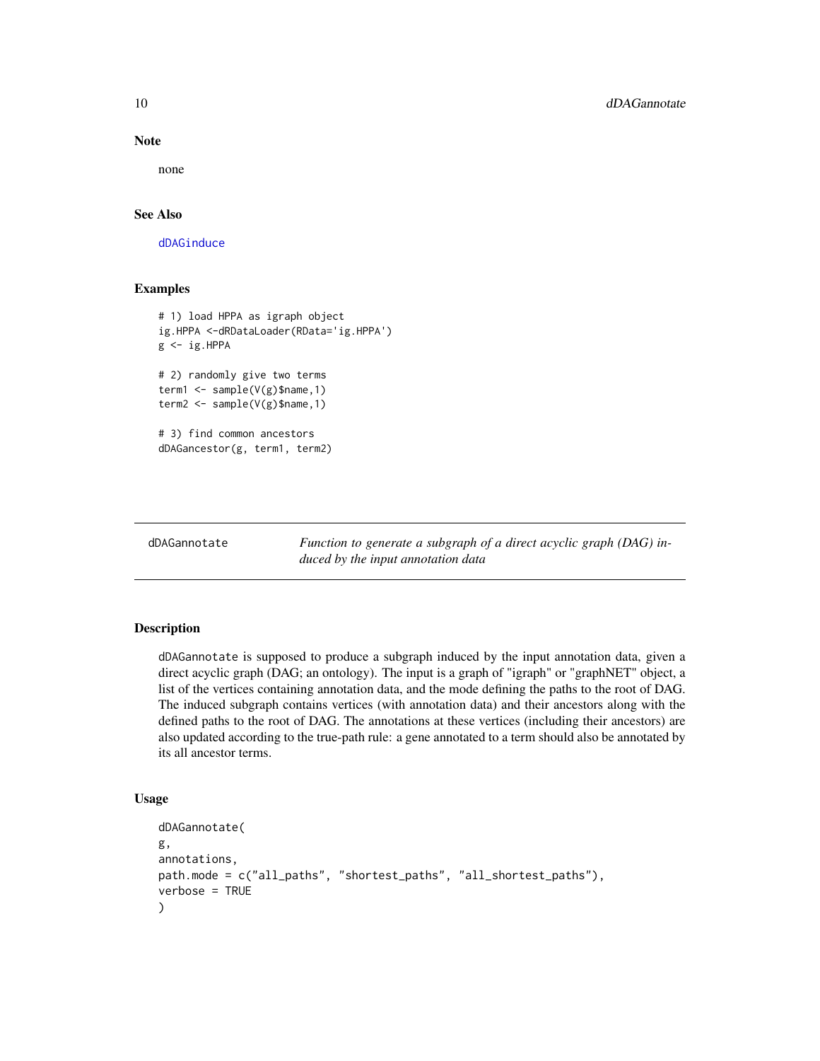### Note

none

### See Also

dDAGinduce

### Examples

```
# 1) load HPPA as igraph object
ig.HPPA <-dRDataLoader(RData='ig.HPPA')
g <- ig.HPPA

# 2) randomly give two terms
term1 <- sample(V(g)$name,1)
term2 <- sample(V(g)$name,1)

# 3) find common ancestors
dDAGancestor(g, term1, term2)
```

---

## dDAGannotate

*Function to generate a subgraph of a direct acyclic graph (DAG) induced by the input annotation data*

### Description

dDAGannotate is supposed to produce a subgraph induced by the input annotation data, given a direct acyclic graph (DAG; an ontology). The input is a graph of "igraph" or "graphNET" object, a list of the vertices containing annotation data, and the mode defining the paths to the root of DAG. The induced subgraph contains vertices (with annotation data) and their ancestors along with the defined paths to the root of DAG. The annotations at these vertices (including their ancestors) are also updated according to the true-path rule: a gene annotated to a term should also be annotated by its all ancestor terms.

### Usage

```
dDAGannotate(
g,
annotations,
path.mode = c("all_paths", "shortest_paths", "all_shortest_paths"),
verbose = TRUE
)
```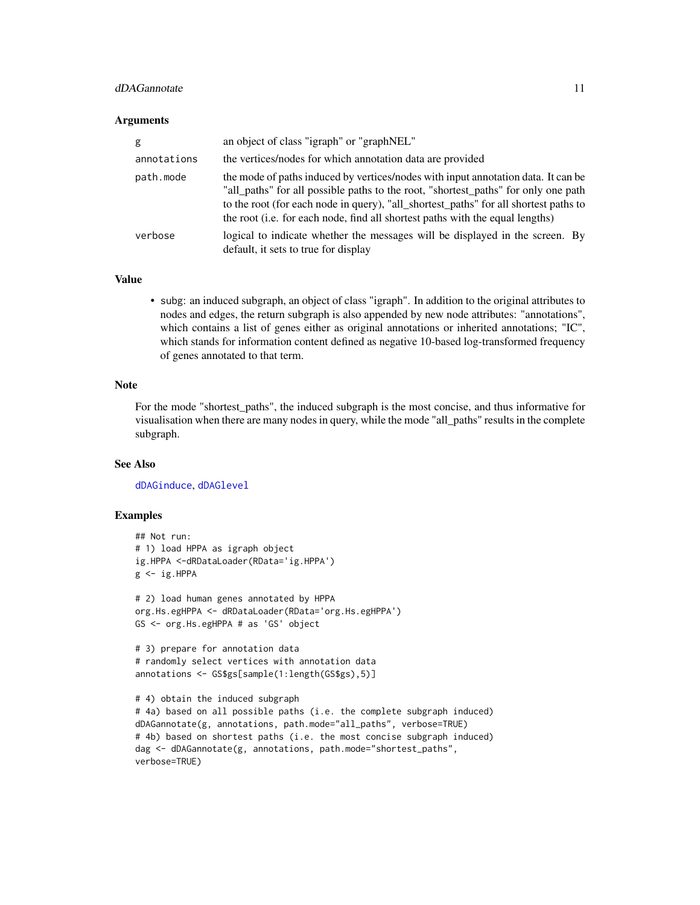## Arguments

| | |
|---|---|
| `g` | an object of class "igraph" or "graphNEL" |
| `annotations` | the vertices/nodes for which annotation data are provided |
| `path.mode` | the mode of paths induced by vertices/nodes with input annotation data. It can be "all_paths" for all possible paths to the root, "shortest_paths" for only one path to the root (for each node in query), "all_shortest_paths" for all shortest paths to the root (i.e. for each node, find all shortest paths with the equal lengths) |
| `verbose` | logical to indicate whether the messages will be displayed in the screen. By default, it sets to true for display |

## Value

- subg: an induced subgraph, an object of class "igraph". In addition to the original attributes to nodes and edges, the return subgraph is also appended by new node attributes: "annotations", which contains a list of genes either as original annotations or inherited annotations; "IC", which stands for information content defined as negative 10-based log-transformed frequency of genes annotated to that term.

## Note

For the mode "shortest_paths", the induced subgraph is the most concise, and thus informative for visualisation when there are many nodes in query, while the mode "all_paths" results in the complete subgraph.

## See Also

`dDAGinduce`, `dDAGlevel`

## Examples

```
## Not run:
# 1) load HPPA as igraph object
ig.HPPA <-dRDataLoader(RData='ig.HPPA')
g <- ig.HPPA

# 2) load human genes annotated by HPPA
org.Hs.egHPPA <- dRDataLoader(RData='org.Hs.egHPPA')
GS <- org.Hs.egHPPA # as 'GS' object

# 3) prepare for annotation data
# randomly select vertices with annotation data
annotations <- GS$gs[sample(1:length(GS$gs),5)]

# 4) obtain the induced subgraph
# 4a) based on all possible paths (i.e. the complete subgraph induced)
dDAGannotate(g, annotations, path.mode="all_paths", verbose=TRUE)
# 4b) based on shortest paths (i.e. the most concise subgraph induced)
dag <- dDAGannotate(g, annotations, path.mode="shortest_paths",
verbose=TRUE)
```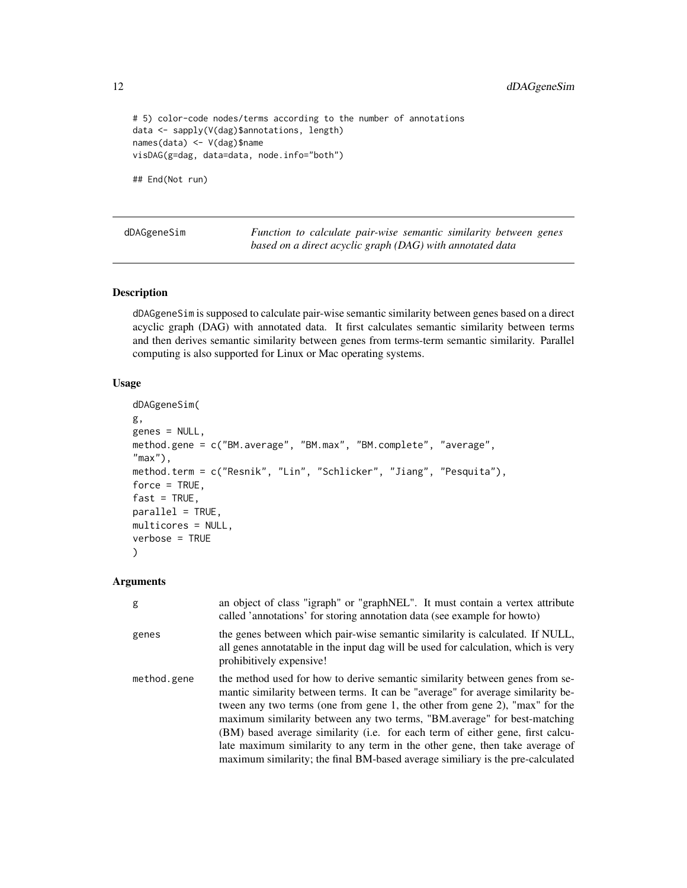```
# 5) color-code nodes/terms according to the number of annotations
data <- sapply(V(dag)$annotations, length)
names(data) <- V(dag)$name
visDAG(g=dag, data=data, node.info="both")

## End(Not run)
```

---

## dDAGgeneSim — *Function to calculate pair-wise semantic similarity between genes based on a direct acyclic graph (DAG) with annotated data*

---

### Description

dDAGgeneSim is supposed to calculate pair-wise semantic similarity between genes based on a direct acyclic graph (DAG) with annotated data. It first calculates semantic similarity between terms and then derives semantic similarity between genes from terms-term semantic similarity. Parallel computing is also supported for Linux or Mac operating systems.

### Usage

```
dDAGgeneSim(
g,
genes = NULL,
method.gene = c("BM.average", "BM.max", "BM.complete", "average",
"max"),
method.term = c("Resnik", "Lin", "Schlicker", "Jiang", "Pesquita"),
force = TRUE,
fast = TRUE,
parallel = TRUE,
multicores = NULL,
verbose = TRUE
)
```

### Arguments

| | |
|---|---|
| g | an object of class "igraph" or "graphNEL". It must contain a vertex attribute called 'annotations' for storing annotation data (see example for howto) |
| genes | the genes between which pair-wise semantic similarity is calculated. If NULL, all genes annotatable in the input dag will be used for calculation, which is very prohibitively expensive! |
| method.gene | the method used for how to derive semantic similarity between genes from semantic similarity between terms. It can be "average" for average similarity between any two terms (one from gene 1, the other from gene 2), "max" for the maximum similarity between any two terms, "BM.average" for best-matching (BM) based average similarity (i.e. for each term of either gene, first calculate maximum similarity to any term in the other gene, then take average of maximum similarity; the final BM-based average similiary is the pre-calculated |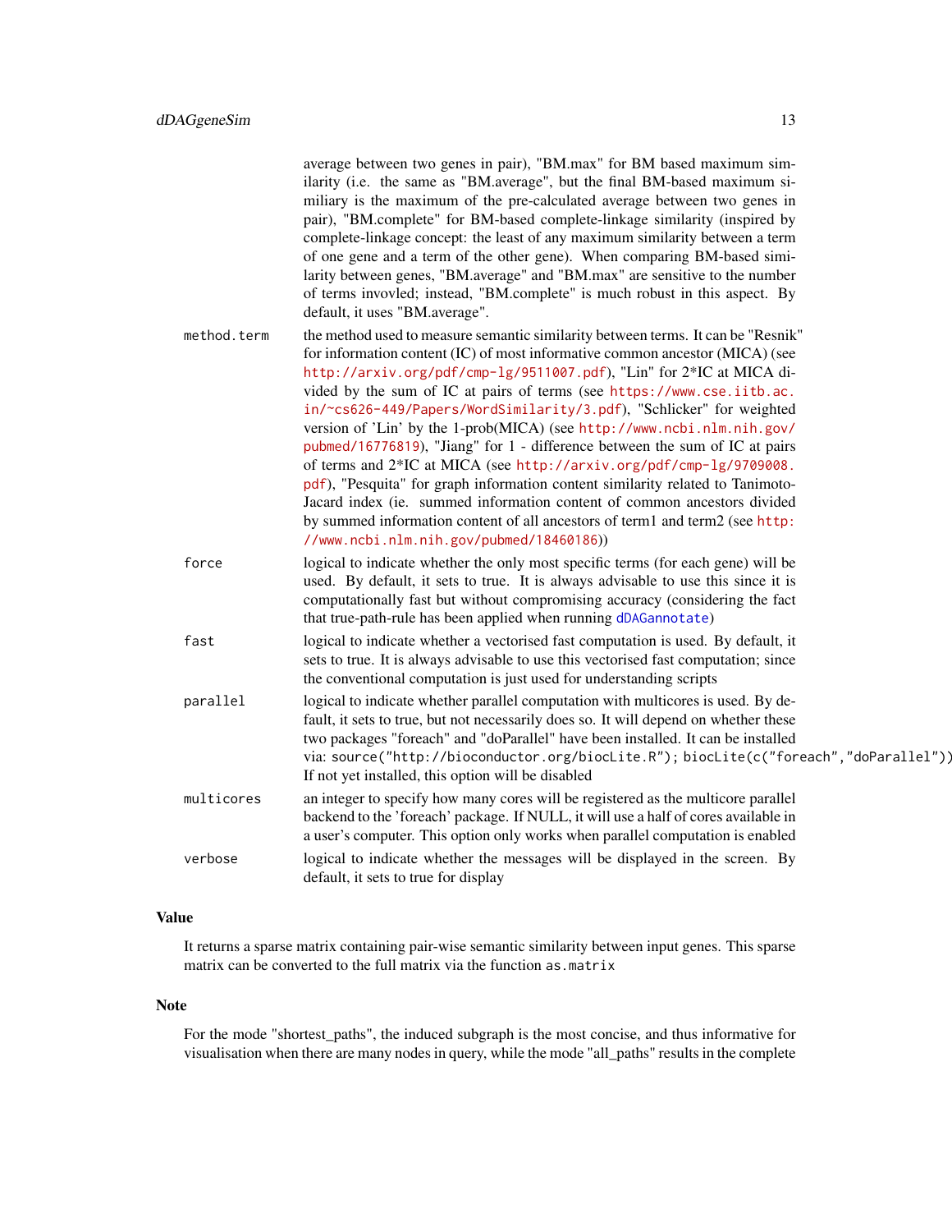average between two genes in pair), "BM.max" for BM based maximum similarity (i.e. the same as "BM.average", but the final BM-based maximum similiary is the maximum of the pre-calculated average between two genes in pair), "BM.complete" for BM-based complete-linkage similarity (inspired by complete-linkage concept: the least of any maximum similarity between a term of one gene and a term of the other gene). When comparing BM-based similarity between genes, "BM.average" and "BM.max" are sensitive to the number of terms invovled; instead, "BM.complete" is much robust in this aspect. By default, it uses "BM.average".

`method.term`
: the method used to measure semantic similarity between terms. It can be "Resnik" for information content (IC) of most informative common ancestor (MICA) (see http://arxiv.org/pdf/cmp-lg/9511007.pdf), "Lin" for 2*IC at MICA divided by the sum of IC at pairs of terms (see https://www.cse.iitb.ac.in/~cs626-449/Papers/WordSimilarity/3.pdf), "Schlicker" for weighted version of 'Lin' by the 1-prob(MICA) (see http://www.ncbi.nlm.nih.gov/pubmed/16776819), "Jiang" for 1 - difference between the sum of IC at pairs of terms and 2*IC at MICA (see http://arxiv.org/pdf/cmp-lg/9709008.pdf), "Pesquita" for graph information content similarity related to Tanimoto-Jacard index (ie. summed information content of common ancestors divided by summed information content of all ancestors of term1 and term2 (see http://www.ncbi.nlm.nih.gov/pubmed/18460186))

`force`
: logical to indicate whether the only most specific terms (for each gene) will be used. By default, it sets to true. It is always advisable to use this since it is computationally fast but without compromising accuracy (considering the fact that true-path-rule has been applied when running dDAGannotate)

`fast`
: logical to indicate whether a vectorised fast computation is used. By default, it sets to true. It is always advisable to use this vectorised fast computation; since the conventional computation is just used for understanding scripts

`parallel`
: logical to indicate whether parallel computation with multicores is used. By default, it sets to true, but not necessarily does so. It will depend on whether these two packages "foreach" and "doParallel" have been installed. It can be installed via: `source("http://bioconductor.org/biocLite.R"); biocLite(c("foreach","doParallel"))`. If not yet installed, this option will be disabled

`multicores`
: an integer to specify how many cores will be registered as the multicore parallel backend to the 'foreach' package. If NULL, it will use a half of cores available in a user's computer. This option only works when parallel computation is enabled

`verbose`
: logical to indicate whether the messages will be displayed in the screen. By default, it sets to true for display

## Value

It returns a sparse matrix containing pair-wise semantic similarity between input genes. This sparse matrix can be converted to the full matrix via the function `as.matrix`

## Note

For the mode "shortest_paths", the induced subgraph is the most concise, and thus informative for visualisation when there are many nodes in query, while the mode "all_paths" results in the complete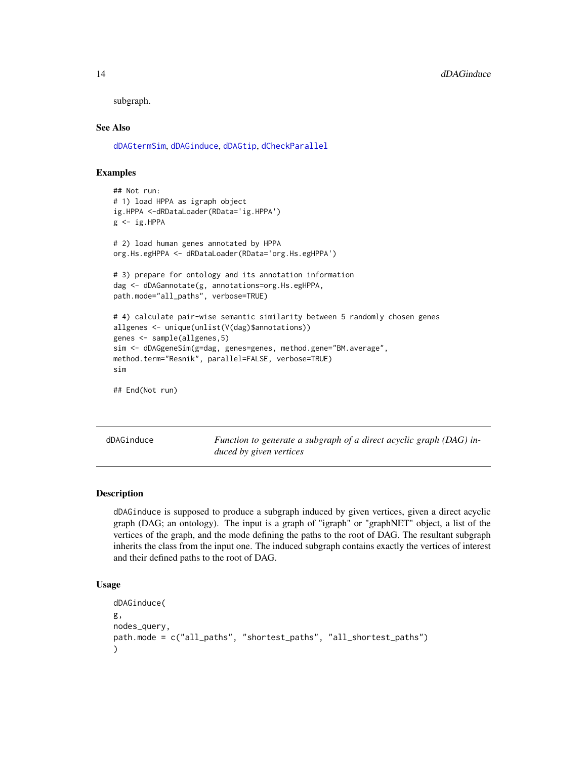subgraph.

### See Also

dDAGtermSim, dDAGinduce, dDAGtip, dCheckParallel

### Examples

```
## Not run:
# 1) load HPPA as igraph object
ig.HPPA <-dRDataLoader(RData='ig.HPPA')
g <- ig.HPPA

# 2) load human genes annotated by HPPA
org.Hs.egHPPA <- dRDataLoader(RData='org.Hs.egHPPA')

# 3) prepare for ontology and its annotation information
dag <- dDAGannotate(g, annotations=org.Hs.egHPPA,
path.mode="all_paths", verbose=TRUE)

# 4) calculate pair-wise semantic similarity between 5 randomly chosen genes
allgenes <- unique(unlist(V(dag)$annotations))
genes <- sample(allgenes,5)
sim <- dDAGgeneSim(g=dag, genes=genes, method.gene="BM.average",
method.term="Resnik", parallel=FALSE, verbose=TRUE)
sim

## End(Not run)
```

---

## dDAGinduce — *Function to generate a subgraph of a direct acyclic graph (DAG) induced by given vertices*

### Description

dDAGinduce is supposed to produce a subgraph induced by given vertices, given a direct acyclic graph (DAG; an ontology). The input is a graph of "igraph" or "graphNET" object, a list of the vertices of the graph, and the mode defining the paths to the root of DAG. The resultant subgraph inherits the class from the input one. The induced subgraph contains exactly the vertices of interest and their defined paths to the root of DAG.

### Usage

```
dDAGinduce(
g,
nodes_query,
path.mode = c("all_paths", "shortest_paths", "all_shortest_paths")
)
```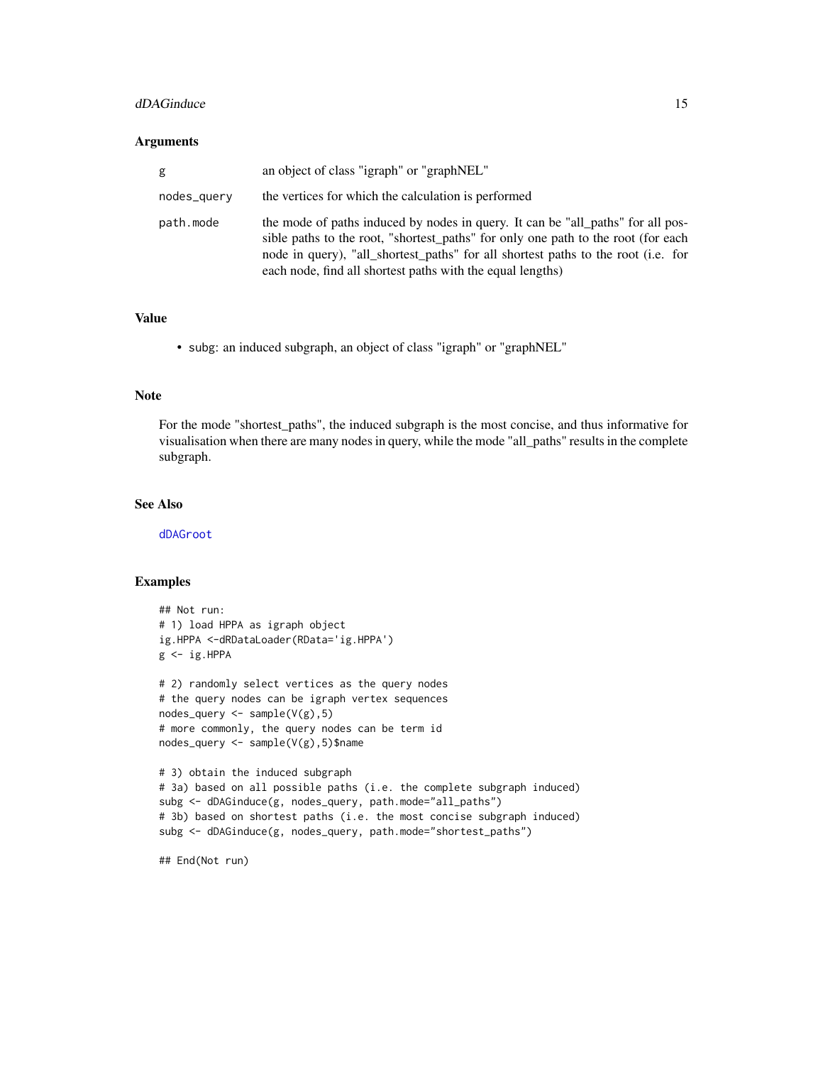## Arguments

| | |
|---|---|
| g | an object of class "igraph" or "graphNEL" |
| nodes_query | the vertices for which the calculation is performed |
| path.mode | the mode of paths induced by nodes in query. It can be "all_paths" for all possible paths to the root, "shortest_paths" for only one path to the root (for each node in query), "all_shortest_paths" for all shortest paths to the root (i.e. for each node, find all shortest paths with the equal lengths) |

## Value

- subg: an induced subgraph, an object of class "igraph" or "graphNEL"

## Note

For the mode "shortest_paths", the induced subgraph is the most concise, and thus informative for visualisation when there are many nodes in query, while the mode "all_paths" results in the complete subgraph.

## See Also

dDAGroot

## Examples

```
## Not run:
# 1) load HPPA as igraph object
ig.HPPA <-dRDataLoader(RData='ig.HPPA')
g <- ig.HPPA

# 2) randomly select vertices as the query nodes
# the query nodes can be igraph vertex sequences
nodes_query <- sample(V(g),5)
# more commonly, the query nodes can be term id
nodes_query <- sample(V(g),5)$name

# 3) obtain the induced subgraph
# 3a) based on all possible paths (i.e. the complete subgraph induced)
subg <- dDAGinduce(g, nodes_query, path.mode="all_paths")
# 3b) based on shortest paths (i.e. the most concise subgraph induced)
subg <- dDAGinduce(g, nodes_query, path.mode="shortest_paths")

## End(Not run)
```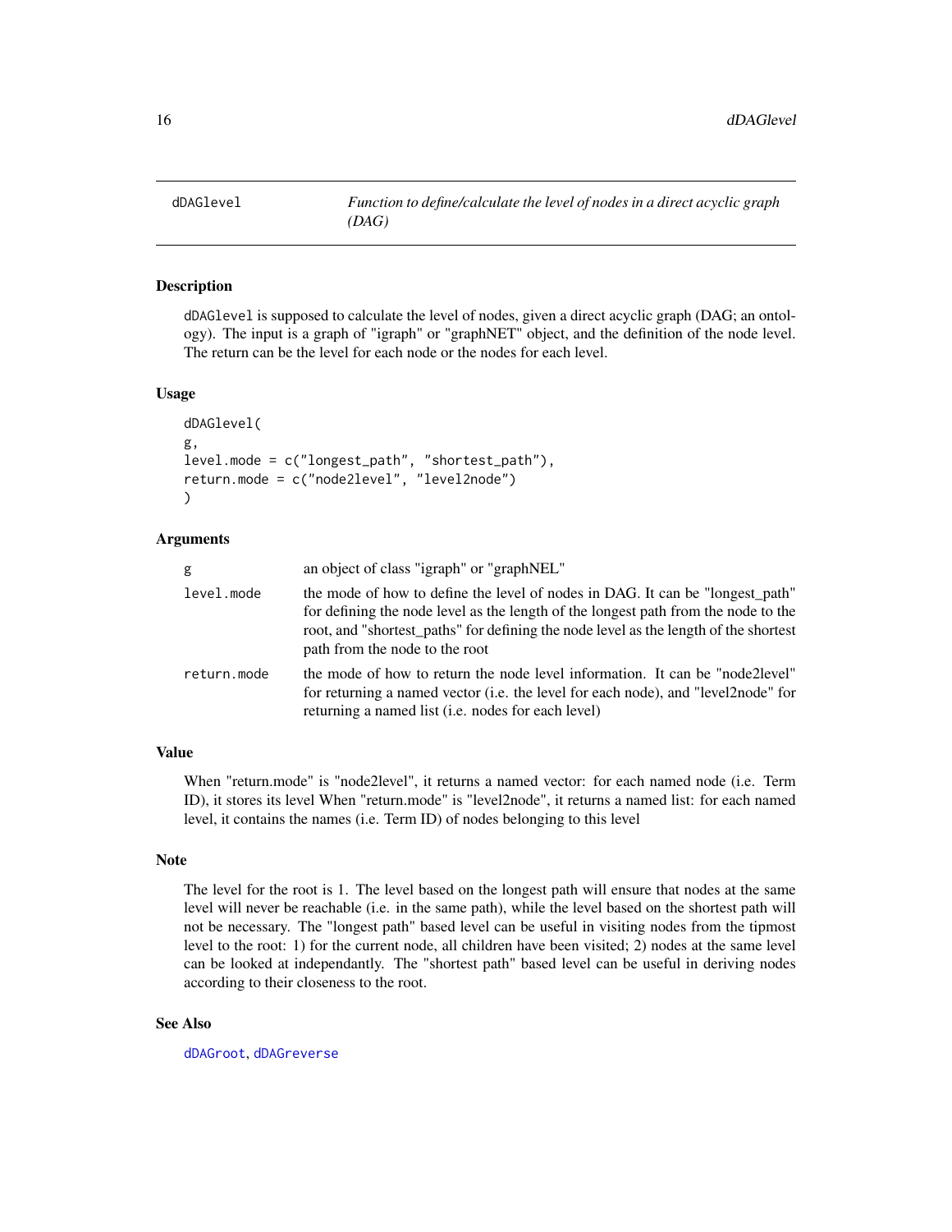## dDAGlevel — *Function to define/calculate the level of nodes in a direct acyclic graph (DAG)*

### Description

dDAGlevel is supposed to calculate the level of nodes, given a direct acyclic graph (DAG; an ontology). The input is a graph of "igraph" or "graphNET" object, and the definition of the node level. The return can be the level for each node or the nodes for each level.

### Usage

```
dDAGlevel(
g,
level.mode = c("longest_path", "shortest_path"),
return.mode = c("node2level", "level2node")
)
```

### Arguments

| | |
|---|---|
| g | an object of class "igraph" or "graphNEL" |
| level.mode | the mode of how to define the level of nodes in DAG. It can be "longest_path" for defining the node level as the length of the longest path from the node to the root, and "shortest_paths" for defining the node level as the length of the shortest path from the node to the root |
| return.mode | the mode of how to return the node level information. It can be "node2level" for returning a named vector (i.e. the level for each node), and "level2node" for returning a named list (i.e. nodes for each level) |

### Value

When "return.mode" is "node2level", it returns a named vector: for each named node (i.e. Term ID), it stores its level When "return.mode" is "level2node", it returns a named list: for each named level, it contains the names (i.e. Term ID) of nodes belonging to this level

### Note

The level for the root is 1. The level based on the longest path will ensure that nodes at the same level will never be reachable (i.e. in the same path), while the level based on the shortest path will not be necessary. The "longest path" based level can be useful in visiting nodes from the tipmost level to the root: 1) for the current node, all children have been visited; 2) nodes at the same level can be looked at independantly. The "shortest path" based level can be useful in deriving nodes according to their closeness to the root.

### See Also

dDAGroot, dDAGreverse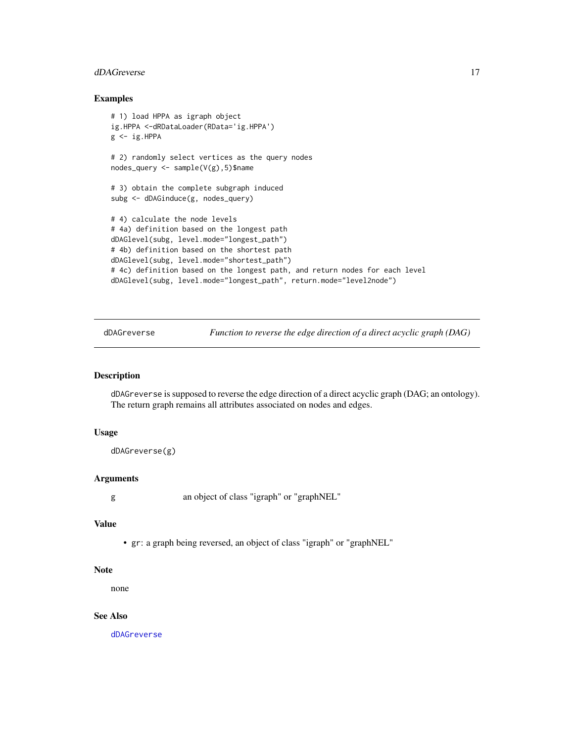## Examples

```
# 1) load HPPA as igraph object
ig.HPPA <-dRDataLoader(RData='ig.HPPA')
g <- ig.HPPA

# 2) randomly select vertices as the query nodes
nodes_query <- sample(V(g),5)$name

# 3) obtain the complete subgraph induced
subg <- dDAGinduce(g, nodes_query)

# 4) calculate the node levels
# 4a) definition based on the longest path
dDAGlevel(subg, level.mode="longest_path")
# 4b) definition based on the shortest path
dDAGlevel(subg, level.mode="shortest_path")
# 4c) definition based on the longest path, and return nodes for each level
dDAGlevel(subg, level.mode="longest_path", return.mode="level2node")
```

---

# dDAGreverse — *Function to reverse the edge direction of a direct acyclic graph (DAG)*

## Description

dDAGreverse is supposed to reverse the edge direction of a direct acyclic graph (DAG; an ontology). The return graph remains all attributes associated on nodes and edges.

## Usage

```
dDAGreverse(g)
```

## Arguments

| | |
|---|---|
| g | an object of class "igraph" or "graphNEL" |

## Value

- gr: a graph being reversed, an object of class "igraph" or "graphNEL"

## Note

none

## See Also

dDAGreverse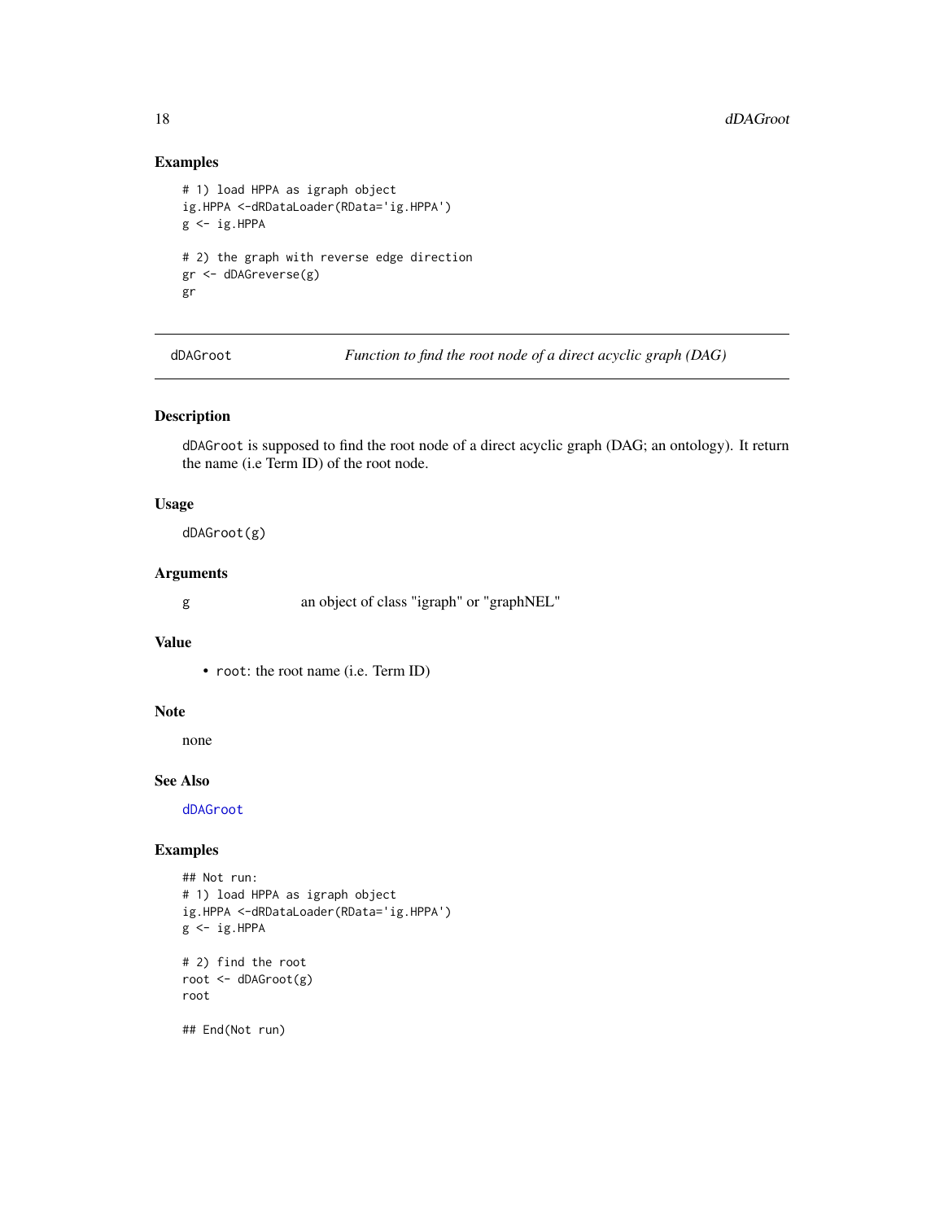## Examples

```
# 1) load HPPA as igraph object
ig.HPPA <-dRDataLoader(RData='ig.HPPA')
g <- ig.HPPA

# 2) the graph with reverse edge direction
gr <- dDAGreverse(g)
gr
```

---

# dDAGroot *Function to find the root node of a direct acyclic graph (DAG)*

## Description

`dDAGroot` is supposed to find the root node of a direct acyclic graph (DAG; an ontology). It return the name (i.e Term ID) of the root node.

## Usage

```
dDAGroot(g)
```

## Arguments

| | |
|---|---|
| g | an object of class "igraph" or "graphNEL" |

## Value

- `root`: the root name (i.e. Term ID)

## Note

none

## See Also

`dDAGroot`

## Examples

```
## Not run:
# 1) load HPPA as igraph object
ig.HPPA <-dRDataLoader(RData='ig.HPPA')
g <- ig.HPPA

# 2) find the root
root <- dDAGroot(g)
root

## End(Not run)
```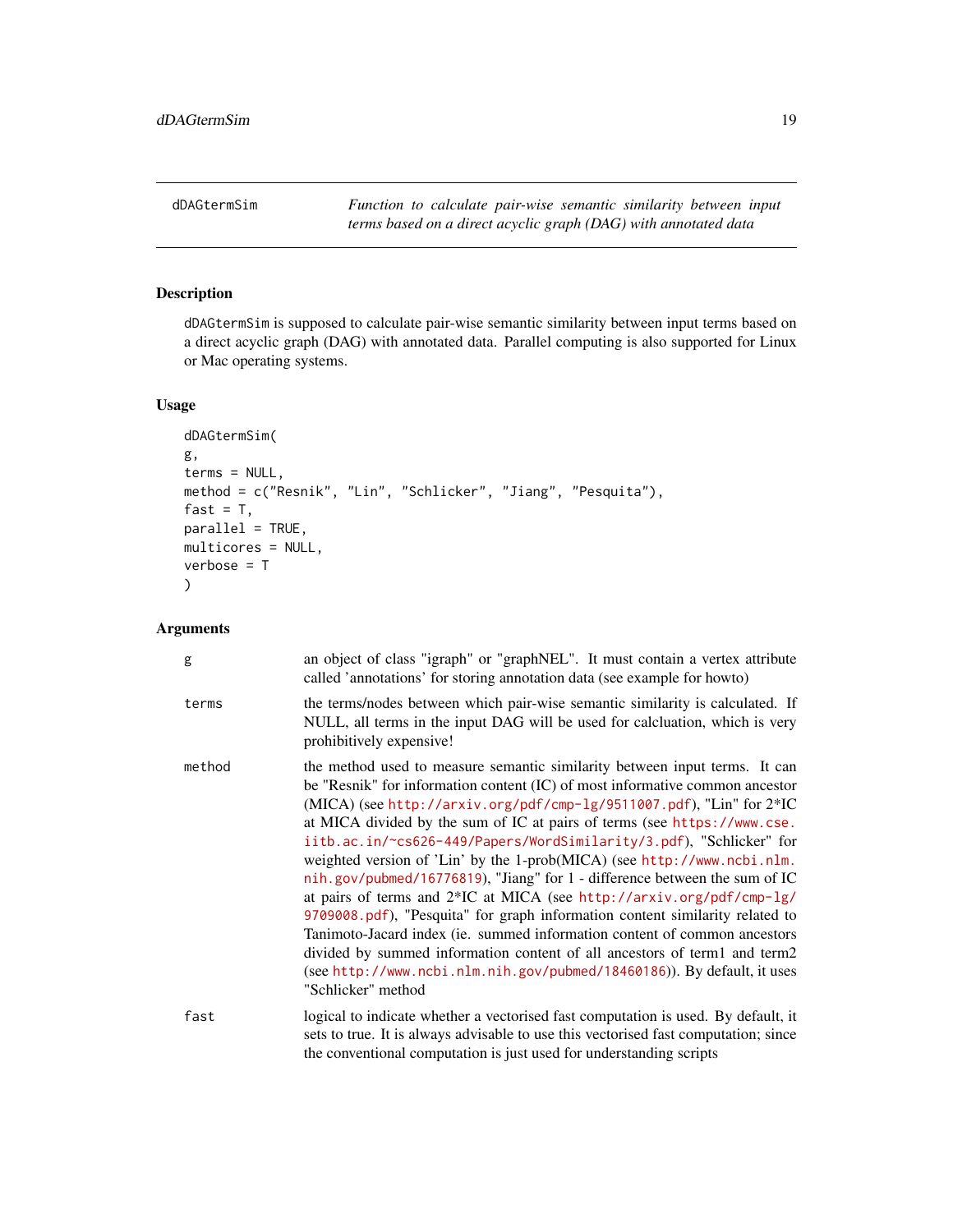## dDAGtermSim

*Function to calculate pair-wise semantic similarity between input terms based on a direct acyclic graph (DAG) with annotated data*

### Description

dDAGtermSim is supposed to calculate pair-wise semantic similarity between input terms based on a direct acyclic graph (DAG) with annotated data. Parallel computing is also supported for Linux or Mac operating systems.

### Usage

```
dDAGtermSim(
g,
terms = NULL,
method = c("Resnik", "Lin", "Schlicker", "Jiang", "Pesquita"),
fast = T,
parallel = TRUE,
multicores = NULL,
verbose = T
)
```

### Arguments

- **g**: an object of class "igraph" or "graphNEL". It must contain a vertex attribute called 'annotations' for storing annotation data (see example for howto)
- **terms**: the terms/nodes between which pair-wise semantic similarity is calculated. If NULL, all terms in the input DAG will be used for calcluation, which is very prohibitively expensive!
- **method**: the method used to measure semantic similarity between input terms. It can be "Resnik" for information content (IC) of most informative common ancestor (MICA) (see http://arxiv.org/pdf/cmp-lg/9511007.pdf), "Lin" for 2*IC at MICA divided by the sum of IC at pairs of terms (see https://www.cse.iitb.ac.in/~cs626-449/Papers/WordSimilarity/3.pdf), "Schlicker" for weighted version of 'Lin' by the 1-prob(MICA) (see http://www.ncbi.nlm.nih.gov/pubmed/16776819), "Jiang" for 1 - difference between the sum of IC at pairs of terms and 2*IC at MICA (see http://arxiv.org/pdf/cmp-lg/9709008.pdf), "Pesquita" for graph information content similarity related to Tanimoto-Jacard index (ie. summed information content of common ancestors divided by summed information content of all ancestors of term1 and term2 (see http://www.ncbi.nlm.nih.gov/pubmed/18460186)). By default, it uses "Schlicker" method
- **fast**: logical to indicate whether a vectorised fast computation is used. By default, it sets to true. It is always advisable to use this vectorised fast computation; since the conventional computation is just used for understanding scripts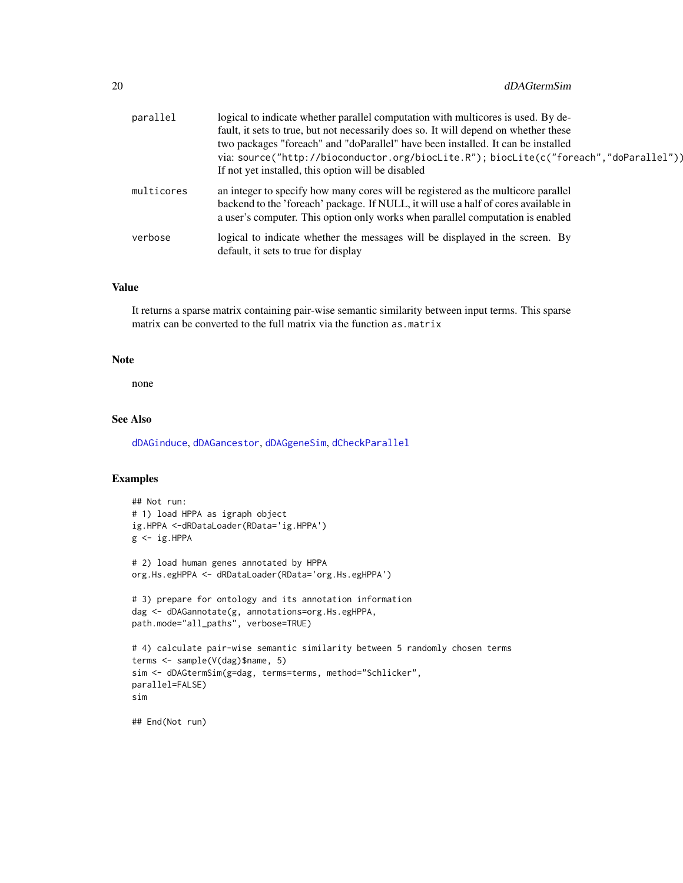| | |
|---|---|
| `parallel` | logical to indicate whether parallel computation with multicores is used. By default, it sets to true, but not necessarily does so. It will depend on whether these two packages "foreach" and "doParallel" have been installed. It can be installed via: `source("http://bioconductor.org/biocLite.R"); biocLite(c("foreach","doParallel"))`. If not yet installed, this option will be disabled |
| `multicores` | an integer to specify how many cores will be registered as the multicore parallel backend to the 'foreach' package. If NULL, it will use a half of cores available in a user's computer. This option only works when parallel computation is enabled |
| `verbose` | logical to indicate whether the messages will be displayed in the screen. By default, it sets to true for display |

## Value

It returns a sparse matrix containing pair-wise semantic similarity between input terms. This sparse matrix can be converted to the full matrix via the function `as.matrix`

## Note

none

## See Also

dDAGinduce, dDAGancestor, dDAGgeneSim, dCheckParallel

## Examples

```
## Not run:
# 1) load HPPA as igraph object
ig.HPPA <-dRDataLoader(RData='ig.HPPA')
g <- ig.HPPA

# 2) load human genes annotated by HPPA
org.Hs.egHPPA <- dRDataLoader(RData='org.Hs.egHPPA')

# 3) prepare for ontology and its annotation information
dag <- dDAGannotate(g, annotations=org.Hs.egHPPA,
path.mode="all_paths", verbose=TRUE)

# 4) calculate pair-wise semantic similarity between 5 randomly chosen terms
terms <- sample(V(dag)$name, 5)
sim <- dDAGtermSim(g=dag, terms=terms, method="Schlicker",
parallel=FALSE)
sim

## End(Not run)
```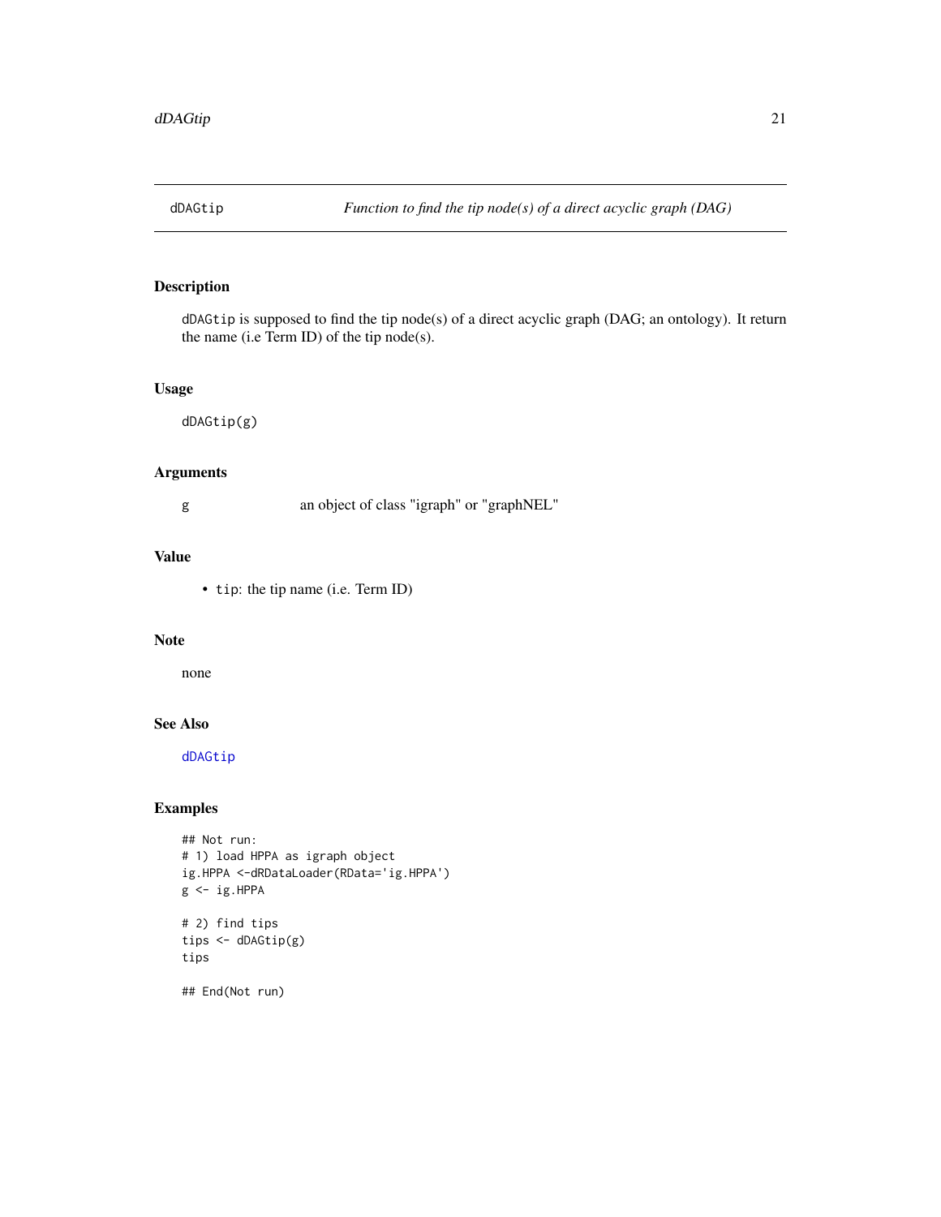# dDAGtip — *Function to find the tip node(s) of a direct acyclic graph (DAG)*

## Description

dDAGtip is supposed to find the tip node(s) of a direct acyclic graph (DAG; an ontology). It return the name (i.e Term ID) of the tip node(s).

## Usage

```
dDAGtip(g)
```

## Arguments

| | |
|---|---|
| g | an object of class "igraph" or "graphNEL" |

## Value

- tip: the tip name (i.e. Term ID)

## Note

none

## See Also

dDAGtip

## Examples

```
## Not run:
# 1) load HPPA as igraph object
ig.HPPA <-dRDataLoader(RData='ig.HPPA')
g <- ig.HPPA

# 2) find tips
tips <- dDAGtip(g)
tips

## End(Not run)
```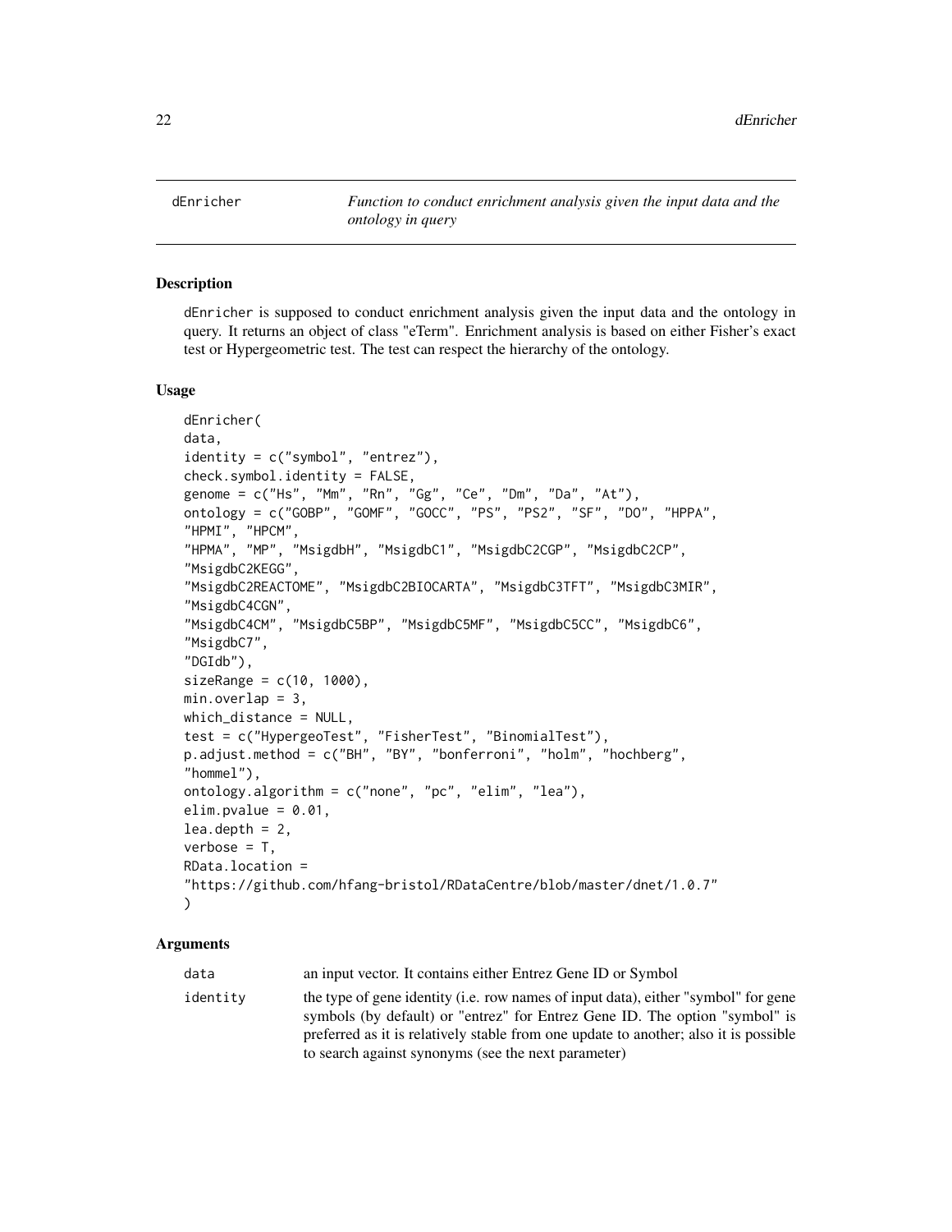# dEnricher

*Function to conduct enrichment analysis given the input data and the ontology in query*

## Description

dEnricher is supposed to conduct enrichment analysis given the input data and the ontology in query. It returns an object of class "eTerm". Enrichment analysis is based on either Fisher's exact test or Hypergeometric test. The test can respect the hierarchy of the ontology.

## Usage

```
dEnricher(
data,
identity = c("symbol", "entrez"),
check.symbol.identity = FALSE,
genome = c("Hs", "Mm", "Rn", "Gg", "Ce", "Dm", "Da", "At"),
ontology = c("GOBP", "GOMF", "GOCC", "PS", "PS2", "SF", "DO", "HPPA",
"HPMI", "HPCM",
"HPMA", "MP", "MsigdbH", "MsigdbC1", "MsigdbC2CGP", "MsigdbC2CP",
"MsigdbC2KEGG",
"MsigdbC2REACTOME", "MsigdbC2BIOCARTA", "MsigdbC3TFT", "MsigdbC3MIR",
"MsigdbC4CGN",
"MsigdbC4CM", "MsigdbC5BP", "MsigdbC5MF", "MsigdbC5CC", "MsigdbC6",
"MsigdbC7",
"DGIdb"),
sizeRange = c(10, 1000),
min.overlap = 3,
which_distance = NULL,
test = c("HypergeoTest", "FisherTest", "BinomialTest"),
p.adjust.method = c("BH", "BY", "bonferroni", "holm", "hochberg",
"hommel"),
ontology.algorithm = c("none", "pc", "elim", "lea"),
elim.pvalue = 0.01,
lea.depth = 2,
verbose = T,
RData.location =
"https://github.com/hfang-bristol/RDataCentre/blob/master/dnet/1.0.7"
)
```

## Arguments

| | |
|---|---|
| data | an input vector. It contains either Entrez Gene ID or Symbol |
| identity | the type of gene identity (i.e. row names of input data), either "symbol" for gene symbols (by default) or "entrez" for Entrez Gene ID. The option "symbol" is preferred as it is relatively stable from one update to another; also it is possible to search against synonyms (see the next parameter) |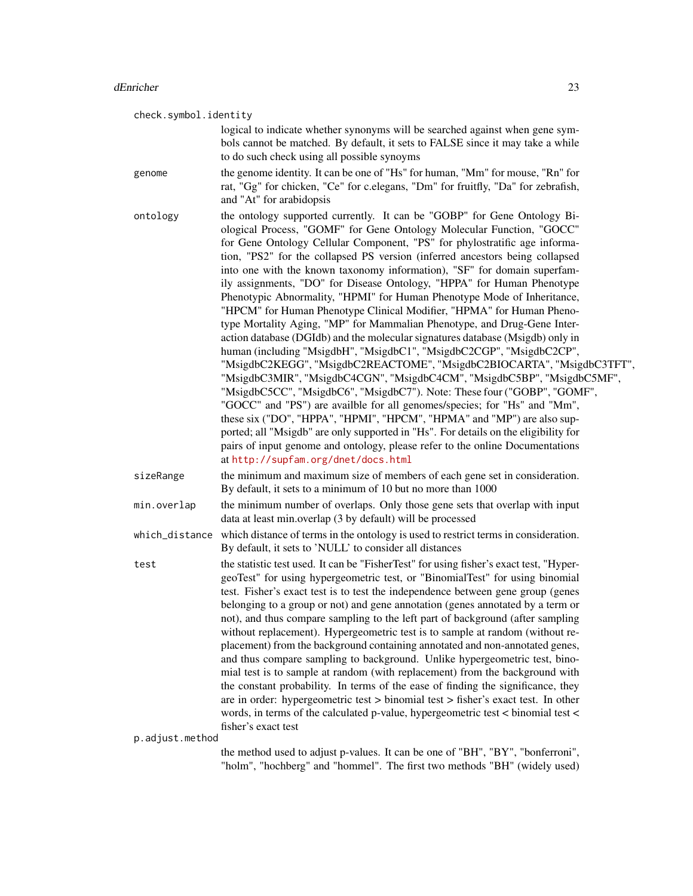`check.symbol.identity`
: logical to indicate whether synonyms will be searched against when gene symbols cannot be matched. By default, it sets to FALSE since it may take a while to do such check using all possible synoyms

`genome`
: the genome identity. It can be one of "Hs" for human, "Mm" for mouse, "Rn" for rat, "Gg" for chicken, "Ce" for c.elegans, "Dm" for fruitfly, "Da" for zebrafish, and "At" for arabidopsis

`ontology`
: the ontology supported currently. It can be "GOBP" for Gene Ontology Biological Process, "GOMF" for Gene Ontology Molecular Function, "GOCC" for Gene Ontology Cellular Component, "PS" for phylostratific age information, "PS2" for the collapsed PS version (inferred ancestors being collapsed into one with the known taxonomy information), "SF" for domain superfamily assignments, "DO" for Disease Ontology, "HPPA" for Human Phenotype Phenotypic Abnormality, "HPMI" for Human Phenotype Mode of Inheritance, "HPCM" for Human Phenotype Clinical Modifier, "HPMA" for Human Phenotype Mortality Aging, "MP" for Mammalian Phenotype, and Drug-Gene Interaction database (DGIdb) and the molecular signatures database (Msigdb) only in human (including "MsigdbH", "MsigdbC1", "MsigdbC2CGP", "MsigdbC2CP", "MsigdbC2KEGG", "MsigdbC2REACTOME", "MsigdbC2BIOCARTA", "MsigdbC3TFT", "MsigdbC3MIR", "MsigdbC4CGN", "MsigdbC4CM", "MsigdbC5BP", "MsigdbC5MF", "MsigdbC5CC", "MsigdbC6", "MsigdbC7"). Note: These four ("GOBP", "GOMF", "GOCC" and "PS") are availble for all genomes/species; for "Hs" and "Mm", these six ("DO", "HPPA", "HPMI", "HPCM", "HPMA" and "MP") are also supported; all "Msigdb" are only supported in "Hs". For details on the eligibility for pairs of input genome and ontology, please refer to the online Documentations at http://supfam.org/dnet/docs.html

`sizeRange`
: the minimum and maximum size of members of each gene set in consideration. By default, it sets to a minimum of 10 but no more than 1000

`min.overlap`
: the minimum number of overlaps. Only those gene sets that overlap with input data at least min.overlap (3 by default) will be processed

`which_distance`
: which distance of terms in the ontology is used to restrict terms in consideration. By default, it sets to 'NULL' to consider all distances

`test`
: the statistic test used. It can be "FisherTest" for using fisher's exact test, "HypergeoTest" for using hypergeometric test, or "BinomialTest" for using binomial test. Fisher's exact test is to test the independence between gene group (genes belonging to a group or not) and gene annotation (genes annotated by a term or not), and thus compare sampling to the left part of background (after sampling without replacement). Hypergeometric test is to sample at random (without replacement) from the background containing annotated and non-annotated genes, and thus compare sampling to background. Unlike hypergeometric test, binomial test is to sample at random (with replacement) from the background with the constant probability. In terms of the ease of finding the significance, they are in order: hypergeometric test > binomial test > fisher's exact test. In other words, in terms of the calculated p-value, hypergeometric test < binomial test < fisher's exact test

`p.adjust.method`
: the method used to adjust p-values. It can be one of "BH", "BY", "bonferroni", "holm", "hochberg" and "hommel". The first two methods "BH" (widely used)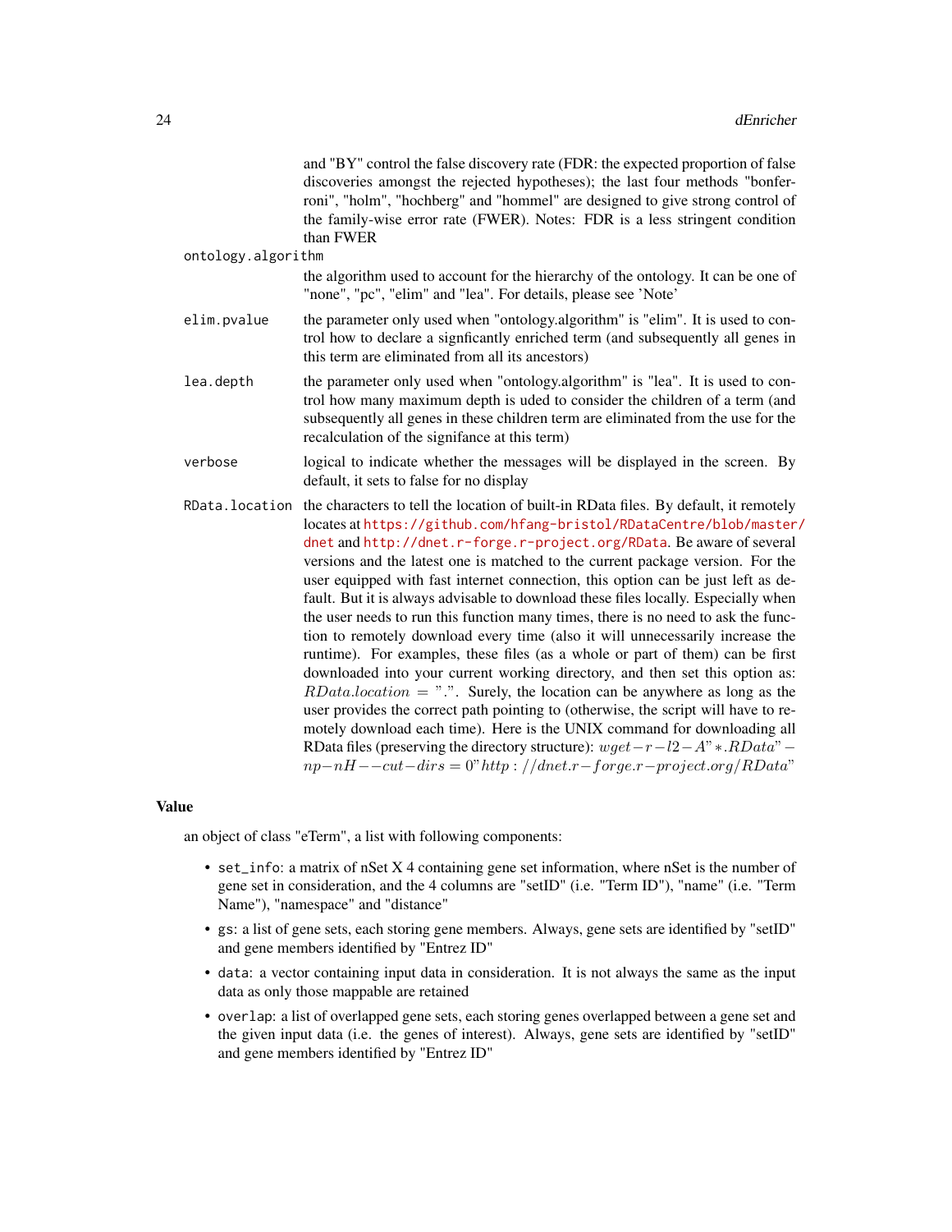and "BY" control the false discovery rate (FDR: the expected proportion of false discoveries amongst the rejected hypotheses); the last four methods "bonferroni", "holm", "hochberg" and "hommel" are designed to give strong control of the family-wise error rate (FWER). Notes: FDR is a less stringent condition than FWER

`ontology.algorithm`
: the algorithm used to account for the hierarchy of the ontology. It can be one of "none", "pc", "elim" and "lea". For details, please see 'Note'

`elim.pvalue`
: the parameter only used when "ontology.algorithm" is "elim". It is used to control how to declare a signficantly enriched term (and subsequently all genes in this term are eliminated from all its ancestors)

`lea.depth`
: the parameter only used when "ontology.algorithm" is "lea". It is used to control how many maximum depth is uded to consider the children of a term (and subsequently all genes in these children term are eliminated from the use for the recalculation of the signifance at this term)

`verbose`
: logical to indicate whether the messages will be displayed in the screen. By default, it sets to false for no display

`RData.location`
: the characters to tell the location of built-in RData files. By default, it remotely locates at https://github.com/hfang-bristol/RDataCentre/blob/master/dnet and http://dnet.r-forge.r-project.org/RData. Be aware of several versions and the latest one is matched to the current package version. For the user equipped with fast internet connection, this option can be just left as default. But it is always advisable to download these files locally. Especially when the user needs to run this function many times, there is no need to ask the function to remotely download every time (also it will unnecessarily increase the runtime). For examples, these files (as a whole or part of them) can be first downloaded into your current working directory, and then set this option as: $RData.location = "."$. Surely, the location can be anywhere as long as the user provides the correct path pointing to (otherwise, the script will have to remotely download each time). Here is the UNIX command for downloading all RData files (preserving the directory structure): $wget - r - l2 - A" * .RData" - np - nH - - cut - dirs = 0"http : //dnet.r - forge.r - project.org/RData"$

## Value

an object of class "eTerm", a list with following components:

- `set_info`: a matrix of nSet X 4 containing gene set information, where nSet is the number of gene set in consideration, and the 4 columns are "setID" (i.e. "Term ID"), "name" (i.e. "Term Name"), "namespace" and "distance"
- `gs`: a list of gene sets, each storing gene members. Always, gene sets are identified by "setID" and gene members identified by "Entrez ID"
- `data`: a vector containing input data in consideration. It is not always the same as the input data as only those mappable are retained
- `overlap`: a list of overlapped gene sets, each storing genes overlapped between a gene set and the given input data (i.e. the genes of interest). Always, gene sets are identified by "setID" and gene members identified by "Entrez ID"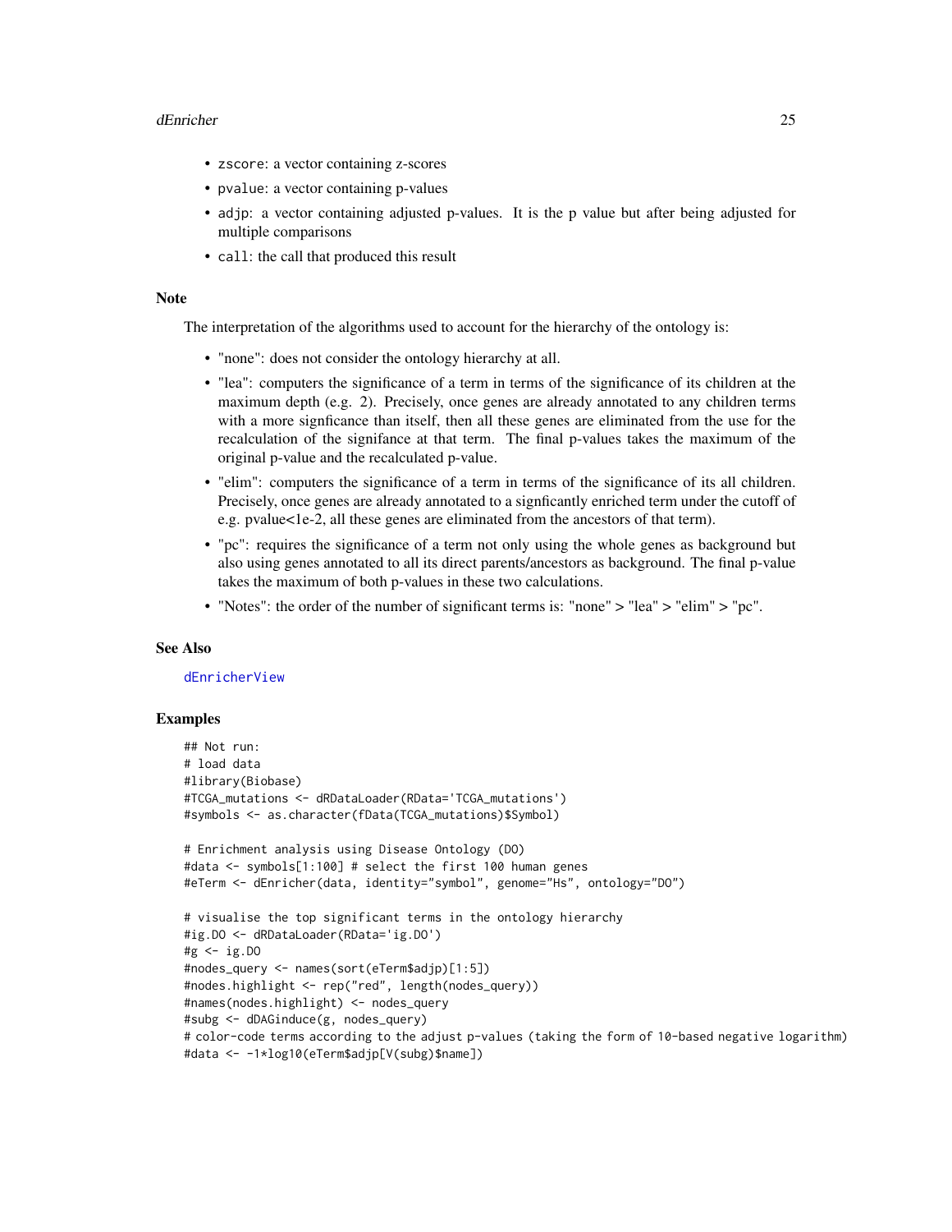- `zscore`: a vector containing z-scores
- `pvalue`: a vector containing p-values
- `adjp`: a vector containing adjusted p-values. It is the p value but after being adjusted for multiple comparisons
- `call`: the call that produced this result

### Note

The interpretation of the algorithms used to account for the hierarchy of the ontology is:

- "none": does not consider the ontology hierarchy at all.
- "lea": computers the significance of a term in terms of the significance of its children at the maximum depth (e.g. 2). Precisely, once genes are already annotated to any children terms with a more signficance than itself, then all these genes are eliminated from the use for the recalculation of the signifance at that term. The final p-values takes the maximum of the original p-value and the recalculated p-value.
- "elim": computers the significance of a term in terms of the significance of its all children. Precisely, once genes are already annotated to a signficantly enriched term under the cutoff of e.g. pvalue<1e-2, all these genes are eliminated from the ancestors of that term).
- "pc": requires the significance of a term not only using the whole genes as background but also using genes annotated to all its direct parents/ancestors as background. The final p-value takes the maximum of both p-values in these two calculations.
- "Notes": the order of the number of significant terms is: "none" > "lea" > "elim" > "pc".

### See Also

dEnricherView

### Examples

```
## Not run:
# load data
#library(Biobase)
#TCGA_mutations <- dRDataLoader(RData='TCGA_mutations')
#symbols <- as.character(fData(TCGA_mutations)$Symbol)

# Enrichment analysis using Disease Ontology (DO)
#data <- symbols[1:100] # select the first 100 human genes
#eTerm <- dEnricher(data, identity="symbol", genome="Hs", ontology="DO")

# visualise the top significant terms in the ontology hierarchy
#ig.DO <- dRDataLoader(RData='ig.DO')
#g <- ig.DO
#nodes_query <- names(sort(eTerm$adjp)[1:5])
#nodes.highlight <- rep("red", length(nodes_query))
#names(nodes.highlight) <- nodes_query
#subg <- dDAGinduce(g, nodes_query)
# color-code terms according to the adjust p-values (taking the form of 10-based negative logarithm)
#data <- -1*log10(eTerm$adjp[V(subg)$name])
```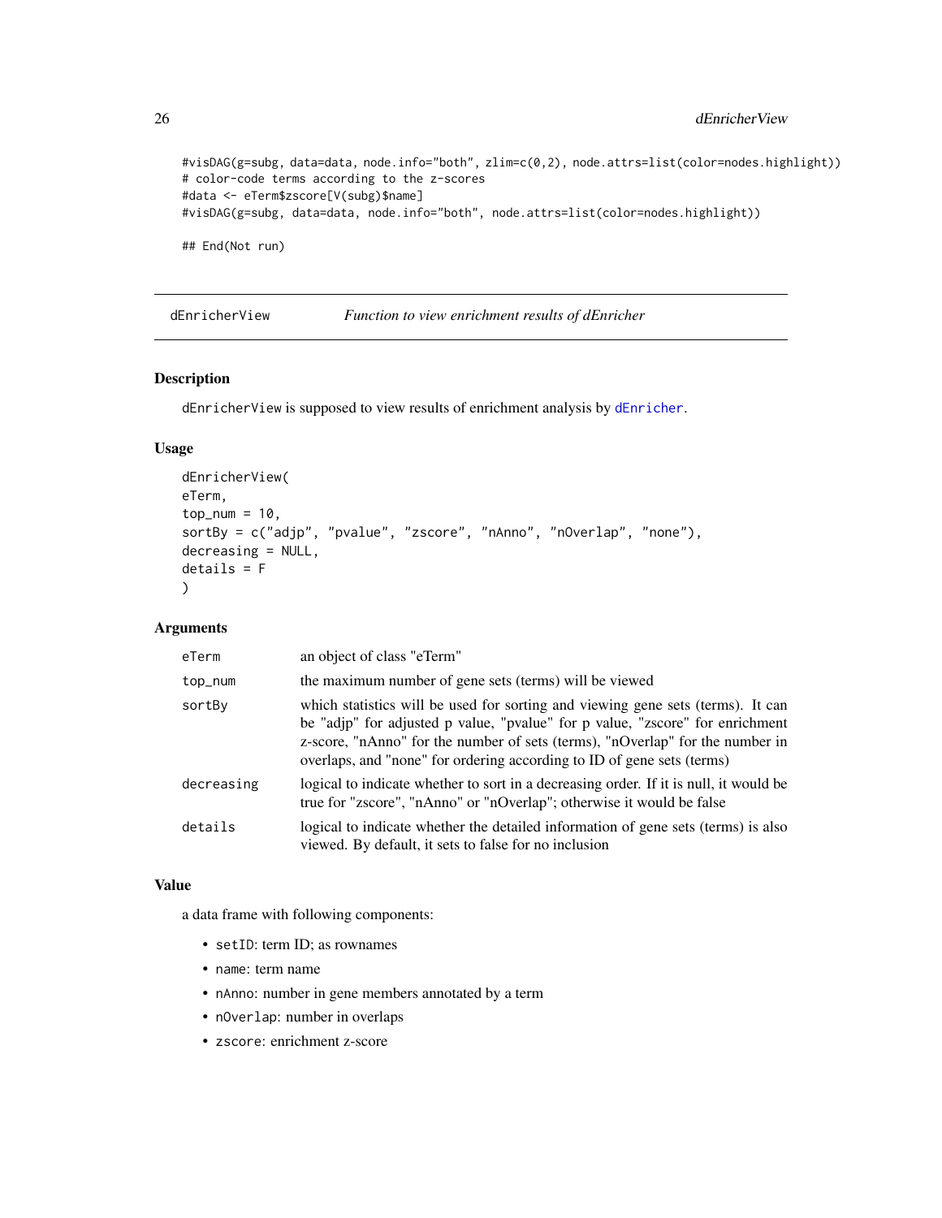```
#visDAG(g=subg, data=data, node.info="both", zlim=c(0,2), node.attrs=list(color=nodes.highlight))
# color-code terms according to the z-scores
#data <- eTerm$zscore[V(subg)$name]
#visDAG(g=subg, data=data, node.info="both", node.attrs=list(color=nodes.highlight))

## End(Not run)
```

---

## dEnricherView — *Function to view enrichment results of dEnricher*

### Description

dEnricherView is supposed to view results of enrichment analysis by dEnricher.

### Usage

```
dEnricherView(
eTerm,
top_num = 10,
sortBy = c("adjp", "pvalue", "zscore", "nAnno", "nOverlap", "none"),
decreasing = NULL,
details = F
)
```

### Arguments

| | |
|---|---|
| eTerm | an object of class "eTerm" |
| top_num | the maximum number of gene sets (terms) will be viewed |
| sortBy | which statistics will be used for sorting and viewing gene sets (terms). It can be "adjp" for adjusted p value, "pvalue" for p value, "zscore" for enrichment z-score, "nAnno" for the number of sets (terms), "nOverlap" for the number in overlaps, and "none" for ordering according to ID of gene sets (terms) |
| decreasing | logical to indicate whether to sort in a decreasing order. If it is null, it would be true for "zscore", "nAnno" or "nOverlap"; otherwise it would be false |
| details | logical to indicate whether the detailed information of gene sets (terms) is also viewed. By default, it sets to false for no inclusion |

### Value

a data frame with following components:

- setID: term ID; as rownames
- name: term name
- nAnno: number in gene members annotated by a term
- nOverlap: number in overlaps
- zscore: enrichment z-score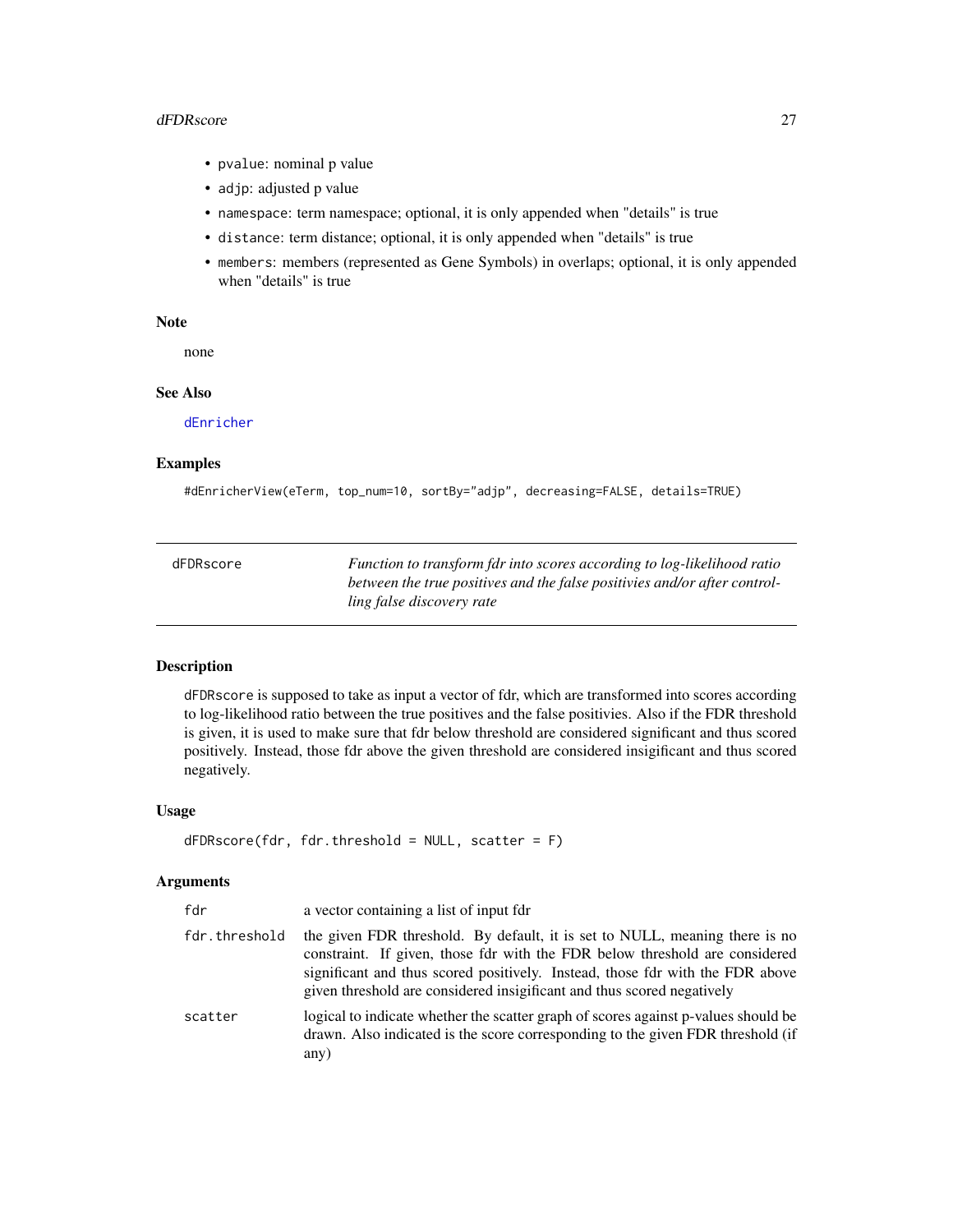- `pvalue`: nominal p value
- `adjp`: adjusted p value
- `namespace`: term namespace; optional, it is only appended when "details" is true
- `distance`: term distance; optional, it is only appended when "details" is true
- `members`: members (represented as Gene Symbols) in overlaps; optional, it is only appended when "details" is true

### Note

none

### See Also

dEnricher

### Examples

```
#dEnricherView(eTerm, top_num=10, sortBy="adjp", decreasing=FALSE, details=TRUE)
```

---

## dFDRscore

*Function to transform fdr into scores according to log-likelihood ratio between the true positives and the false positivies and/or after controlling false discovery rate*

---

### Description

`dFDRscore` is supposed to take as input a vector of fdr, which are transformed into scores according to log-likelihood ratio between the true positives and the false positivies. Also if the FDR threshold is given, it is used to make sure that fdr below threshold are considered significant and thus scored positively. Instead, those fdr above the given threshold are considered insigificant and thus scored negatively.

### Usage

```
dFDRscore(fdr, fdr.threshold = NULL, scatter = F)
```

### Arguments

| | |
|---|---|
| `fdr` | a vector containing a list of input fdr |
| `fdr.threshold` | the given FDR threshold. By default, it is set to NULL, meaning there is no constraint. If given, those fdr with the FDR below threshold are considered significant and thus scored positively. Instead, those fdr with the FDR above given threshold are considered insigificant and thus scored negatively |
| `scatter` | logical to indicate whether the scatter graph of scores against p-values should be drawn. Also indicated is the score corresponding to the given FDR threshold (if any) |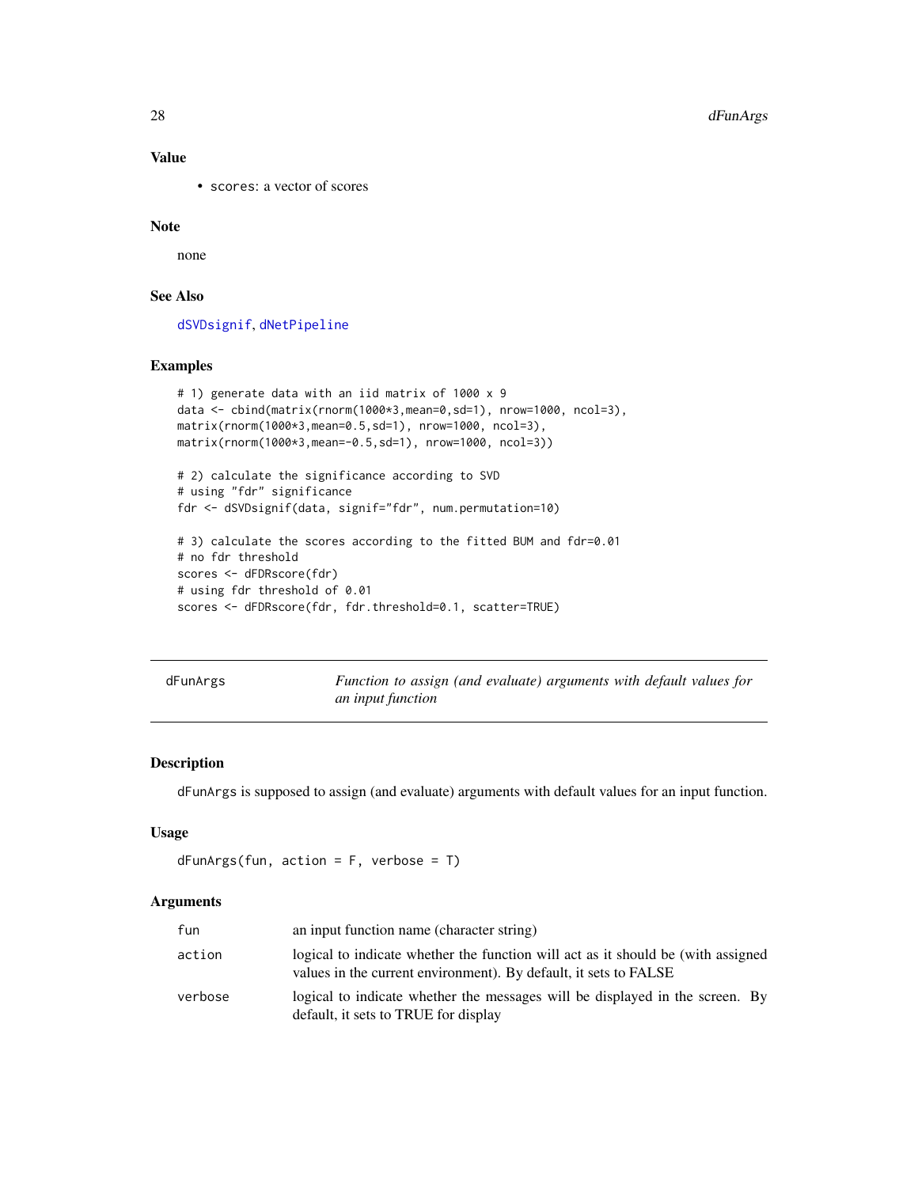### Value

- scores: a vector of scores

### Note

none

### See Also

dSVDsignif, dNetPipeline

### Examples

```
# 1) generate data with an iid matrix of 1000 x 9
data <- cbind(matrix(rnorm(1000*3,mean=0,sd=1), nrow=1000, ncol=3),
matrix(rnorm(1000*3,mean=0.5,sd=1), nrow=1000, ncol=3),
matrix(rnorm(1000*3,mean=-0.5,sd=1), nrow=1000, ncol=3))

# 2) calculate the significance according to SVD
# using "fdr" significance
fdr <- dSVDsignif(data, signif="fdr", num.permutation=10)

# 3) calculate the scores according to the fitted BUM and fdr=0.01
# no fdr threshold
scores <- dFDRscore(fdr)
# using fdr threshold of 0.01
scores <- dFDRscore(fdr, fdr.threshold=0.1, scatter=TRUE)
```

---

## dFunArgs — *Function to assign (and evaluate) arguments with default values for an input function*

### Description

dFunArgs is supposed to assign (and evaluate) arguments with default values for an input function.

### Usage

```
dFunArgs(fun, action = F, verbose = T)
```

### Arguments

| | |
|---|---|
| fun | an input function name (character string) |
| action | logical to indicate whether the function will act as it should be (with assigned values in the current environment). By default, it sets to FALSE |
| verbose | logical to indicate whether the messages will be displayed in the screen. By default, it sets to TRUE for display |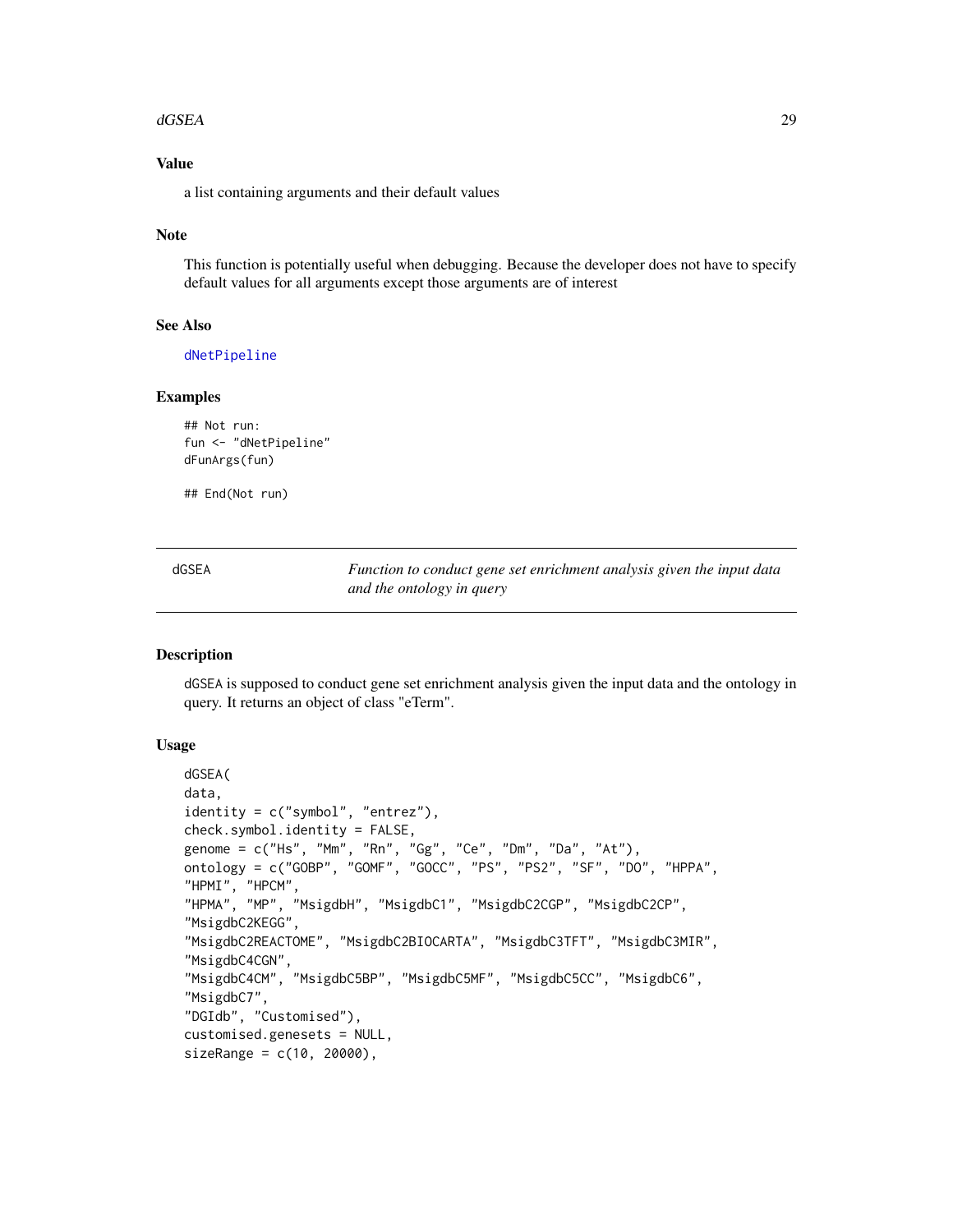### Value

a list containing arguments and their default values

### Note

This function is potentially useful when debugging. Because the developer does not have to specify default values for all arguments except those arguments are of interest

### See Also

dNetPipeline

### Examples

```
## Not run:
fun <- "dNetPipeline"
dFunArgs(fun)

## End(Not run)
```

---

## dGSEA — *Function to conduct gene set enrichment analysis given the input data and the ontology in query*

---

### Description

dGSEA is supposed to conduct gene set enrichment analysis given the input data and the ontology in query. It returns an object of class "eTerm".

### Usage

```
dGSEA(
data,
identity = c("symbol", "entrez"),
check.symbol.identity = FALSE,
genome = c("Hs", "Mm", "Rn", "Gg", "Ce", "Dm", "Da", "At"),
ontology = c("GOBP", "GOMF", "GOCC", "PS", "PS2", "SF", "DO", "HPPA",
"HPMI", "HPCM",
"HPMA", "MP", "MsigdbH", "MsigdbC1", "MsigdbC2CGP", "MsigdbC2CP",
"MsigdbC2KEGG",
"MsigdbC2REACTOME", "MsigdbC2BIOCARTA", "MsigdbC3TFT", "MsigdbC3MIR",
"MsigdbC4CGN",
"MsigdbC4CM", "MsigdbC5BP", "MsigdbC5MF", "MsigdbC5CC", "MsigdbC6",
"MsigdbC7",
"DGIdb", "Customised"),
customised.genesets = NULL,
sizeRange = c(10, 20000),
```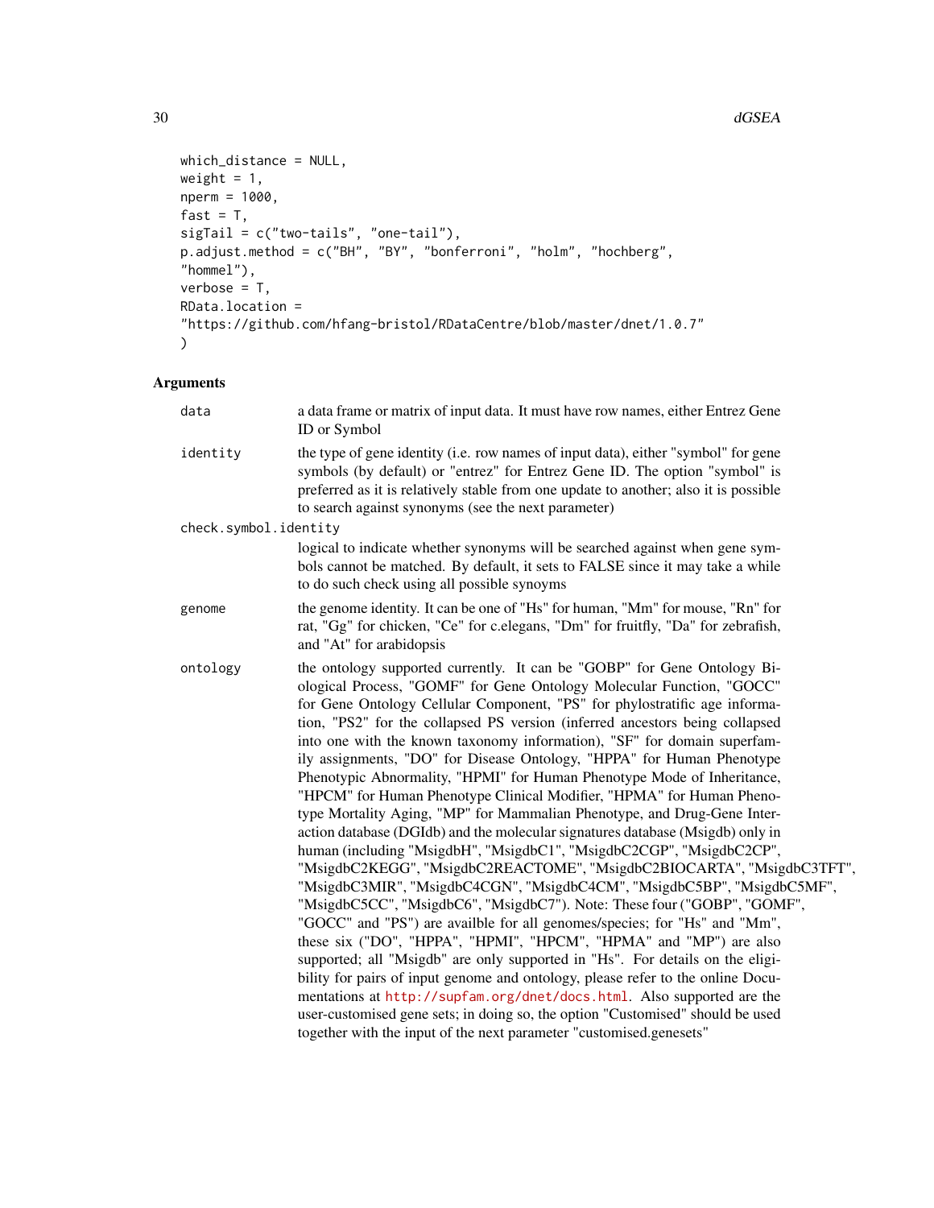```
which_distance = NULL,
weight = 1,
nperm = 1000,
fast = T,
sigTail = c("two-tails", "one-tail"),
p.adjust.method = c("BH", "BY", "bonferroni", "holm", "hochberg",
"hommel"),
verbose = T,
RData.location =
"https://github.com/hfang-bristol/RDataCentre/blob/master/dnet/1.0.7"
)
```

## Arguments

| | |
|---|---|
| `data` | a data frame or matrix of input data. It must have row names, either Entrez Gene ID or Symbol |
| `identity` | the type of gene identity (i.e. row names of input data), either "symbol" for gene symbols (by default) or "entrez" for Entrez Gene ID. The option "symbol" is preferred as it is relatively stable from one update to another; also it is possible to search against synonyms (see the next parameter) |
| `check.symbol.identity` | logical to indicate whether synonyms will be searched against when gene symbols cannot be matched. By default, it sets to FALSE since it may take a while to do such check using all possible synoyms |
| `genome` | the genome identity. It can be one of "Hs" for human, "Mm" for mouse, "Rn" for rat, "Gg" for chicken, "Ce" for c.elegans, "Dm" for fruitfly, "Da" for zebrafish, and "At" for arabidopsis |
| `ontology` | the ontology supported currently. It can be "GOBP" for Gene Ontology Biological Process, "GOMF" for Gene Ontology Molecular Function, "GOCC" for Gene Ontology Cellular Component, "PS" for phylostratific age information, "PS2" for the collapsed PS version (inferred ancestors being collapsed into one with the known taxonomy information), "SF" for domain superfamily assignments, "DO" for Disease Ontology, "HPPA" for Human Phenotype Phenotypic Abnormality, "HPMI" for Human Phenotype Mode of Inheritance, "HPCM" for Human Phenotype Clinical Modifier, "HPMA" for Human Phenotype Mortality Aging, "MP" for Mammalian Phenotype, and Drug-Gene Interaction database (DGIdb) and the molecular signatures database (Msigdb) only in human (including "MsigdbH", "MsigdbC1", "MsigdbC2CGP", "MsigdbC2CP", "MsigdbC2KEGG", "MsigdbC2REACTOME", "MsigdbC2BIOCARTA", "MsigdbC3TFT", "MsigdbC3MIR", "MsigdbC4CGN", "MsigdbC4CM", "MsigdbC5BP", "MsigdbC5MF", "MsigdbC5CC", "MsigdbC6", "MsigdbC7"). Note: These four ("GOBP", "GOMF", "GOCC" and "PS") are availble for all genomes/species; for "Hs" and "Mm", these six ("DO", "HPPA", "HPMI", "HPCM", "HPMA" and "MP") are also supported; all "Msigdb" are only supported in "Hs". For details on the eligibility for pairs of input genome and ontology, please refer to the online Documentations at http://supfam.org/dnet/docs.html. Also supported are the user-customised gene sets; in doing so, the option "Customised" should be used together with the input of the next parameter "customised.genesets" |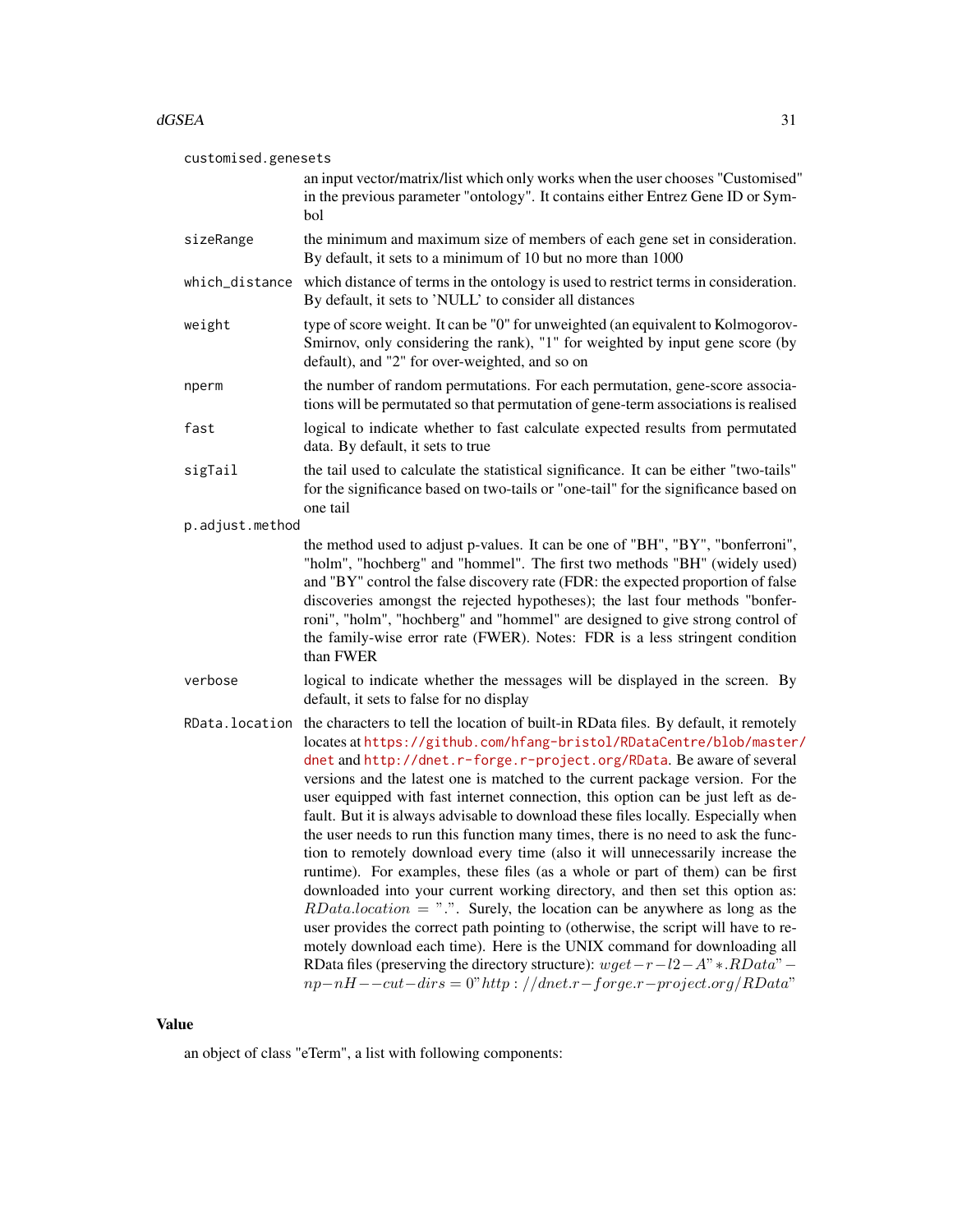customised.genesets
: an input vector/matrix/list which only works when the user chooses "Customised" in the previous parameter "ontology". It contains either Entrez Gene ID or Symbol

sizeRange
: the minimum and maximum size of members of each gene set in consideration. By default, it sets to a minimum of 10 but no more than 1000

which_distance
: which distance of terms in the ontology is used to restrict terms in consideration. By default, it sets to 'NULL' to consider all distances

weight
: type of score weight. It can be "0" for unweighted (an equivalent to Kolmogorov-Smirnov, only considering the rank), "1" for weighted by input gene score (by default), and "2" for over-weighted, and so on

nperm
: the number of random permutations. For each permutation, gene-score associations will be permutated so that permutation of gene-term associations is realised

fast
: logical to indicate whether to fast calculate expected results from permutated data. By default, it sets to true

sigTail
: the tail used to calculate the statistical significance. It can be either "two-tails" for the significance based on two-tails or "one-tail" for the significance based on one tail

p.adjust.method
: the method used to adjust p-values. It can be one of "BH", "BY", "bonferroni", "holm", "hochberg" and "hommel". The first two methods "BH" (widely used) and "BY" control the false discovery rate (FDR: the expected proportion of false discoveries amongst the rejected hypotheses); the last four methods "bonferroni", "holm", "hochberg" and "hommel" are designed to give strong control of the family-wise error rate (FWER). Notes: FDR is a less stringent condition than FWER

verbose
: logical to indicate whether the messages will be displayed in the screen. By default, it sets to false for no display

RData.location
: the characters to tell the location of built-in RData files. By default, it remotely locates at https://github.com/hfang-bristol/RDataCentre/blob/master/dnet and http://dnet.r-forge.r-project.org/RData. Be aware of several versions and the latest one is matched to the current package version. For the user equipped with fast internet connection, this option can be just left as default. But it is always advisable to download these files locally. Especially when the user needs to run this function many times, there is no need to ask the function to remotely download every time (also it will unnecessarily increase the runtime). For examples, these files (as a whole or part of them) can be first downloaded into your current working directory, and then set this option as: $RData.location = "."$. Surely, the location can be anywhere as long as the user provides the correct path pointing to (otherwise, the script will have to remotely download each time). Here is the UNIX command for downloading all RData files (preserving the directory structure): $wget -r -l2 -A "*.RData" -np -nH --cut-dirs=0 "http://dnet.r-forge.r-project.org/RData"$

## Value

an object of class "eTerm", a list with following components: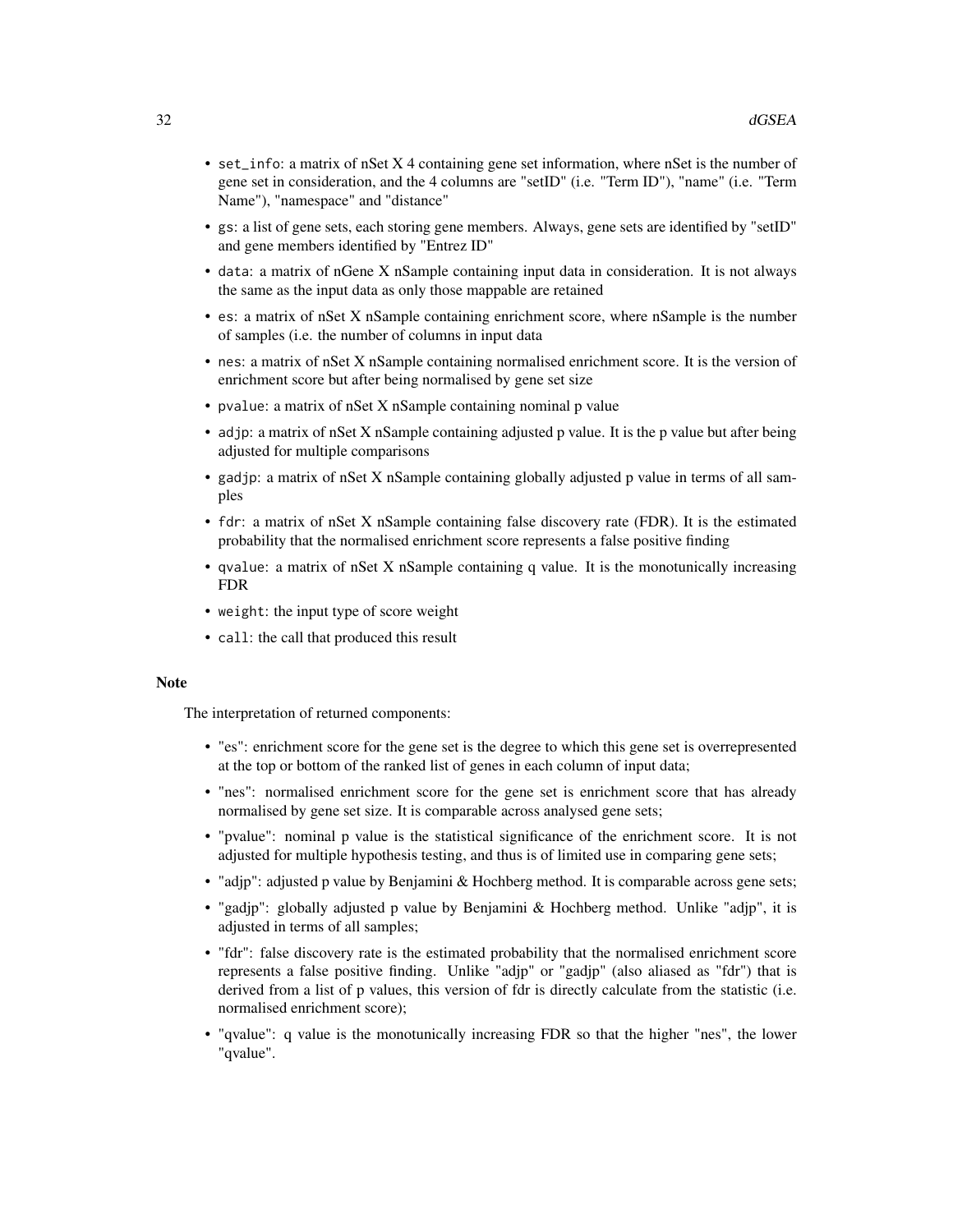- `set_info`: a matrix of nSet X 4 containing gene set information, where nSet is the number of gene set in consideration, and the 4 columns are "setID" (i.e. "Term ID"), "name" (i.e. "Term Name"), "namespace" and "distance"
- `gs`: a list of gene sets, each storing gene members. Always, gene sets are identified by "setID" and gene members identified by "Entrez ID"
- `data`: a matrix of nGene X nSample containing input data in consideration. It is not always the same as the input data as only those mappable are retained
- `es`: a matrix of nSet X nSample containing enrichment score, where nSample is the number of samples (i.e. the number of columns in input data
- `nes`: a matrix of nSet X nSample containing normalised enrichment score. It is the version of enrichment score but after being normalised by gene set size
- `pvalue`: a matrix of nSet X nSample containing nominal p value
- `adjp`: a matrix of nSet X nSample containing adjusted p value. It is the p value but after being adjusted for multiple comparisons
- `gadjp`: a matrix of nSet X nSample containing globally adjusted p value in terms of all samples
- `fdr`: a matrix of nSet X nSample containing false discovery rate (FDR). It is the estimated probability that the normalised enrichment score represents a false positive finding
- `qvalue`: a matrix of nSet X nSample containing q value. It is the monotunically increasing FDR
- `weight`: the input type of score weight
- `call`: the call that produced this result

## Note

The interpretation of returned components:

- "es": enrichment score for the gene set is the degree to which this gene set is overrepresented at the top or bottom of the ranked list of genes in each column of input data;
- "nes": normalised enrichment score for the gene set is enrichment score that has already normalised by gene set size. It is comparable across analysed gene sets;
- "pvalue": nominal p value is the statistical significance of the enrichment score. It is not adjusted for multiple hypothesis testing, and thus is of limited use in comparing gene sets;
- "adjp": adjusted p value by Benjamini & Hochberg method. It is comparable across gene sets;
- "gadjp": globally adjusted p value by Benjamini & Hochberg method. Unlike "adjp", it is adjusted in terms of all samples;
- "fdr": false discovery rate is the estimated probability that the normalised enrichment score represents a false positive finding. Unlike "adjp" or "gadjp" (also aliased as "fdr") that is derived from a list of p values, this version of fdr is directly calculate from the statistic (i.e. normalised enrichment score);
- "qvalue": q value is the monotunically increasing FDR so that the higher "nes", the lower "qvalue".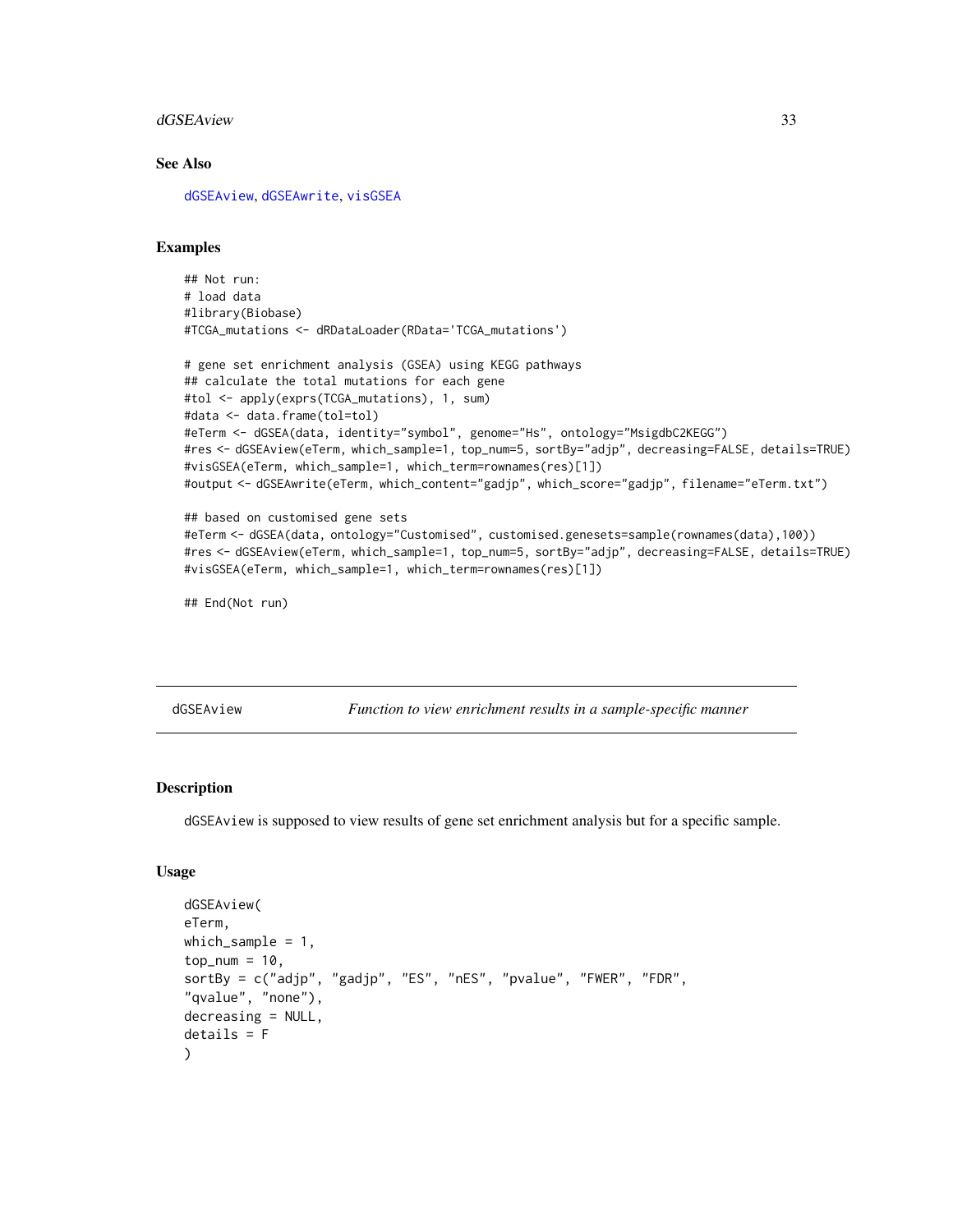## See Also

dGSEAview, dGSEAwrite, visGSEA

## Examples

```
## Not run:
# load data
#library(Biobase)
#TCGA_mutations <- dRDataLoader(RData='TCGA_mutations')

# gene set enrichment analysis (GSEA) using KEGG pathways
## calculate the total mutations for each gene
#tol <- apply(exprs(TCGA_mutations), 1, sum)
#data <- data.frame(tol=tol)
#eTerm <- dGSEA(data, identity="symbol", genome="Hs", ontology="MsigdbC2KEGG")
#res <- dGSEAview(eTerm, which_sample=1, top_num=5, sortBy="adjp", decreasing=FALSE, details=TRUE)
#visGSEA(eTerm, which_sample=1, which_term=rownames(res)[1])
#output <- dGSEAwrite(eTerm, which_content="gadjp", which_score="gadjp", filename="eTerm.txt")

## based on customised gene sets
#eTerm <- dGSEA(data, ontology="Customised", customised.genesets=sample(rownames(data),100))
#res <- dGSEAview(eTerm, which_sample=1, top_num=5, sortBy="adjp", decreasing=FALSE, details=TRUE)
#visGSEA(eTerm, which_sample=1, which_term=rownames(res)[1])

## End(Not run)
```

---

# dGSEAview *Function to view enrichment results in a sample-specific manner*

## Description

dGSEAview is supposed to view results of gene set enrichment analysis but for a specific sample.

## Usage

```
dGSEAview(
eTerm,
which_sample = 1,
top_num = 10,
sortBy = c("adjp", "gadjp", "ES", "nES", "pvalue", "FWER", "FDR",
"qvalue", "none"),
decreasing = NULL,
details = F
)
```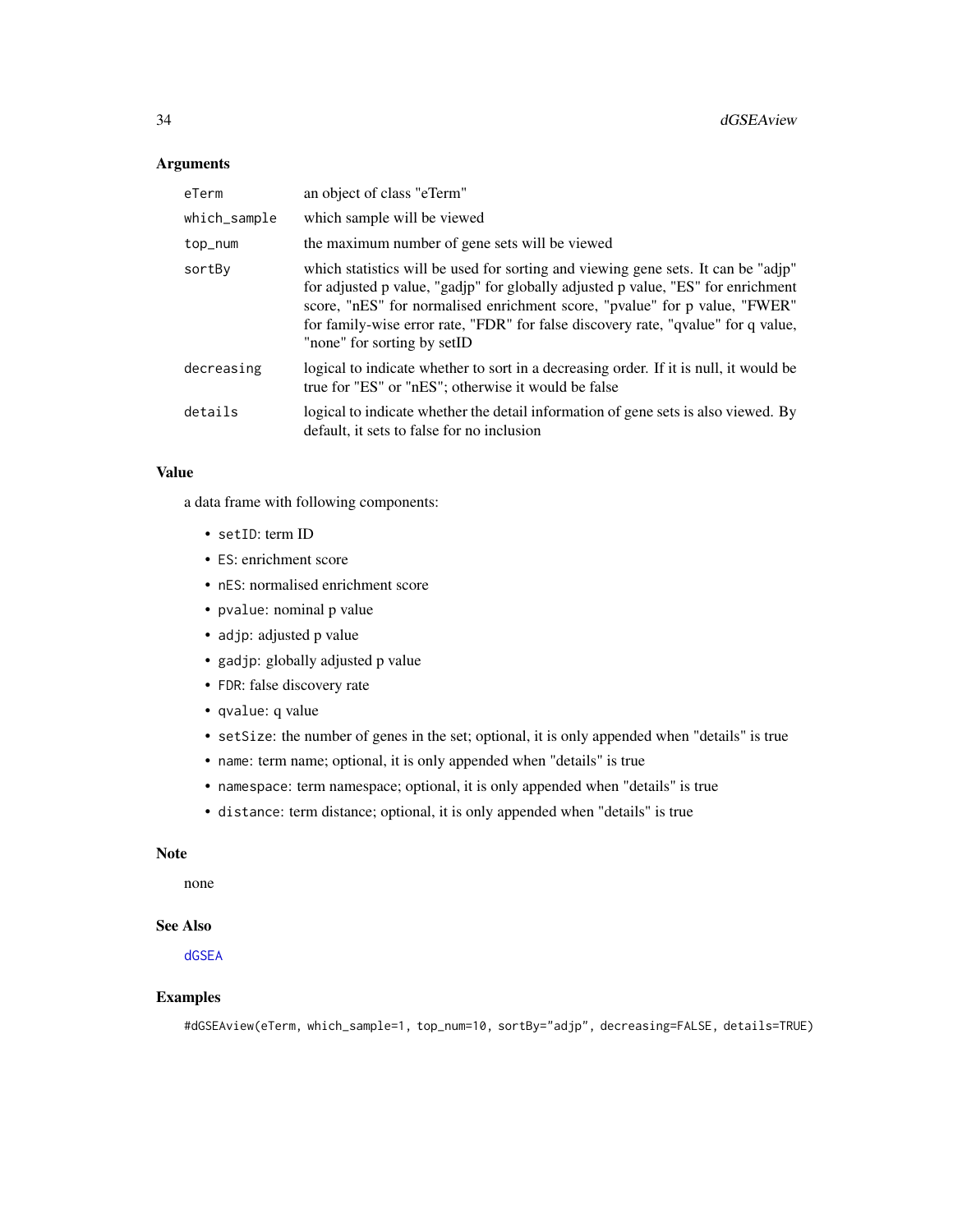## Arguments

| | |
|---|---|
| `eTerm` | an object of class "eTerm" |
| `which_sample` | which sample will be viewed |
| `top_num` | the maximum number of gene sets will be viewed |
| `sortBy` | which statistics will be used for sorting and viewing gene sets. It can be "adjp" for adjusted p value, "gadjp" for globally adjusted p value, "ES" for enrichment score, "nES" for normalised enrichment score, "pvalue" for p value, "FWER" for family-wise error rate, "FDR" for false discovery rate, "qvalue" for q value, "none" for sorting by setID |
| `decreasing` | logical to indicate whether to sort in a decreasing order. If it is null, it would be true for "ES" or "nES"; otherwise it would be false |
| `details` | logical to indicate whether the detail information of gene sets is also viewed. By default, it sets to false for no inclusion |

## Value

a data frame with following components:

- `setID`: term ID
- `ES`: enrichment score
- `nES`: normalised enrichment score
- `pvalue`: nominal p value
- `adjp`: adjusted p value
- `gadjp`: globally adjusted p value
- `FDR`: false discovery rate
- `qvalue`: q value
- `setSize`: the number of genes in the set; optional, it is only appended when "details" is true
- `name`: term name; optional, it is only appended when "details" is true
- `namespace`: term namespace; optional, it is only appended when "details" is true
- `distance`: term distance; optional, it is only appended when "details" is true

## Note

none

## See Also

`dGSEA`

## Examples

```
#dGSEAview(eTerm, which_sample=1, top_num=10, sortBy="adjp", decreasing=FALSE, details=TRUE)
```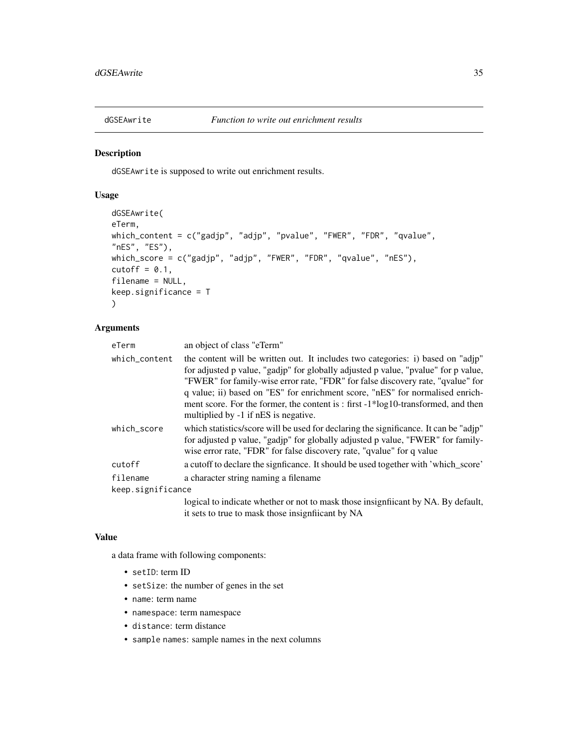# dGSEAwrite — *Function to write out enrichment results*

## Description

`dGSEAwrite` is supposed to write out enrichment results.

## Usage

```
dGSEAwrite(
eTerm,
which_content = c("gadjp", "adjp", "pvalue", "FWER", "FDR", "qvalue",
"nES", "ES"),
which_score = c("gadjp", "adjp", "FWER", "FDR", "qvalue", "nES"),
cutoff = 0.1,
filename = NULL,
keep.significance = T
)
```

## Arguments

- `eTerm` — an object of class "eTerm"
- `which_content` — the content will be written out. It includes two categories: i) based on "adjp" for adjusted p value, "gadjp" for globally adjusted p value, "pvalue" for p value, "FWER" for family-wise error rate, "FDR" for false discovery rate, "qvalue" for q value; ii) based on "ES" for enrichment score, "nES" for normalised enrichment score. For the former, the content is : first -1*log10-transformed, and then multiplied by -1 if nES is negative.
- `which_score` — which statistics/score will be used for declaring the significance. It can be "adjp" for adjusted p value, "gadjp" for globally adjusted p value, "FWER" for family-wise error rate, "FDR" for false discovery rate, "qvalue" for q value
- `cutoff` — a cutoff to declare the signficance. It should be used together with 'which_score'
- `filename` — a character string naming a filename
- `keep.significance` — logical to indicate whether or not to mask those insignfiicant by NA. By default, it sets to true to mask those insignfiicant by NA

## Value

a data frame with following components:

- `setID`: term ID
- `setSize`: the number of genes in the set
- `name`: term name
- `namespace`: term namespace
- `distance`: term distance
- `sample names`: sample names in the next columns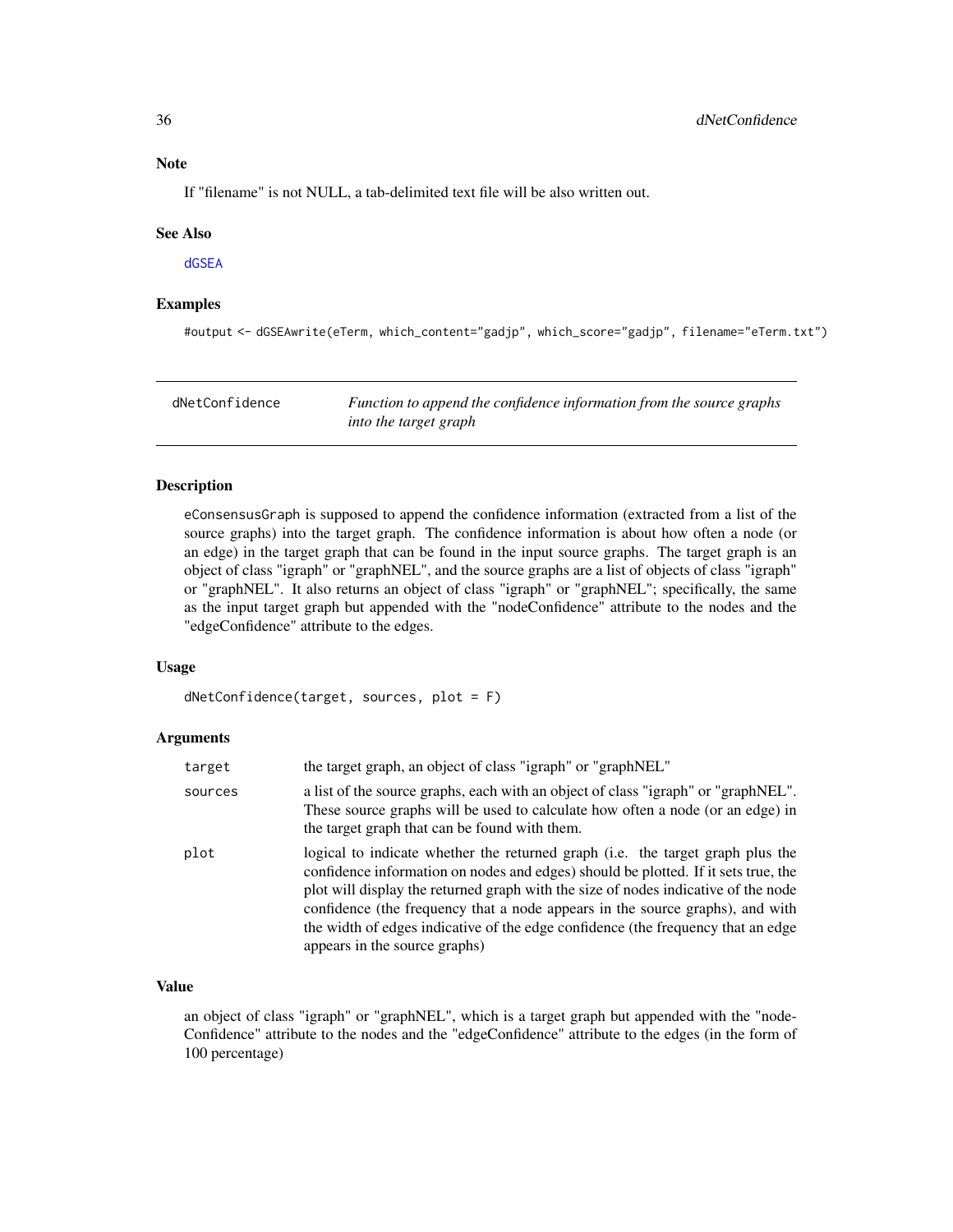### Note

If "filename" is not NULL, a tab-delimited text file will be also written out.

### See Also

`dGSEA`

### Examples

```
#output <- dGSEAwrite(eTerm, which_content="gadjp", which_score="gadjp", filename="eTerm.txt")
```

---

## dNetConfidence — *Function to append the confidence information from the source graphs into the target graph*

---

### Description

`eConsensusGraph` is supposed to append the confidence information (extracted from a list of the source graphs) into the target graph. The confidence information is about how often a node (or an edge) in the target graph that can be found in the input source graphs. The target graph is an object of class "igraph" or "graphNEL", and the source graphs are a list of objects of class "igraph" or "graphNEL". It also returns an object of class "igraph" or "graphNEL"; specifically, the same as the input target graph but appended with the "nodeConfidence" attribute to the nodes and the "edgeConfidence" attribute to the edges.

### Usage

```
dNetConfidence(target, sources, plot = F)
```

### Arguments

| | |
|---|---|
| `target` | the target graph, an object of class "igraph" or "graphNEL" |
| `sources` | a list of the source graphs, each with an object of class "igraph" or "graphNEL". These source graphs will be used to calculate how often a node (or an edge) in the target graph that can be found with them. |
| `plot` | logical to indicate whether the returned graph (i.e. the target graph plus the confidence information on nodes and edges) should be plotted. If it sets true, the plot will display the returned graph with the size of nodes indicative of the node confidence (the frequency that a node appears in the source graphs), and with the width of edges indicative of the edge confidence (the frequency that an edge appears in the source graphs) |

### Value

an object of class "igraph" or "graphNEL", which is a target graph but appended with the "nodeConfidence" attribute to the nodes and the "edgeConfidence" attribute to the edges (in the form of 100 percentage)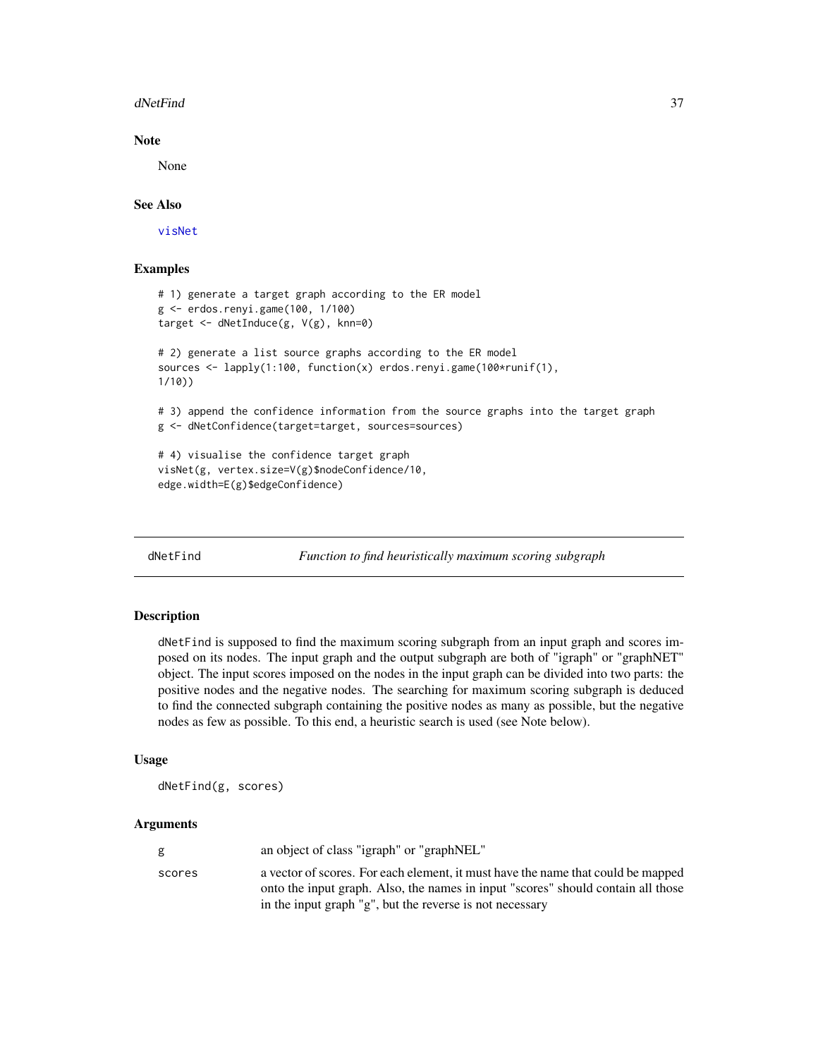## Note

None

## See Also

visNet

## Examples

```
# 1) generate a target graph according to the ER model
g <- erdos.renyi.game(100, 1/100)
target <- dNetInduce(g, V(g), knn=0)

# 2) generate a list source graphs according to the ER model
sources <- lapply(1:100, function(x) erdos.renyi.game(100*runif(1),
1/10))

# 3) append the confidence information from the source graphs into the target graph
g <- dNetConfidence(target=target, sources=sources)

# 4) visualise the confidence target graph
visNet(g, vertex.size=V(g)$nodeConfidence/10,
edge.width=E(g)$edgeConfidence)
```

---

# dNetFind — *Function to find heuristically maximum scoring subgraph*

## Description

`dNetFind` is supposed to find the maximum scoring subgraph from an input graph and scores imposed on its nodes. The input graph and the output subgraph are both of "igraph" or "graphNET" object. The input scores imposed on the nodes in the input graph can be divided into two parts: the positive nodes and the negative nodes. The searching for maximum scoring subgraph is deduced to find the connected subgraph containing the positive nodes as many as possible, but the negative nodes as few as possible. To this end, a heuristic search is used (see Note below).

## Usage

```
dNetFind(g, scores)
```

## Arguments

| | |
|---|---|
| g | an object of class "igraph" or "graphNEL" |
| scores | a vector of scores. For each element, it must have the name that could be mapped onto the input graph. Also, the names in input "scores" should contain all those in the input graph "g", but the reverse is not necessary |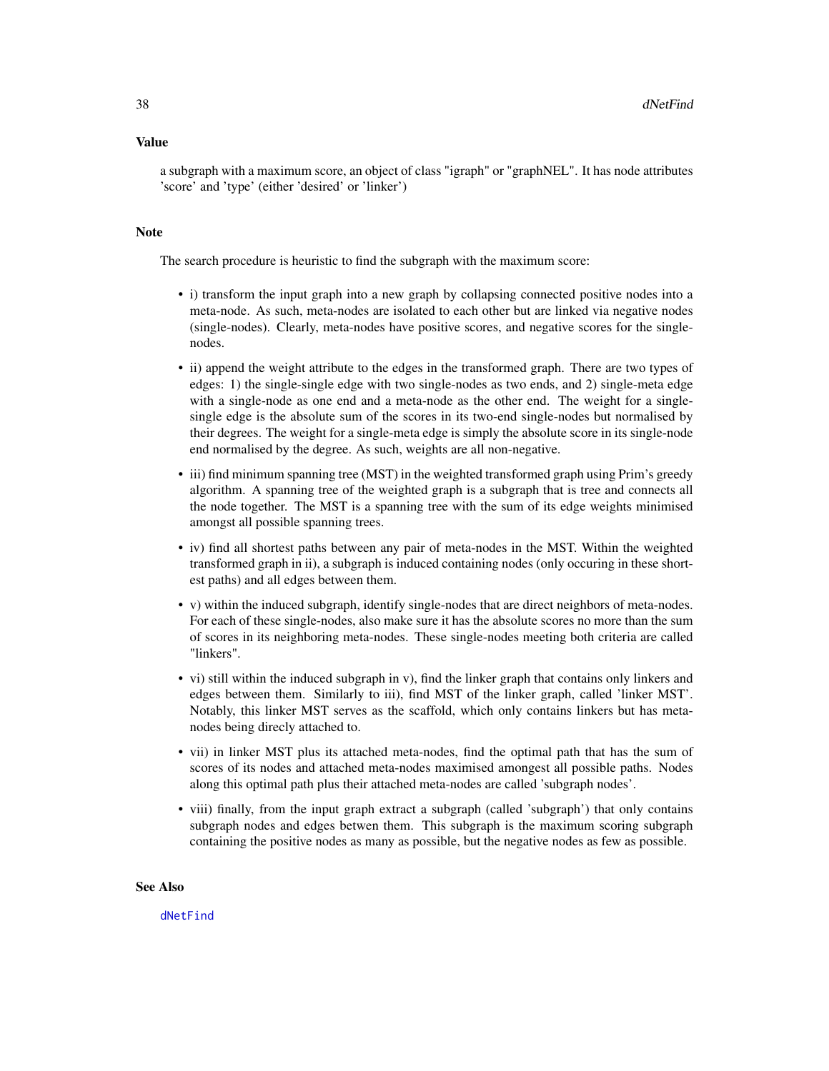## Value

a subgraph with a maximum score, an object of class "igraph" or "graphNEL". It has node attributes 'score' and 'type' (either 'desired' or 'linker')

## Note

The search procedure is heuristic to find the subgraph with the maximum score:

- i) transform the input graph into a new graph by collapsing connected positive nodes into a meta-node. As such, meta-nodes are isolated to each other but are linked via negative nodes (single-nodes). Clearly, meta-nodes have positive scores, and negative scores for the single-nodes.
- ii) append the weight attribute to the edges in the transformed graph. There are two types of edges: 1) the single-single edge with two single-nodes as two ends, and 2) single-meta edge with a single-node as one end and a meta-node as the other end. The weight for a single-single edge is the absolute sum of the scores in its two-end single-nodes but normalised by their degrees. The weight for a single-meta edge is simply the absolute score in its single-node end normalised by the degree. As such, weights are all non-negative.
- iii) find minimum spanning tree (MST) in the weighted transformed graph using Prim's greedy algorithm. A spanning tree of the weighted graph is a subgraph that is tree and connects all the node together. The MST is a spanning tree with the sum of its edge weights minimised amongst all possible spanning trees.
- iv) find all shortest paths between any pair of meta-nodes in the MST. Within the weighted transformed graph in ii), a subgraph is induced containing nodes (only occuring in these shortest paths) and all edges between them.
- v) within the induced subgraph, identify single-nodes that are direct neighbors of meta-nodes. For each of these single-nodes, also make sure it has the absolute scores no more than the sum of scores in its neighboring meta-nodes. These single-nodes meeting both criteria are called "linkers".
- vi) still within the induced subgraph in v), find the linker graph that contains only linkers and edges between them. Similarly to iii), find MST of the linker graph, called 'linker MST'. Notably, this linker MST serves as the scaffold, which only contains linkers but has meta-nodes being direcly attached to.
- vii) in linker MST plus its attached meta-nodes, find the optimal path that has the sum of scores of its nodes and attached meta-nodes maximised amongest all possible paths. Nodes along this optimal path plus their attached meta-nodes are called 'subgraph nodes'.
- viii) finally, from the input graph extract a subgraph (called 'subgraph') that only contains subgraph nodes and edges betwen them. This subgraph is the maximum scoring subgraph containing the positive nodes as many as possible, but the negative nodes as few as possible.

## See Also

dNetFind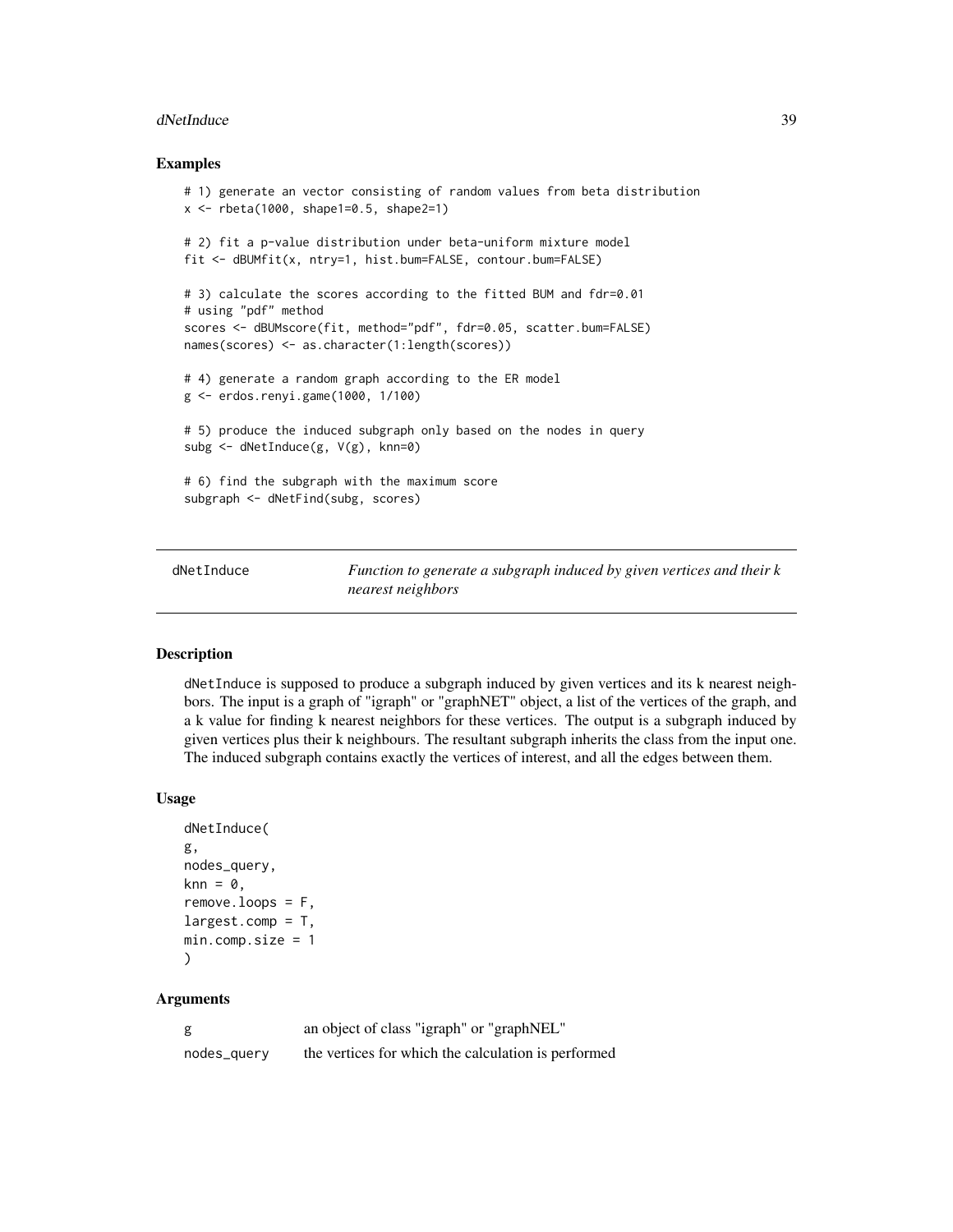## Examples

```
# 1) generate an vector consisting of random values from beta distribution
x <- rbeta(1000, shape1=0.5, shape2=1)

# 2) fit a p-value distribution under beta-uniform mixture model
fit <- dBUMfit(x, ntry=1, hist.bum=FALSE, contour.bum=FALSE)

# 3) calculate the scores according to the fitted BUM and fdr=0.01
# using "pdf" method
scores <- dBUMscore(fit, method="pdf", fdr=0.05, scatter.bum=FALSE)
names(scores) <- as.character(1:length(scores))

# 4) generate a random graph according to the ER model
g <- erdos.renyi.game(1000, 1/100)

# 5) produce the induced subgraph only based on the nodes in query
subg <- dNetInduce(g, V(g), knn=0)

# 6) find the subgraph with the maximum score
subgraph <- dNetFind(subg, scores)
```

---

# dNetInduce — *Function to generate a subgraph induced by given vertices and their k nearest neighbors*

## Description

dNetInduce is supposed to produce a subgraph induced by given vertices and its k nearest neighbors. The input is a graph of "igraph" or "graphNET" object, a list of the vertices of the graph, and a k value for finding k nearest neighbors for these vertices. The output is a subgraph induced by given vertices plus their k neighbours. The resultant subgraph inherits the class from the input one. The induced subgraph contains exactly the vertices of interest, and all the edges between them.

## Usage

```
dNetInduce(
g,
nodes_query,
knn = 0,
remove.loops = F,
largest.comp = T,
min.comp.size = 1
)
```

## Arguments

| | |
|---|---|
| g | an object of class "igraph" or "graphNEL" |
| nodes_query | the vertices for which the calculation is performed |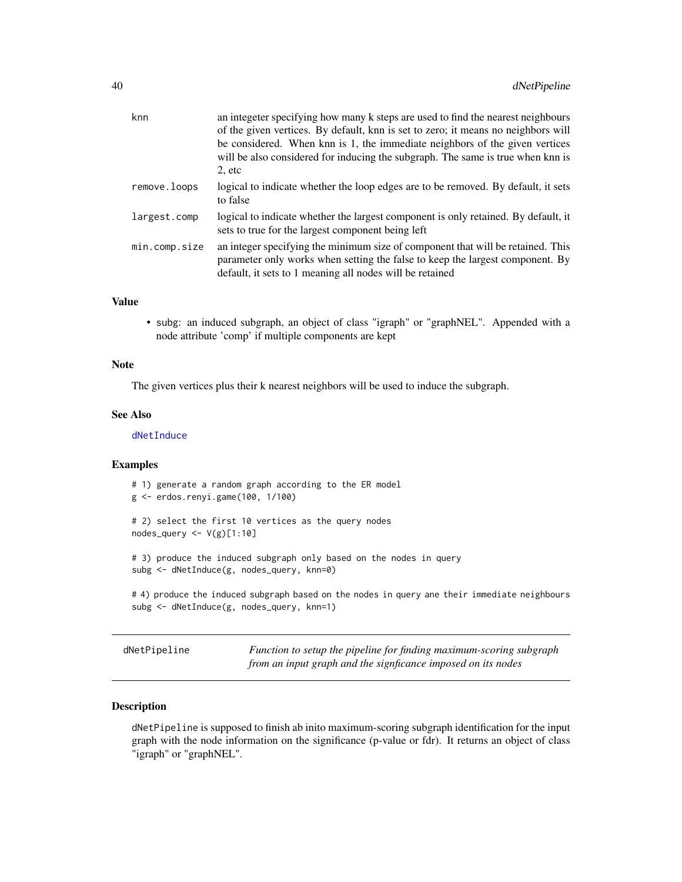| | |
|---|---|
| knn | an integeter specifying how many k steps are used to find the nearest neighbours of the given vertices. By default, knn is set to zero; it means no neighbors will be considered. When knn is 1, the immediate neighbors of the given vertices will be also considered for inducing the subgraph. The same is true when knn is 2, etc |
| remove.loops | logical to indicate whether the loop edges are to be removed. By default, it sets to false |
| largest.comp | logical to indicate whether the largest component is only retained. By default, it sets to true for the largest component being left |
| min.comp.size | an integer specifying the minimum size of component that will be retained. This parameter only works when setting the false to keep the largest component. By default, it sets to 1 meaning all nodes will be retained |

### Value

- subg: an induced subgraph, an object of class "igraph" or "graphNEL". Appended with a node attribute 'comp' if multiple components are kept

### Note

The given vertices plus their k nearest neighbors will be used to induce the subgraph.

### See Also

dNetInduce

### Examples

```
# 1) generate a random graph according to the ER model
g <- erdos.renyi.game(100, 1/100)

# 2) select the first 10 vertices as the query nodes
nodes_query <- V(g)[1:10]

# 3) produce the induced subgraph only based on the nodes in query
subg <- dNetInduce(g, nodes_query, knn=0)

# 4) produce the induced subgraph based on the nodes in query ane their immediate neighbours
subg <- dNetInduce(g, nodes_query, knn=1)
```

---

## dNetPipeline

*Function to setup the pipeline for finding maximum-scoring subgraph from an input graph and the signficance imposed on its nodes*

### Description

dNetPipeline is supposed to finish ab inito maximum-scoring subgraph identification for the input graph with the node information on the significance (p-value or fdr). It returns an object of class "igraph" or "graphNEL".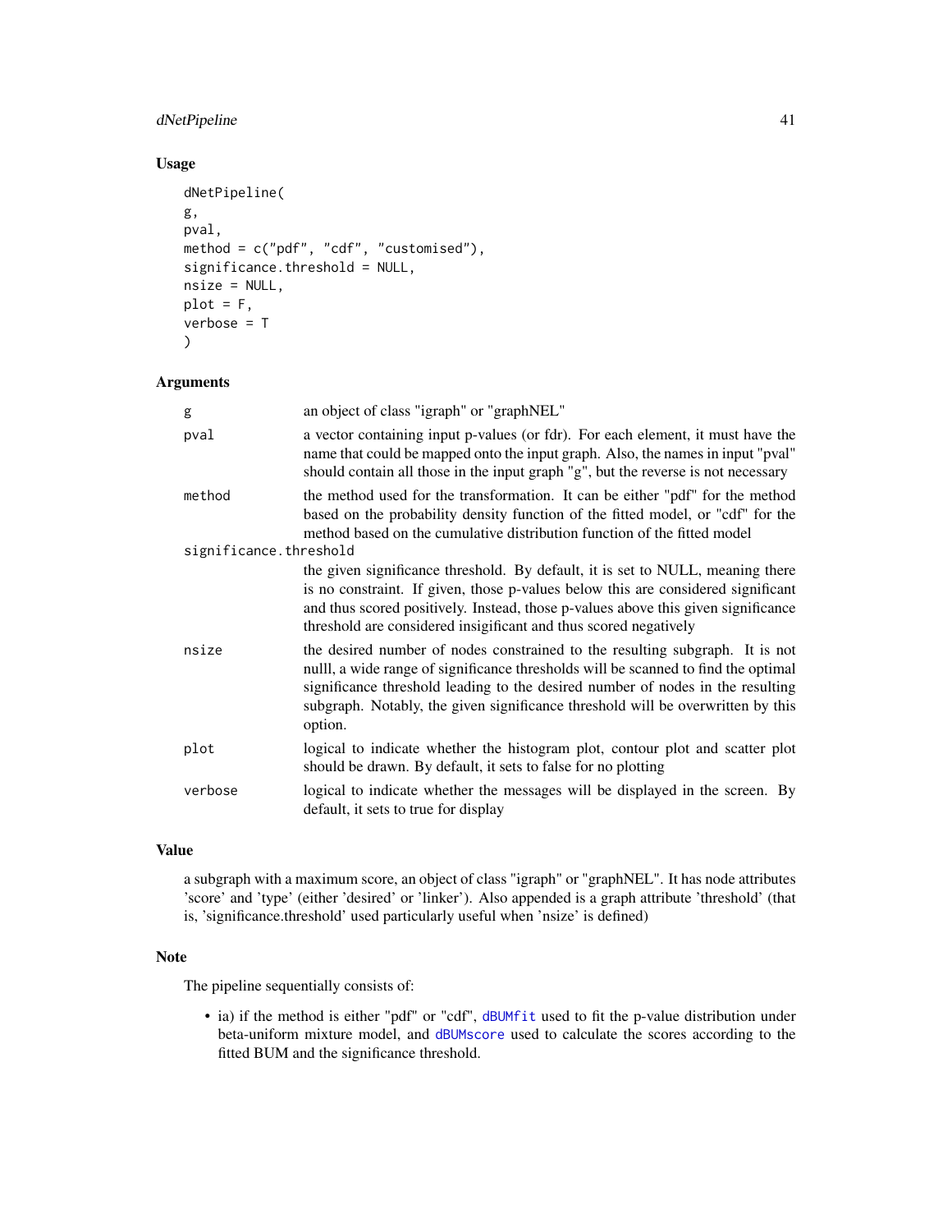## Usage

```
dNetPipeline(
g,
pval,
method = c("pdf", "cdf", "customised"),
significance.threshold = NULL,
nsize = NULL,
plot = F,
verbose = T
)
```

## Arguments

| | |
|---|---|
| `g` | an object of class "igraph" or "graphNEL" |
| `pval` | a vector containing input p-values (or fdr). For each element, it must have the name that could be mapped onto the input graph. Also, the names in input "pval" should contain all those in the input graph "g", but the reverse is not necessary |
| `method` | the method used for the transformation. It can be either "pdf" for the method based on the probability density function of the fitted model, or "cdf" for the method based on the cumulative distribution function of the fitted model |
| `significance.threshold` | the given significance threshold. By default, it is set to NULL, meaning there is no constraint. If given, those p-values below this are considered significant and thus scored positively. Instead, those p-values above this given significance threshold are considered insigificant and thus scored negatively |
| `nsize` | the desired number of nodes constrained to the resulting subgraph. It is not nulll, a wide range of significance thresholds will be scanned to find the optimal significance threshold leading to the desired number of nodes in the resulting subgraph. Notably, the given significance threshold will be overwritten by this option. |
| `plot` | logical to indicate whether the histogram plot, contour plot and scatter plot should be drawn. By default, it sets to false for no plotting |
| `verbose` | logical to indicate whether the messages will be displayed in the screen. By default, it sets to true for display |

## Value

a subgraph with a maximum score, an object of class "igraph" or "graphNEL". It has node attributes 'score' and 'type' (either 'desired' or 'linker'). Also appended is a graph attribute 'threshold' (that is, 'significance.threshold' used particularly useful when 'nsize' is defined)

## Note

The pipeline sequentially consists of:

- ia) if the method is either "pdf" or "cdf", `dBUMfit` used to fit the p-value distribution under beta-uniform mixture model, and `dBUMscore` used to calculate the scores according to the fitted BUM and the significance threshold.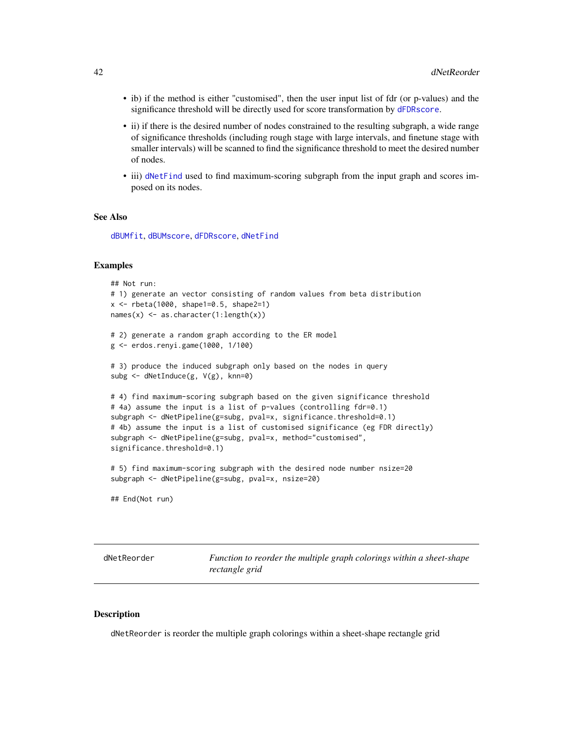- ib) if the method is either "customised", then the user input list of fdr (or p-values) and the significance threshold will be directly used for score transformation by `dFDRscore`.
- ii) if there is the desired number of nodes constrained to the resulting subgraph, a wide range of significance thresholds (including rough stage with large intervals, and finetune stage with smaller intervals) will be scanned to find the significance threshold to meet the desired number of nodes.
- iii) `dNetFind` used to find maximum-scoring subgraph from the input graph and scores imposed on its nodes.

### See Also

`dBUMfit`, `dBUMscore`, `dFDRscore`, `dNetFind`

### Examples

```
## Not run:
# 1) generate an vector consisting of random values from beta distribution
x <- rbeta(1000, shape1=0.5, shape2=1)
names(x) <- as.character(1:length(x))

# 2) generate a random graph according to the ER model
g <- erdos.renyi.game(1000, 1/100)

# 3) produce the induced subgraph only based on the nodes in query
subg <- dNetInduce(g, V(g), knn=0)

# 4) find maximum-scoring subgraph based on the given significance threshold
# 4a) assume the input is a list of p-values (controlling fdr=0.1)
subgraph <- dNetPipeline(g=subg, pval=x, significance.threshold=0.1)
# 4b) assume the input is a list of customised significance (eg FDR directly)
subgraph <- dNetPipeline(g=subg, pval=x, method="customised",
significance.threshold=0.1)

# 5) find maximum-scoring subgraph with the desired node number nsize=20
subgraph <- dNetPipeline(g=subg, pval=x, nsize=20)

## End(Not run)
```

---

## dNetReorder — *Function to reorder the multiple graph colorings within a sheet-shape rectangle grid*

---

### Description

`dNetReorder` is reorder the multiple graph colorings within a sheet-shape rectangle grid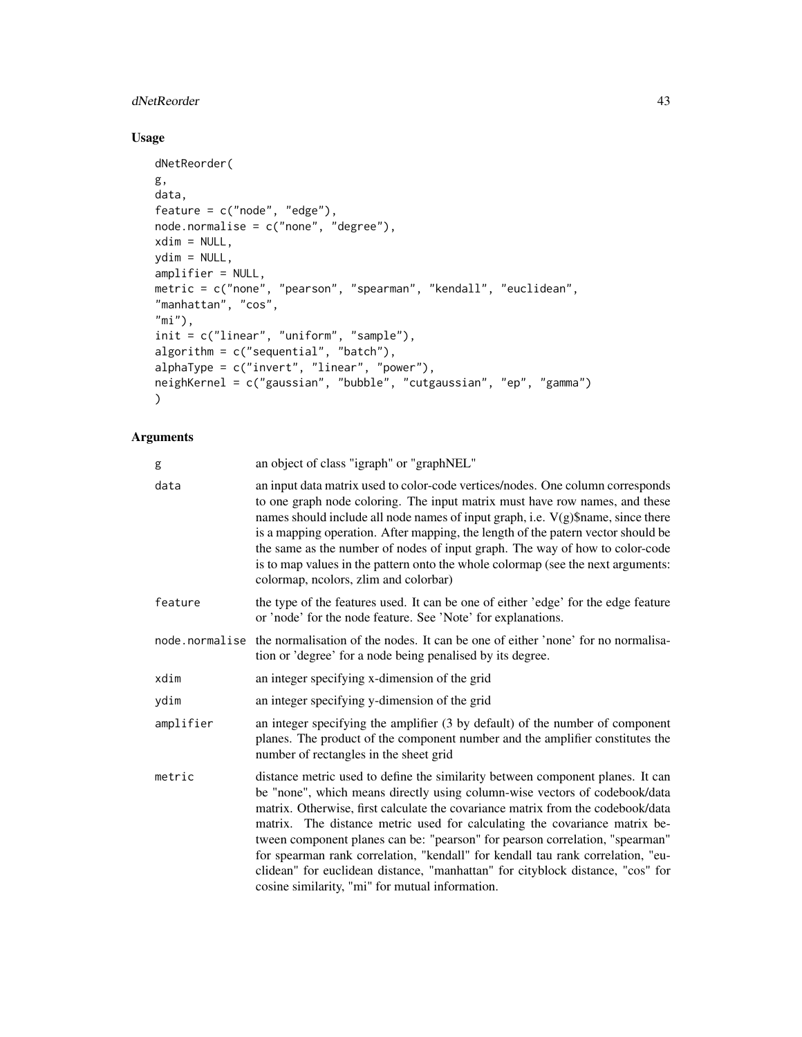## Usage

```
dNetReorder(
g,
data,
feature = c("node", "edge"),
node.normalise = c("none", "degree"),
xdim = NULL,
ydim = NULL,
amplifier = NULL,
metric = c("none", "pearson", "spearman", "kendall", "euclidean",
"manhattan", "cos",
"mi"),
init = c("linear", "uniform", "sample"),
algorithm = c("sequential", "batch"),
alphaType = c("invert", "linear", "power"),
neighKernel = c("gaussian", "bubble", "cutgaussian", "ep", "gamma")
)
```

## Arguments

| | |
|---|---|
| `g` | an object of class "igraph" or "graphNEL" |
| `data` | an input data matrix used to color-code vertices/nodes. One column corresponds to one graph node coloring. The input matrix must have row names, and these names should include all node names of input graph, i.e. V(g)$name, since there is a mapping operation. After mapping, the length of the patern vector should be the same as the number of nodes of input graph. The way of how to color-code is to map values in the pattern onto the whole colormap (see the next arguments: colormap, ncolors, zlim and colorbar) |
| `feature` | the type of the features used. It can be one of either 'edge' for the edge feature or 'node' for the node feature. See 'Note' for explanations. |
| `node.normalise` | the normalisation of the nodes. It can be one of either 'none' for no normalisation or 'degree' for a node being penalised by its degree. |
| `xdim` | an integer specifying x-dimension of the grid |
| `ydim` | an integer specifying y-dimension of the grid |
| `amplifier` | an integer specifying the amplifier (3 by default) of the number of component planes. The product of the component number and the amplifier constitutes the number of rectangles in the sheet grid |
| `metric` | distance metric used to define the similarity between component planes. It can be "none", which means directly using column-wise vectors of codebook/data matrix. Otherwise, first calculate the covariance matrix from the codebook/data matrix. The distance metric used for calculating the covariance matrix between component planes can be: "pearson" for pearson correlation, "spearman" for spearman rank correlation, "kendall" for kendall tau rank correlation, "euclidean" for euclidean distance, "manhattan" for cityblock distance, "cos" for cosine similarity, "mi" for mutual information. |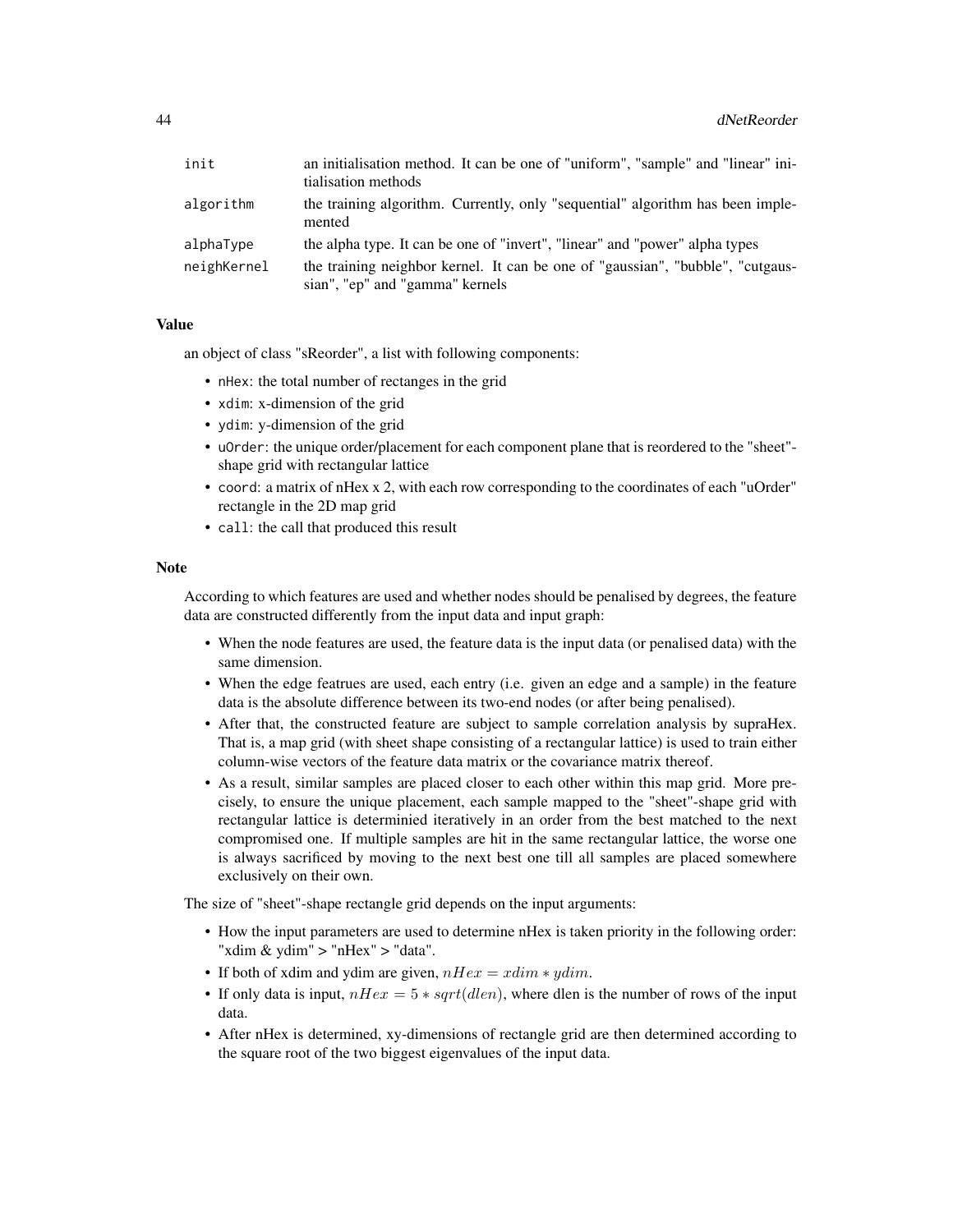| | |
|---|---|
| init | an initialisation method. It can be one of "uniform", "sample" and "linear" initialisation methods |
| algorithm | the training algorithm. Currently, only "sequential" algorithm has been implemented |
| alphaType | the alpha type. It can be one of "invert", "linear" and "power" alpha types |
| neighKernel | the training neighbor kernel. It can be one of "gaussian", "bubble", "cutgaussian", "ep" and "gamma" kernels |

## Value

an object of class "sReorder", a list with following components:

- nHex: the total number of rectanges in the grid
- xdim: x-dimension of the grid
- ydim: y-dimension of the grid
- uOrder: the unique order/placement for each component plane that is reordered to the "sheet"-shape grid with rectangular lattice
- coord: a matrix of nHex x 2, with each row corresponding to the coordinates of each "uOrder" rectangle in the 2D map grid
- call: the call that produced this result

## Note

According to which features are used and whether nodes should be penalised by degrees, the feature data are constructed differently from the input data and input graph:

- When the node features are used, the feature data is the input data (or penalised data) with the same dimension.
- When the edge featrues are used, each entry (i.e. given an edge and a sample) in the feature data is the absolute difference between its two-end nodes (or after being penalised).
- After that, the constructed feature are subject to sample correlation analysis by supraHex. That is, a map grid (with sheet shape consisting of a rectangular lattice) is used to train either column-wise vectors of the feature data matrix or the covariance matrix thereof.
- As a result, similar samples are placed closer to each other within this map grid. More precisely, to ensure the unique placement, each sample mapped to the "sheet"-shape grid with rectangular lattice is determinied iteratively in an order from the best matched to the next compromised one. If multiple samples are hit in the same rectangular lattice, the worse one is always sacrificed by moving to the next best one till all samples are placed somewhere exclusively on their own.

The size of "sheet"-shape rectangle grid depends on the input arguments:

- How the input parameters are used to determine nHex is taken priority in the following order: "xdim & ydim" > "nHex" > "data".
- If both of xdim and ydim are given, $nHex = xdim * ydim$.
- If only data is input, $nHex = 5 * sqrt(dlen)$, where dlen is the number of rows of the input data.
- After nHex is determined, xy-dimensions of rectangle grid are then determined according to the square root of the two biggest eigenvalues of the input data.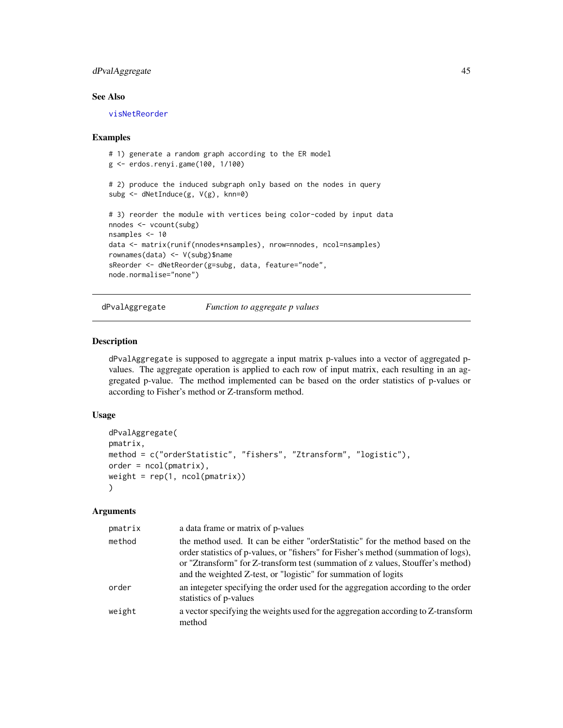## See Also

visNetReorder

## Examples

```
# 1) generate a random graph according to the ER model
g <- erdos.renyi.game(100, 1/100)

# 2) produce the induced subgraph only based on the nodes in query
subg <- dNetInduce(g, V(g), knn=0)

# 3) reorder the module with vertices being color-coded by input data
nnodes <- vcount(subg)
nsamples <- 10
data <- matrix(runif(nnodes*nsamples), nrow=nnodes, ncol=nsamples)
rownames(data) <- V(subg)$name
sReorder <- dNetReorder(g=subg, data, feature="node",
node.normalise="none")
```

---

# dPvalAggregate *Function to aggregate p values*

---

## Description

dPvalAggregate is supposed to aggregate a input matrix p-values into a vector of aggregated p-values. The aggregate operation is applied to each row of input matrix, each resulting in an aggregated p-value. The method implemented can be based on the order statistics of p-values or according to Fisher's method or Z-transform method.

## Usage

```
dPvalAggregate(
pmatrix,
method = c("orderStatistic", "fishers", "Ztransform", "logistic"),
order = ncol(pmatrix),
weight = rep(1, ncol(pmatrix))
)
```

## Arguments

| | |
|---|---|
| pmatrix | a data frame or matrix of p-values |
| method | the method used. It can be either "orderStatistic" for the method based on the order statistics of p-values, or "fishers" for Fisher's method (summation of logs), or "Ztransform" for Z-transform test (summation of z values, Stouffer's method) and the weighted Z-test, or "logistic" for summation of logits |
| order | an integeter specifying the order used for the aggregation according to the order statistics of p-values |
| weight | a vector specifying the weights used for the aggregation according to Z-transform method |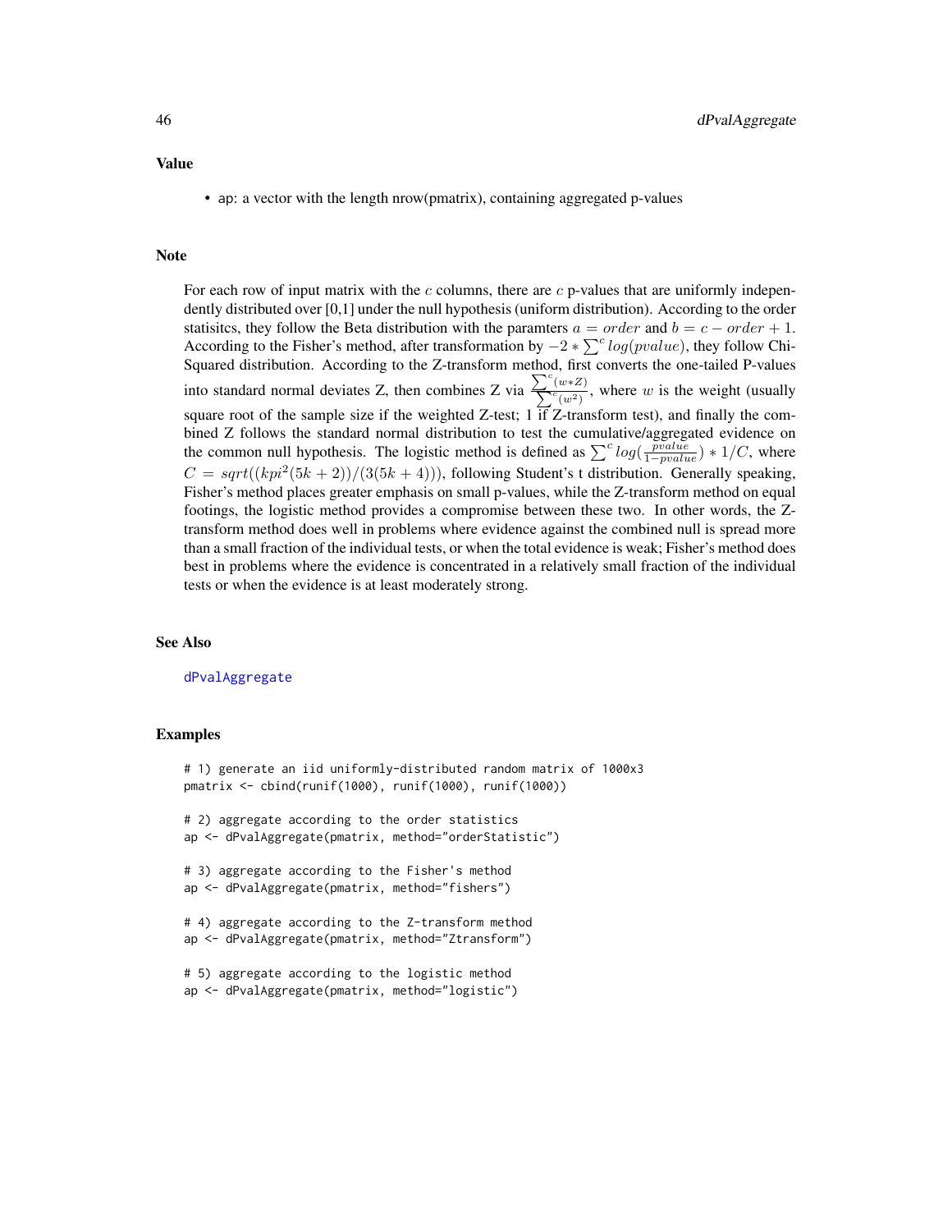## Value

- ap: a vector with the length nrow(pmatrix), containing aggregated p-values

## Note

For each row of input matrix with the $c$ columns, there are $c$ p-values that are uniformly independently distributed over [0,1] under the null hypothesis (uniform distribution). According to the order statisitcs, they follow the Beta distribution with the paramters $a = order$ and $b = c - order + 1$. According to the Fisher's method, after transformation by $-2 * \sum^{c} log(pvalue)$, they follow Chi-Squared distribution. According to the Z-transform method, first converts the one-tailed P-values into standard normal deviates Z, then combines Z via $\frac{\sum^{c}(w*Z)}{\sum^{c}(w^2)}$, where $w$ is the weight (usually square root of the sample size if the weighted Z-test; 1 if Z-transform test), and finally the combined Z follows the standard normal distribution to test the cumulative/aggregated evidence on the common null hypothesis. The logistic method is defined as $\sum^{c} log(\frac{pvalue}{1-pvalue}) * 1/C$, where $C = sqrt((kpi^2(5k+2))/(3(5k+4)))$, following Student's t distribution. Generally speaking, Fisher's method places greater emphasis on small p-values, while the Z-transform method on equal footings, the logistic method provides a compromise between these two. In other words, the Z-transform method does well in problems where evidence against the combined null is spread more than a small fraction of the individual tests, or when the total evidence is weak; Fisher's method does best in problems where the evidence is concentrated in a relatively small fraction of the individual tests or when the evidence is at least moderately strong.

## See Also

dPvalAggregate

## Examples

```
# 1) generate an iid uniformly-distributed random matrix of 1000x3
pmatrix <- cbind(runif(1000), runif(1000), runif(1000))

# 2) aggregate according to the order statistics
ap <- dPvalAggregate(pmatrix, method="orderStatistic")

# 3) aggregate according to the Fisher's method
ap <- dPvalAggregate(pmatrix, method="fishers")

# 4) aggregate according to the Z-transform method
ap <- dPvalAggregate(pmatrix, method="Ztransform")

# 5) aggregate according to the logistic method
ap <- dPvalAggregate(pmatrix, method="logistic")
```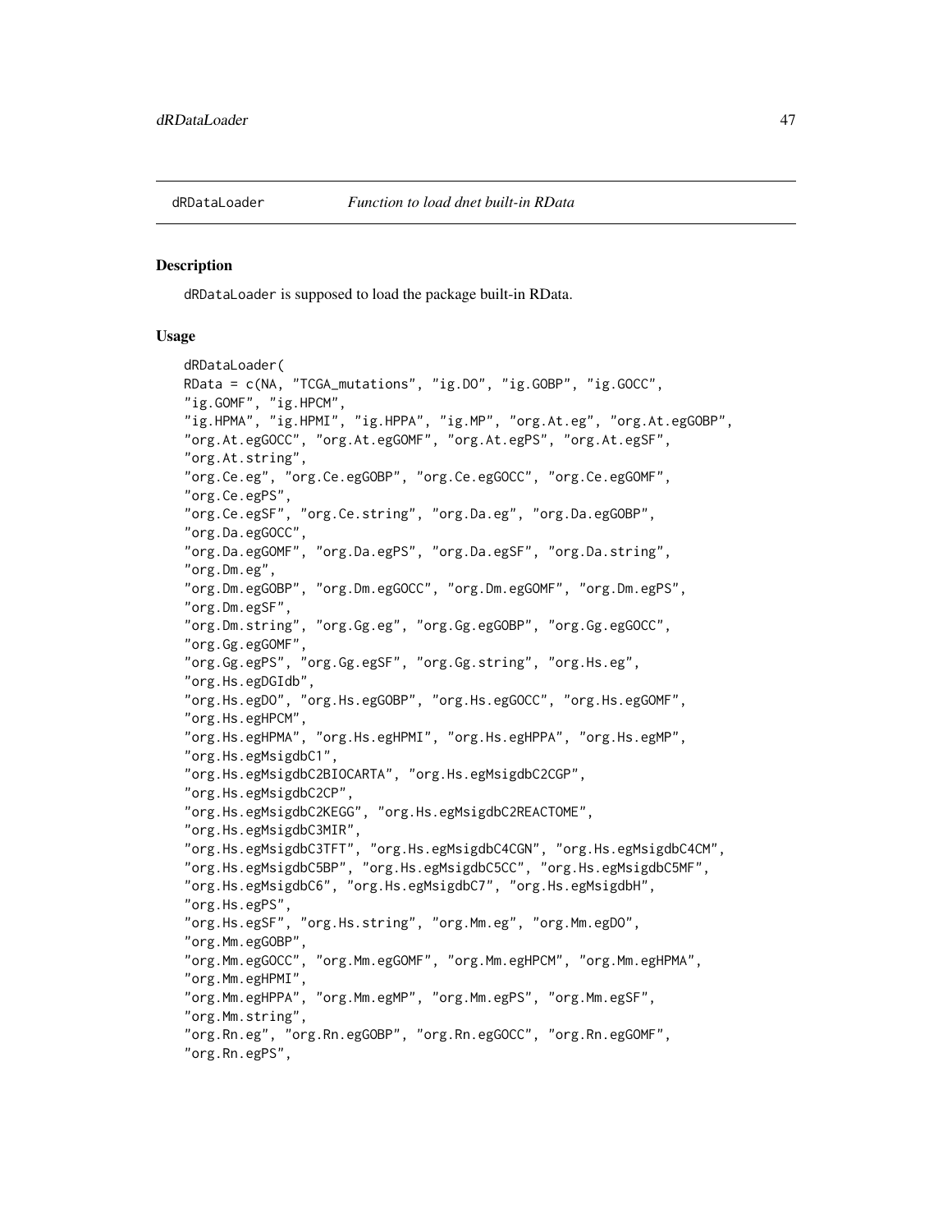## dRDataLoader *Function to load dnet built-in RData*

### Description

dRDataLoader is supposed to load the package built-in RData.

### Usage

```
dRDataLoader(
RData = c(NA, "TCGA_mutations", "ig.DO", "ig.GOBP", "ig.GOCC",
"ig.GOMF", "ig.HPCM",
"ig.HPMA", "ig.HPMI", "ig.HPPA", "ig.MP", "org.At.eg", "org.At.egGOBP",
"org.At.egGOCC", "org.At.egGOMF", "org.At.egPS", "org.At.egSF",
"org.At.string",
"org.Ce.eg", "org.Ce.egGOBP", "org.Ce.egGOCC", "org.Ce.egGOMF",
"org.Ce.egPS",
"org.Ce.egSF", "org.Ce.string", "org.Da.eg", "org.Da.egGOBP",
"org.Da.egGOCC",
"org.Da.egGOMF", "org.Da.egPS", "org.Da.egSF", "org.Da.string",
"org.Dm.eg",
"org.Dm.egGOBP", "org.Dm.egGOCC", "org.Dm.egGOMF", "org.Dm.egPS",
"org.Dm.egSF",
"org.Dm.string", "org.Gg.eg", "org.Gg.egGOBP", "org.Gg.egGOCC",
"org.Gg.egGOMF",
"org.Gg.egPS", "org.Gg.egSF", "org.Gg.string", "org.Hs.eg",
"org.Hs.egDGIdb",
"org.Hs.egDO", "org.Hs.egGOBP", "org.Hs.egGOCC", "org.Hs.egGOMF",
"org.Hs.egHPCM",
"org.Hs.egHPMA", "org.Hs.egHPMI", "org.Hs.egHPPA", "org.Hs.egMP",
"org.Hs.egMsigdbC1",
"org.Hs.egMsigdbC2BIOCARTA", "org.Hs.egMsigdbC2CGP",
"org.Hs.egMsigdbC2CP",
"org.Hs.egMsigdbC2KEGG", "org.Hs.egMsigdbC2REACTOME",
"org.Hs.egMsigdbC3MIR",
"org.Hs.egMsigdbC3TFT", "org.Hs.egMsigdbC4CGN", "org.Hs.egMsigdbC4CM",
"org.Hs.egMsigdbC5BP", "org.Hs.egMsigdbC5CC", "org.Hs.egMsigdbC5MF",
"org.Hs.egMsigdbC6", "org.Hs.egMsigdbC7", "org.Hs.egMsigdbH",
"org.Hs.egPS",
"org.Hs.egSF", "org.Hs.string", "org.Mm.eg", "org.Mm.egDO",
"org.Mm.egGOBP",
"org.Mm.egGOCC", "org.Mm.egGOMF", "org.Mm.egHPCM", "org.Mm.egHPMA",
"org.Mm.egHPMI",
"org.Mm.egHPPA", "org.Mm.egMP", "org.Mm.egPS", "org.Mm.egSF",
"org.Mm.string",
"org.Rn.eg", "org.Rn.egGOBP", "org.Rn.egGOCC", "org.Rn.egGOMF",
"org.Rn.egPS",
```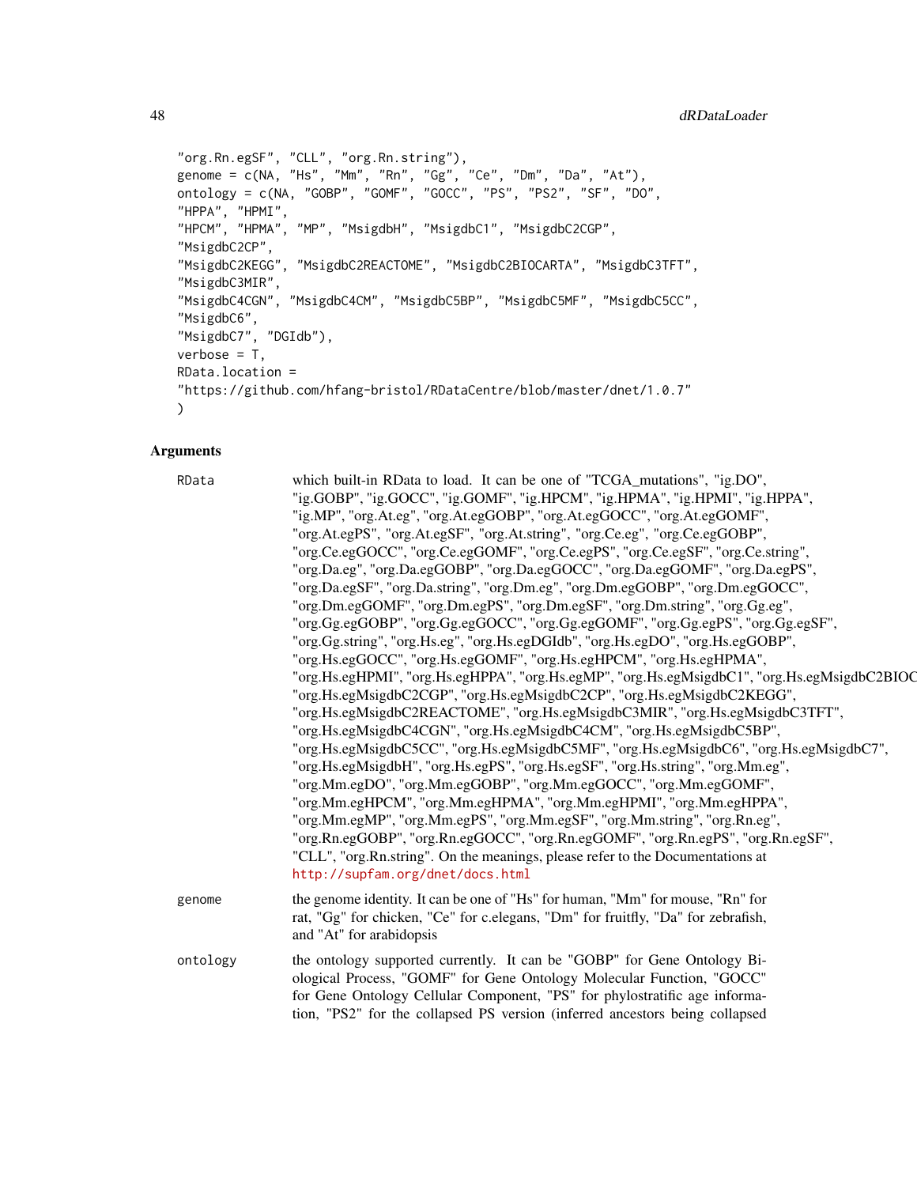```
"org.Rn.egSF", "CLL", "org.Rn.string"),
genome = c(NA, "Hs", "Mm", "Rn", "Gg", "Ce", "Dm", "Da", "At"),
ontology = c(NA, "GOBP", "GOMF", "GOCC", "PS", "PS2", "SF", "DO",
"HPPA", "HPMI",
"HPCM", "HPMA", "MP", "MsigdbH", "MsigdbC1", "MsigdbC2CGP",
"MsigdbC2CP",
"MsigdbC2KEGG", "MsigdbC2REACTOME", "MsigdbC2BIOCARTA", "MsigdbC3TFT",
"MsigdbC3MIR",
"MsigdbC4CGN", "MsigdbC4CM", "MsigdbC5BP", "MsigdbC5MF", "MsigdbC5CC",
"MsigdbC6",
"MsigdbC7", "DGIdb"),
verbose = T,
RData.location =
"https://github.com/hfang-bristol/RDataCentre/blob/master/dnet/1.0.7"
)
```

## Arguments

| | |
|---|---|
| RData | which built-in RData to load. It can be one of "TCGA_mutations", "ig.DO", "ig.GOBP", "ig.GOCC", "ig.GOMF", "ig.HPCM", "ig.HPMA", "ig.HPMI", "ig.HPPA", "ig.MP", "org.At.eg", "org.At.egGOBP", "org.At.egGOCC", "org.At.egGOMF", "org.At.egPS", "org.At.egSF", "org.At.string", "org.Ce.eg", "org.Ce.egGOBP", "org.Ce.egGOCC", "org.Ce.egGOMF", "org.Ce.egPS", "org.Ce.egSF", "org.Ce.string", "org.Da.eg", "org.Da.egGOBP", "org.Da.egGOCC", "org.Da.egGOMF", "org.Da.egPS", "org.Da.egSF", "org.Da.string", "org.Dm.eg", "org.Dm.egGOBP", "org.Dm.egGOCC", "org.Dm.egGOMF", "org.Dm.egPS", "org.Dm.egSF", "org.Dm.string", "org.Gg.eg", "org.Gg.egGOBP", "org.Gg.egGOCC", "org.Gg.egGOMF", "org.Gg.egPS", "org.Gg.egSF", "org.Gg.string", "org.Hs.eg", "org.Hs.egDGIdb", "org.Hs.egDO", "org.Hs.egGOBP", "org.Hs.egGOCC", "org.Hs.egGOMF", "org.Hs.egHPCM", "org.Hs.egHPMA", "org.Hs.egHPMI", "org.Hs.egHPPA", "org.Hs.egMP", "org.Hs.egMsigdbC1", "org.Hs.egMsigdbC2BIOC "org.Hs.egMsigdbC2CGP", "org.Hs.egMsigdbC2CP", "org.Hs.egMsigdbC2KEGG", "org.Hs.egMsigdbC2REACTOME", "org.Hs.egMsigdbC3MIR", "org.Hs.egMsigdbC3TFT", "org.Hs.egMsigdbC4CGN", "org.Hs.egMsigdbC4CM", "org.Hs.egMsigdbC5BP", "org.Hs.egMsigdbC5CC", "org.Hs.egMsigdbC5MF", "org.Hs.egMsigdbC6", "org.Hs.egMsigdbC7", "org.Hs.egMsigdbH", "org.Hs.egPS", "org.Hs.egSF", "org.Hs.string", "org.Mm.eg", "org.Mm.egDO", "org.Mm.egGOBP", "org.Mm.egGOCC", "org.Mm.egGOMF", "org.Mm.egHPCM", "org.Mm.egHPMA", "org.Mm.egHPMI", "org.Mm.egHPPA", "org.Mm.egMP", "org.Mm.egPS", "org.Mm.egSF", "org.Mm.string", "org.Rn.eg", "org.Rn.egGOBP", "org.Rn.egGOCC", "org.Rn.egGOMF", "org.Rn.egPS", "org.Rn.egSF", "CLL", "org.Rn.string". On the meanings, please refer to the Documentations at http://supfam.org/dnet/docs.html |
| genome | the genome identity. It can be one of "Hs" for human, "Mm" for mouse, "Rn" for rat, "Gg" for chicken, "Ce" for c.elegans, "Dm" for fruitfly, "Da" for zebrafish, and "At" for arabidopsis |
| ontology | the ontology supported currently. It can be "GOBP" for Gene Ontology Biological Process, "GOMF" for Gene Ontology Molecular Function, "GOCC" for Gene Ontology Cellular Component, "PS" for phylostratific age information, "PS2" for the collapsed PS version (inferred ancestors being collapsed |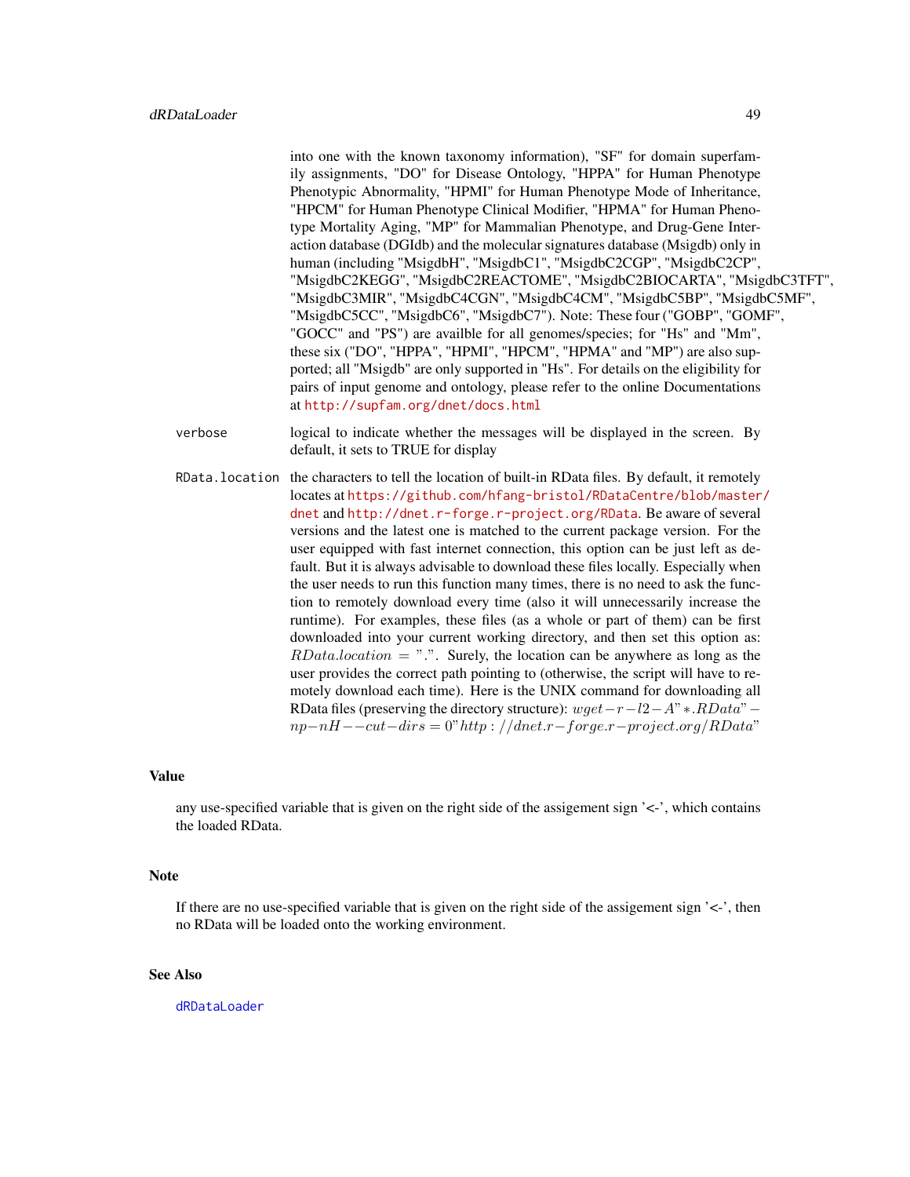into one with the known taxonomy information), "SF" for domain superfamily assignments, "DO" for Disease Ontology, "HPPA" for Human Phenotype Phenotypic Abnormality, "HPMI" for Human Phenotype Mode of Inheritance, "HPCM" for Human Phenotype Clinical Modifier, "HPMA" for Human Phenotype Mortality Aging, "MP" for Mammalian Phenotype, and Drug-Gene Interaction database (DGIdb) and the molecular signatures database (Msigdb) only in human (including "MsigdbH", "MsigdbC1", "MsigdbC2CGP", "MsigdbC2CP", "MsigdbC2KEGG", "MsigdbC2REACTOME", "MsigdbC2BIOCARTA", "MsigdbC3TFT", "MsigdbC3MIR", "MsigdbC4CGN", "MsigdbC4CM", "MsigdbC5BP", "MsigdbC5MF", "MsigdbC5CC", "MsigdbC6", "MsigdbC7"). Note: These four ("GOBP", "GOMF", "GOCC" and "PS") are availble for all genomes/species; for "Hs" and "Mm", these six ("DO", "HPPA", "HPMI", "HPCM", "HPMA" and "MP") are also supported; all "Msigdb" are only supported in "Hs". For details on the eligibility for pairs of input genome and ontology, please refer to the online Documentations at http://supfam.org/dnet/docs.html

`verbose` logical to indicate whether the messages will be displayed in the screen. By default, it sets to TRUE for display

`RData.location` the characters to tell the location of built-in RData files. By default, it remotely locates at https://github.com/hfang-bristol/RDataCentre/blob/master/dnet and http://dnet.r-forge.r-project.org/RData. Be aware of several versions and the latest one is matched to the current package version. For the user equipped with fast internet connection, this option can be just left as default. But it is always advisable to download these files locally. Especially when the user needs to run this function many times, there is no need to ask the function to remotely download every time (also it will unnecessarily increase the runtime). For examples, these files (as a whole or part of them) can be first downloaded into your current working directory, and then set this option as: $RData.location = "."$. Surely, the location can be anywhere as long as the user provides the correct path pointing to (otherwise, the script will have to remotely download each time). Here is the UNIX command for downloading all RData files (preserving the directory structure): $wget -r -l2 -A" *.RData" -np -nH --cut-dirs = 0"http : //dnet.r-forge.r-project.org/RData"$

## Value

any use-specified variable that is given on the right side of the assigement sign '<-', which contains the loaded RData.

## Note

If there are no use-specified variable that is given on the right side of the assigement sign '<-', then no RData will be loaded onto the working environment.

## See Also

dRDataLoader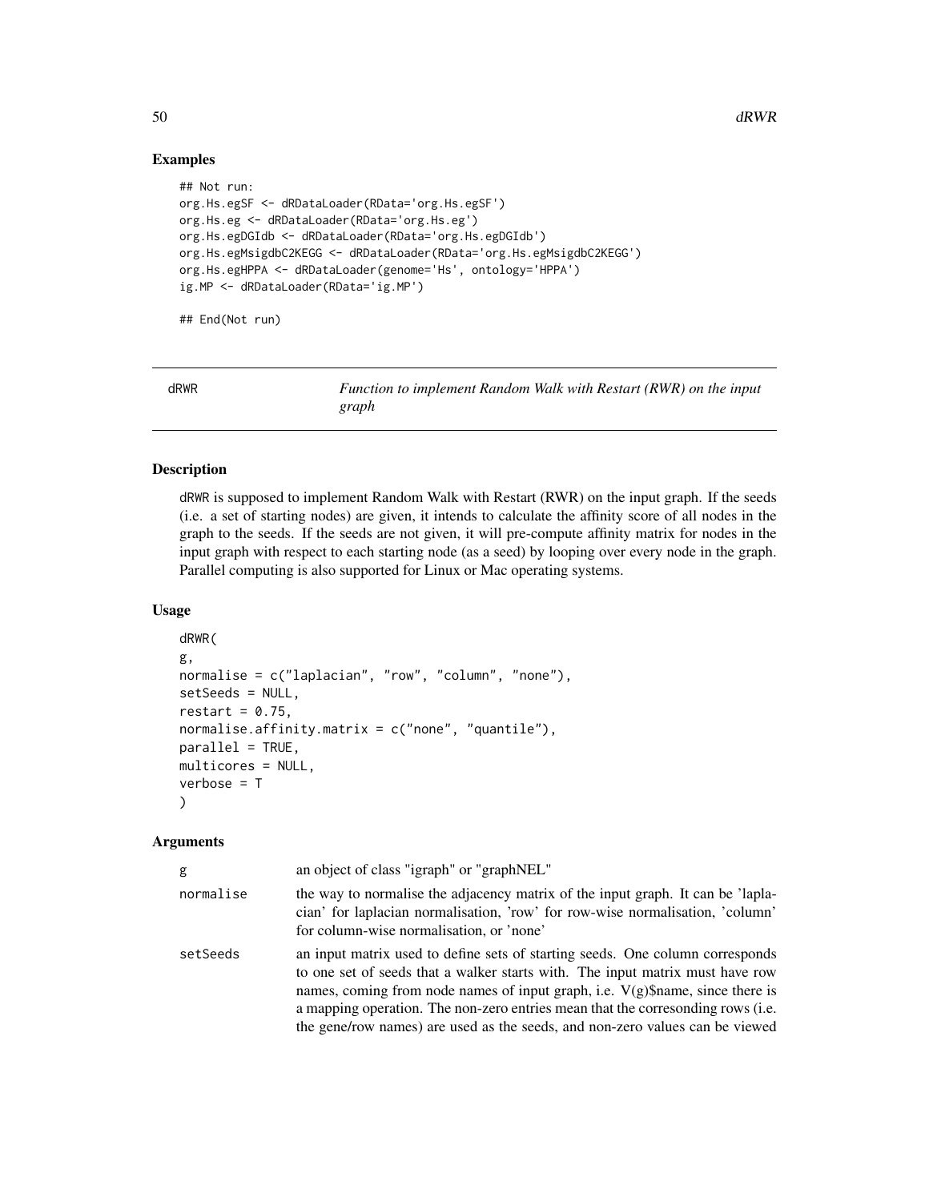## Examples

```
## Not run:
org.Hs.egSF <- dRDataLoader(RData='org.Hs.egSF')
org.Hs.eg <- dRDataLoader(RData='org.Hs.eg')
org.Hs.egDGIdb <- dRDataLoader(RData='org.Hs.egDGIdb')
org.Hs.egMsigdbC2KEGG <- dRDataLoader(RData='org.Hs.egMsigdbC2KEGG')
org.Hs.egHPPA <- dRDataLoader(genome='Hs', ontology='HPPA')
ig.MP <- dRDataLoader(RData='ig.MP')

## End(Not run)
```

---

# dRWR    *Function to implement Random Walk with Restart (RWR) on the input graph*

---

## Description

dRWR is supposed to implement Random Walk with Restart (RWR) on the input graph. If the seeds (i.e. a set of starting nodes) are given, it intends to calculate the affinity score of all nodes in the graph to the seeds. If the seeds are not given, it will pre-compute affinity matrix for nodes in the input graph with respect to each starting node (as a seed) by looping over every node in the graph. Parallel computing is also supported for Linux or Mac operating systems.

## Usage

```
dRWR(
g,
normalise = c("laplacian", "row", "column", "none"),
setSeeds = NULL,
restart = 0.75,
normalise.affinity.matrix = c("none", "quantile"),
parallel = TRUE,
multicores = NULL,
verbose = T
)
```

## Arguments

| | |
|---|---|
| g | an object of class "igraph" or "graphNEL" |
| normalise | the way to normalise the adjacency matrix of the input graph. It can be 'laplacian' for laplacian normalisation, 'row' for row-wise normalisation, 'column' for column-wise normalisation, or 'none' |
| setSeeds | an input matrix used to define sets of starting seeds. One column corresponds to one set of seeds that a walker starts with. The input matrix must have row names, coming from node names of input graph, i.e. V(g)$name, since there is a mapping operation. The non-zero entries mean that the corresonding rows (i.e. the gene/row names) are used as the seeds, and non-zero values can be viewed |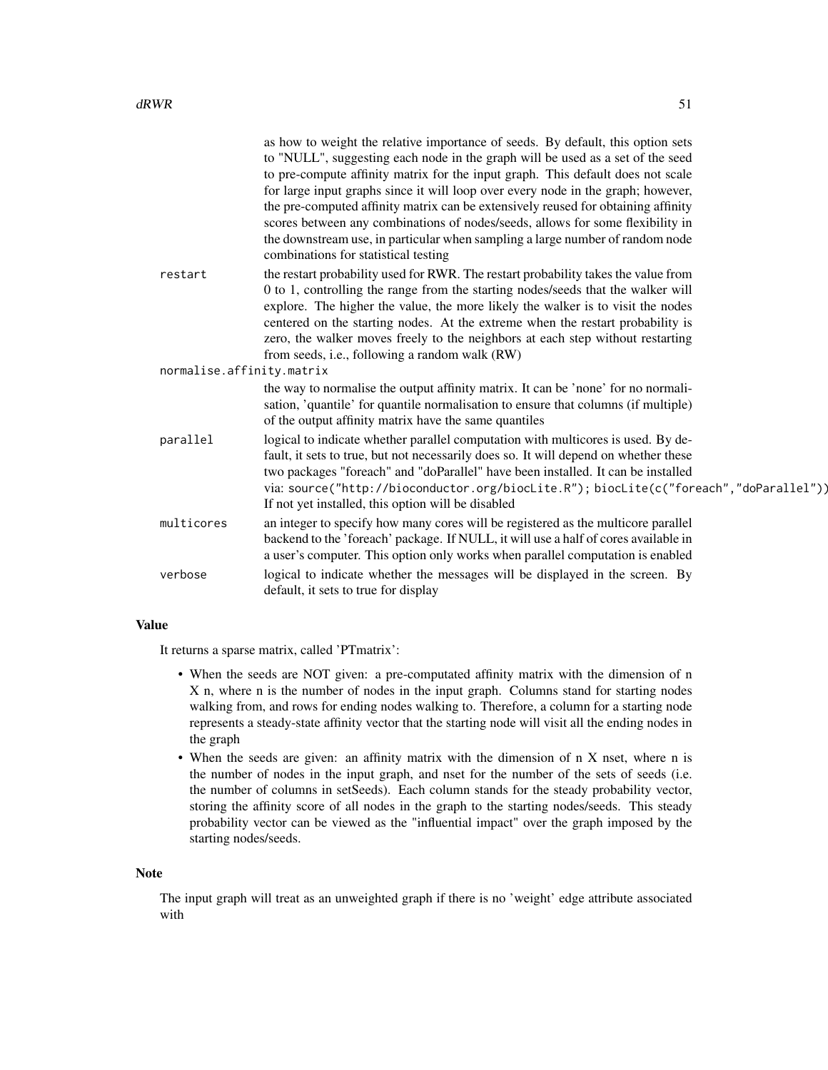as how to weight the relative importance of seeds. By default, this option sets to "NULL", suggesting each node in the graph will be used as a set of the seed to pre-compute affinity matrix for the input graph. This default does not scale for large input graphs since it will loop over every node in the graph; however, the pre-computed affinity matrix can be extensively reused for obtaining affinity scores between any combinations of nodes/seeds, allows for some flexibility in the downstream use, in particular when sampling a large number of random node combinations for statistical testing

`restart`
: the restart probability used for RWR. The restart probability takes the value from 0 to 1, controlling the range from the starting nodes/seeds that the walker will explore. The higher the value, the more likely the walker is to visit the nodes centered on the starting nodes. At the extreme when the restart probability is zero, the walker moves freely to the neighbors at each step without restarting from seeds, i.e., following a random walk (RW)

`normalise.affinity.matrix`
: the way to normalise the output affinity matrix. It can be 'none' for no normalisation, 'quantile' for quantile normalisation to ensure that columns (if multiple) of the output affinity matrix have the same quantiles

`parallel`
: logical to indicate whether parallel computation with multicores is used. By default, it sets to true, but not necessarily does so. It will depend on whether these two packages "foreach" and "doParallel" have been installed. It can be installed via: `source("http://bioconductor.org/biocLite.R"); biocLite(c("foreach","doParallel"))`. If not yet installed, this option will be disabled

`multicores`
: an integer to specify how many cores will be registered as the multicore parallel backend to the 'foreach' package. If NULL, it will use a half of cores available in a user's computer. This option only works when parallel computation is enabled

`verbose`
: logical to indicate whether the messages will be displayed in the screen. By default, it sets to true for display

## Value

It returns a sparse matrix, called 'PTmatrix':

- When the seeds are NOT given: a pre-computated affinity matrix with the dimension of n X n, where n is the number of nodes in the input graph. Columns stand for starting nodes walking from, and rows for ending nodes walking to. Therefore, a column for a starting node represents a steady-state affinity vector that the starting node will visit all the ending nodes in the graph
- When the seeds are given: an affinity matrix with the dimension of n X nset, where n is the number of nodes in the input graph, and nset for the number of the sets of seeds (i.e. the number of columns in setSeeds). Each column stands for the steady probability vector, storing the affinity score of all nodes in the graph to the starting nodes/seeds. This steady probability vector can be viewed as the "influential impact" over the graph imposed by the starting nodes/seeds.

## Note

The input graph will treat as an unweighted graph if there is no 'weight' edge attribute associated with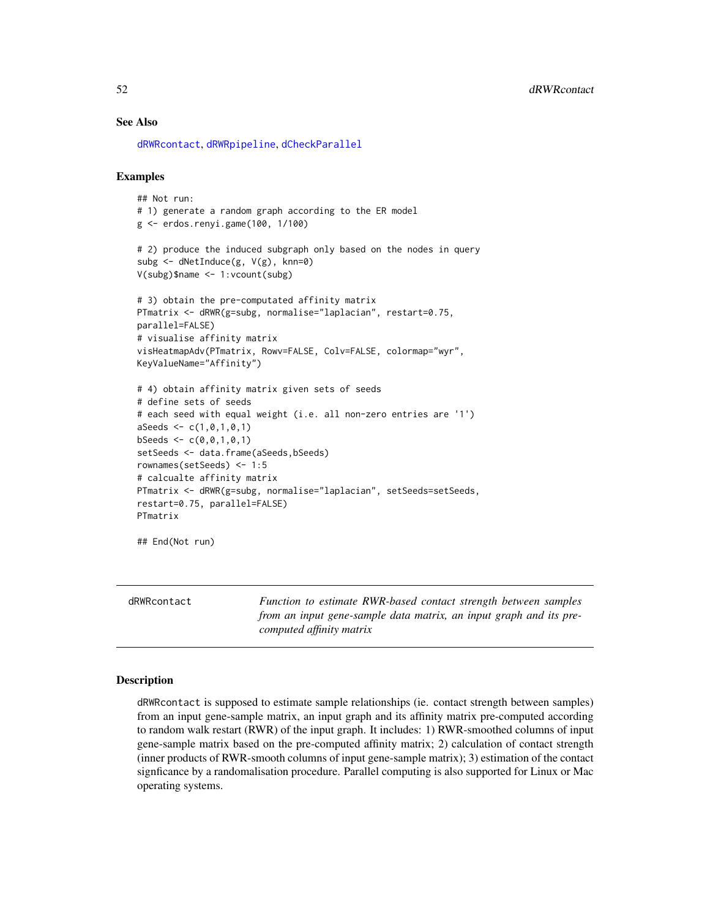### See Also

dRWRcontact, dRWRpipeline, dCheckParallel

### Examples

```
## Not run:
# 1) generate a random graph according to the ER model
g <- erdos.renyi.game(100, 1/100)

# 2) produce the induced subgraph only based on the nodes in query
subg <- dNetInduce(g, V(g), knn=0)
V(subg)$name <- 1:vcount(subg)

# 3) obtain the pre-computated affinity matrix
PTmatrix <- dRWR(g=subg, normalise="laplacian", restart=0.75,
parallel=FALSE)
# visualise affinity matrix
visHeatmapAdv(PTmatrix, Rowv=FALSE, Colv=FALSE, colormap="wyr",
KeyValueName="Affinity")

# 4) obtain affinity matrix given sets of seeds
# define sets of seeds
# each seed with equal weight (i.e. all non-zero entries are '1')
aSeeds <- c(1,0,1,0,1)
bSeeds <- c(0,0,1,0,1)
setSeeds <- data.frame(aSeeds,bSeeds)
rownames(setSeeds) <- 1:5
# calcualte affinity matrix
PTmatrix <- dRWR(g=subg, normalise="laplacian", setSeeds=setSeeds,
restart=0.75, parallel=FALSE)
PTmatrix

## End(Not run)
```

---

## dRWRcontact

*Function to estimate RWR-based contact strength between samples from an input gene-sample data matrix, an input graph and its pre-computed affinity matrix*

---

### Description

dRWRcontact is supposed to estimate sample relationships (ie. contact strength between samples) from an input gene-sample matrix, an input graph and its affinity matrix pre-computed according to random walk restart (RWR) of the input graph. It includes: 1) RWR-smoothed columns of input gene-sample matrix based on the pre-computed affinity matrix; 2) calculation of contact strength (inner products of RWR-smooth columns of input gene-sample matrix); 3) estimation of the contact signficance by a randomalisation procedure. Parallel computing is also supported for Linux or Mac operating systems.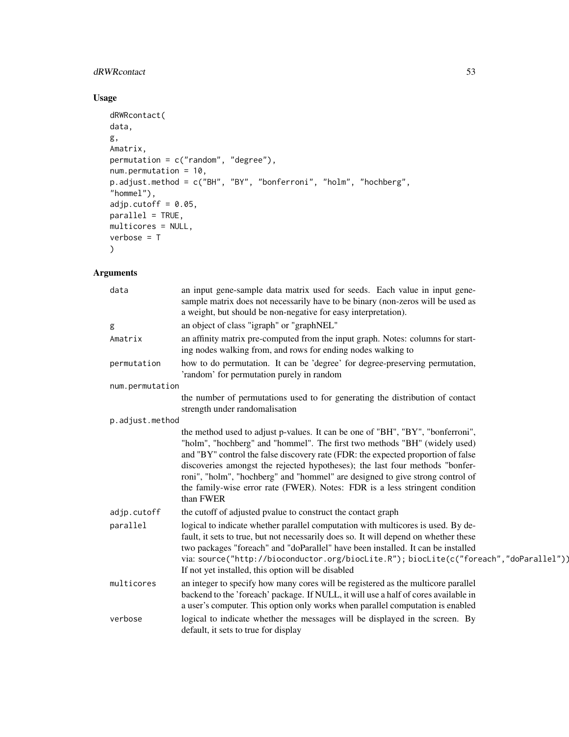## Usage

```
dRWRcontact(
data,
g,
Amatrix,
permutation = c("random", "degree"),
num.permutation = 10,
p.adjust.method = c("BH", "BY", "bonferroni", "holm", "hochberg",
"hommel"),
adjp.cutoff = 0.05,
parallel = TRUE,
multicores = NULL,
verbose = T
)
```

## Arguments

| Argument | Description |
|---|---|
| data | an input gene-sample data matrix used for seeds. Each value in input gene-sample matrix does not necessarily have to be binary (non-zeros will be used as a weight, but should be non-negative for easy interpretation). |
| g | an object of class "igraph" or "graphNEL" |
| Amatrix | an affinity matrix pre-computed from the input graph. Notes: columns for starting nodes walking from, and rows for ending nodes walking to |
| permutation | how to do permutation. It can be 'degree' for degree-preserving permutation, 'random' for permutation purely in random |
| num.permutation | the number of permutations used to for generating the distribution of contact strength under randomalisation |
| p.adjust.method | the method used to adjust p-values. It can be one of "BH", "BY", "bonferroni", "holm", "hochberg" and "hommel". The first two methods "BH" (widely used) and "BY" control the false discovery rate (FDR: the expected proportion of false discoveries amongst the rejected hypotheses); the last four methods "bonferroni", "holm", "hochberg" and "hommel" are designed to give strong control of the family-wise error rate (FWER). Notes: FDR is a less stringent condition than FWER |
| adjp.cutoff | the cutoff of adjusted pvalue to construct the contact graph |
| parallel | logical to indicate whether parallel computation with multicores is used. By default, it sets to true, but not necessarily does so. It will depend on whether these two packages "foreach" and "doParallel" have been installed. It can be installed via: `source("http://bioconductor.org/biocLite.R"); biocLite(c("foreach","doParallel"))`. If not yet installed, this option will be disabled |
| multicores | an integer to specify how many cores will be registered as the multicore parallel backend to the 'foreach' package. If NULL, it will use a half of cores available in a user's computer. This option only works when parallel computation is enabled |
| verbose | logical to indicate whether the messages will be displayed in the screen. By default, it sets to true for display |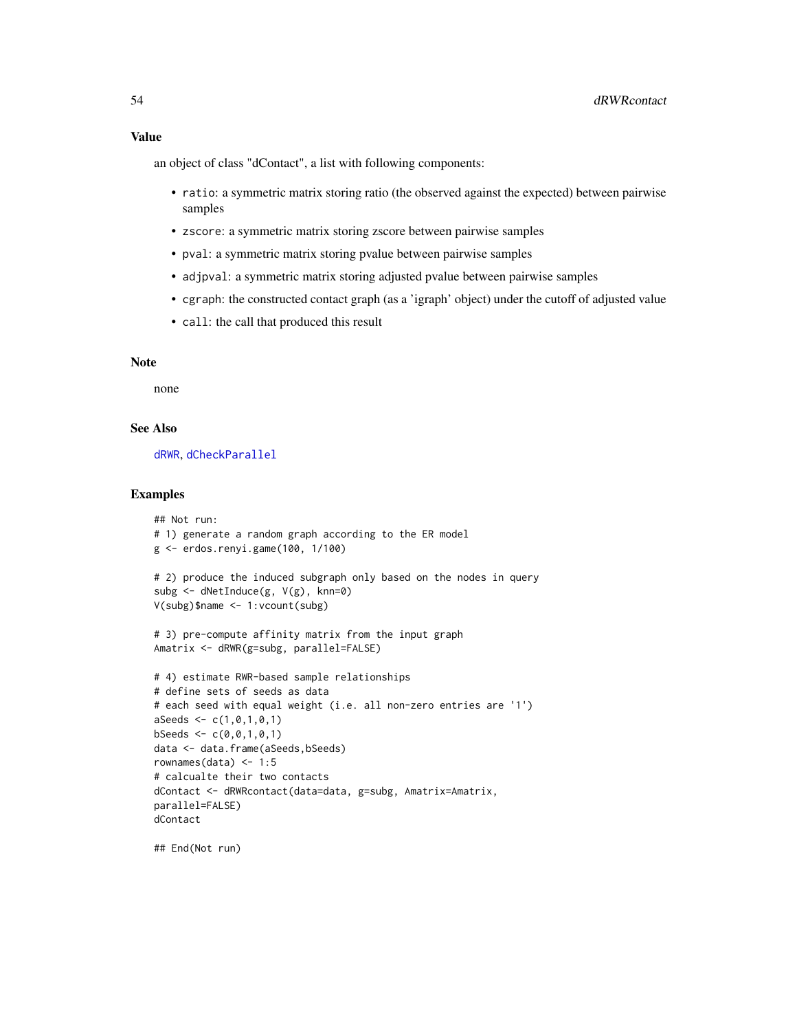## Value

an object of class "dContact", a list with following components:

- `ratio`: a symmetric matrix storing ratio (the observed against the expected) between pairwise samples
- `zscore`: a symmetric matrix storing zscore between pairwise samples
- `pval`: a symmetric matrix storing pvalue between pairwise samples
- `adjpval`: a symmetric matrix storing adjusted pvalue between pairwise samples
- `cgraph`: the constructed contact graph (as a 'igraph' object) under the cutoff of adjusted value
- `call`: the call that produced this result

## Note

none

## See Also

dRWR, dCheckParallel

## Examples

```
## Not run:
# 1) generate a random graph according to the ER model
g <- erdos.renyi.game(100, 1/100)

# 2) produce the induced subgraph only based on the nodes in query
subg <- dNetInduce(g, V(g), knn=0)
V(subg)$name <- 1:vcount(subg)

# 3) pre-compute affinity matrix from the input graph
Amatrix <- dRWR(g=subg, parallel=FALSE)

# 4) estimate RWR-based sample relationships
# define sets of seeds as data
# each seed with equal weight (i.e. all non-zero entries are '1')
aSeeds <- c(1,0,1,0,1)
bSeeds <- c(0,0,1,0,1)
data <- data.frame(aSeeds,bSeeds)
rownames(data) <- 1:5
# calcualte their two contacts
dContact <- dRWRcontact(data=data, g=subg, Amatrix=Amatrix,
parallel=FALSE)
dContact

## End(Not run)
```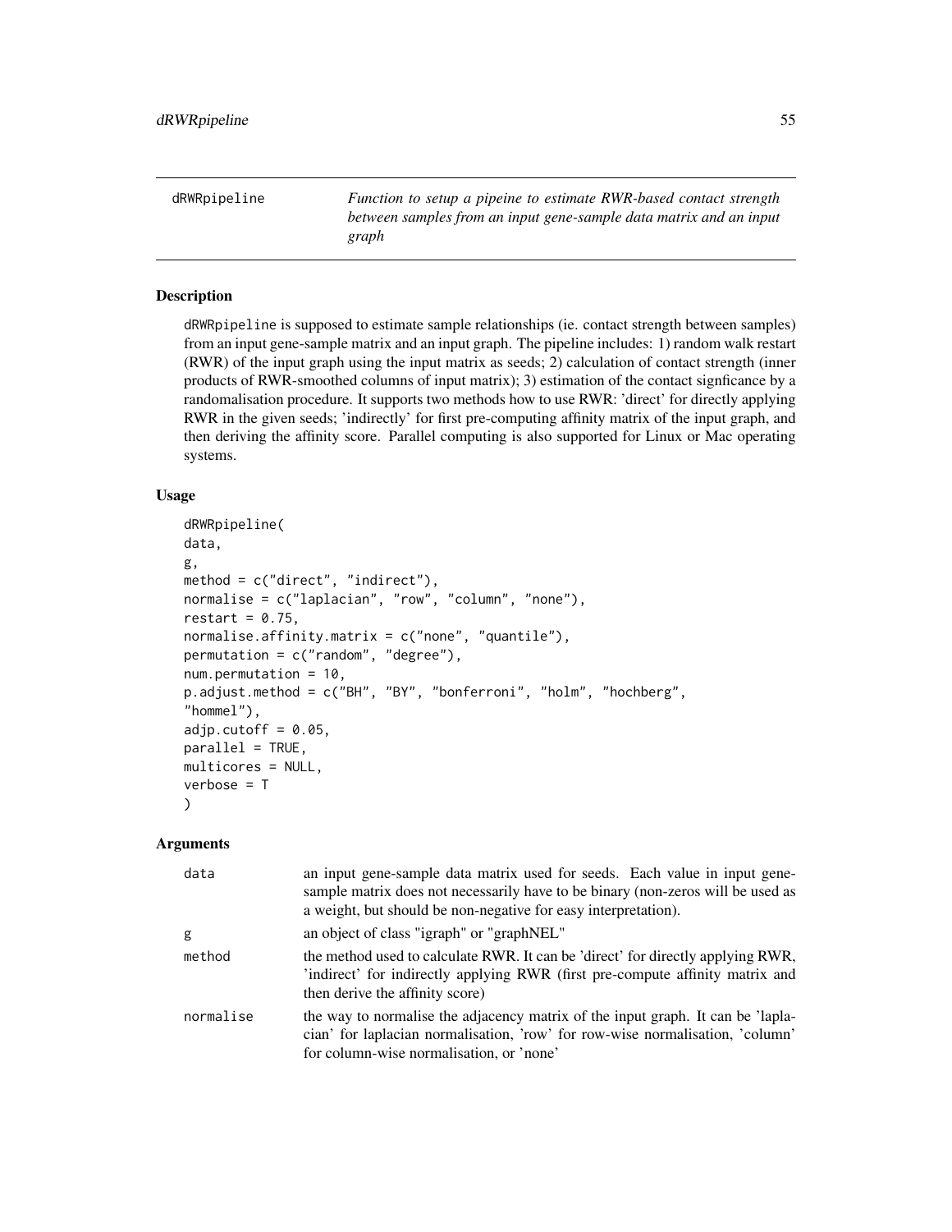dRWRpipeline *Function to setup a pipeine to estimate RWR-based contact strength between samples from an input gene-sample data matrix and an input graph*

## Description

dRWRpipeline is supposed to estimate sample relationships (ie. contact strength between samples) from an input gene-sample matrix and an input graph. The pipeline includes: 1) random walk restart (RWR) of the input graph using the input matrix as seeds; 2) calculation of contact strength (inner products of RWR-smoothed columns of input matrix); 3) estimation of the contact signficance by a randomalisation procedure. It supports two methods how to use RWR: 'direct' for directly applying RWR in the given seeds; 'indirectly' for first pre-computing affinity matrix of the input graph, and then deriving the affinity score. Parallel computing is also supported for Linux or Mac operating systems.

## Usage

```
dRWRpipeline(
data,
g,
method = c("direct", "indirect"),
normalise = c("laplacian", "row", "column", "none"),
restart = 0.75,
normalise.affinity.matrix = c("none", "quantile"),
permutation = c("random", "degree"),
num.permutation = 10,
p.adjust.method = c("BH", "BY", "bonferroni", "holm", "hochberg",
"hommel"),
adjp.cutoff = 0.05,
parallel = TRUE,
multicores = NULL,
verbose = T
)
```

## Arguments

| | |
|---|---|
| data | an input gene-sample data matrix used for seeds. Each value in input gene-sample matrix does not necessarily have to be binary (non-zeros will be used as a weight, but should be non-negative for easy interpretation). |
| g | an object of class "igraph" or "graphNEL" |
| method | the method used to calculate RWR. It can be 'direct' for directly applying RWR, 'indirect' for indirectly applying RWR (first pre-compute affinity matrix and then derive the affinity score) |
| normalise | the way to normalise the adjacency matrix of the input graph. It can be 'laplacian' for laplacian normalisation, 'row' for row-wise normalisation, 'column' for column-wise normalisation, or 'none' |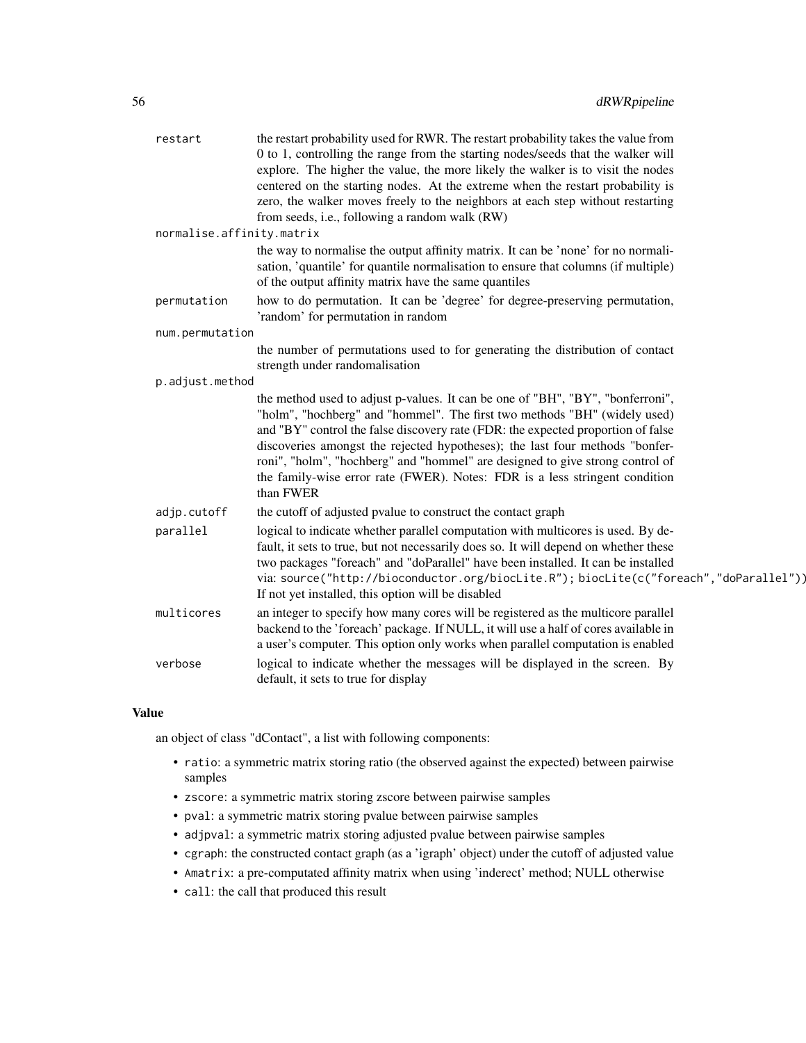restart
: the restart probability used for RWR. The restart probability takes the value from 0 to 1, controlling the range from the starting nodes/seeds that the walker will explore. The higher the value, the more likely the walker is to visit the nodes centered on the starting nodes. At the extreme when the restart probability is zero, the walker moves freely to the neighbors at each step without restarting from seeds, i.e., following a random walk (RW)

normalise.affinity.matrix
: the way to normalise the output affinity matrix. It can be 'none' for no normalisation, 'quantile' for quantile normalisation to ensure that columns (if multiple) of the output affinity matrix have the same quantiles

permutation
: how to do permutation. It can be 'degree' for degree-preserving permutation, 'random' for permutation in random

num.permutation
: the number of permutations used to for generating the distribution of contact strength under randomalisation

p.adjust.method
: the method used to adjust p-values. It can be one of "BH", "BY", "bonferroni", "holm", "hochberg" and "hommel". The first two methods "BH" (widely used) and "BY" control the false discovery rate (FDR: the expected proportion of false discoveries amongst the rejected hypotheses); the last four methods "bonferroni", "holm", "hochberg" and "hommel" are designed to give strong control of the family-wise error rate (FWER). Notes: FDR is a less stringent condition than FWER

adjp.cutoff
: the cutoff of adjusted pvalue to construct the contact graph

parallel
: logical to indicate whether parallel computation with multicores is used. By default, it sets to true, but not necessarily does so. It will depend on whether these two packages "foreach" and "doParallel" have been installed. It can be installed via: `source("http://bioconductor.org/biocLite.R"); biocLite(c("foreach","doParallel"))`. If not yet installed, this option will be disabled

multicores
: an integer to specify how many cores will be registered as the multicore parallel backend to the 'foreach' package. If NULL, it will use a half of cores available in a user's computer. This option only works when parallel computation is enabled

verbose
: logical to indicate whether the messages will be displayed in the screen. By default, it sets to true for display

## Value

an object of class "dContact", a list with following components:

- `ratio`: a symmetric matrix storing ratio (the observed against the expected) between pairwise samples
- `zscore`: a symmetric matrix storing zscore between pairwise samples
- `pval`: a symmetric matrix storing pvalue between pairwise samples
- `adjpval`: a symmetric matrix storing adjusted pvalue between pairwise samples
- `cgraph`: the constructed contact graph (as a 'igraph' object) under the cutoff of adjusted value
- `Amatrix`: a pre-computated affinity matrix when using 'inderect' method; NULL otherwise
- `call`: the call that produced this result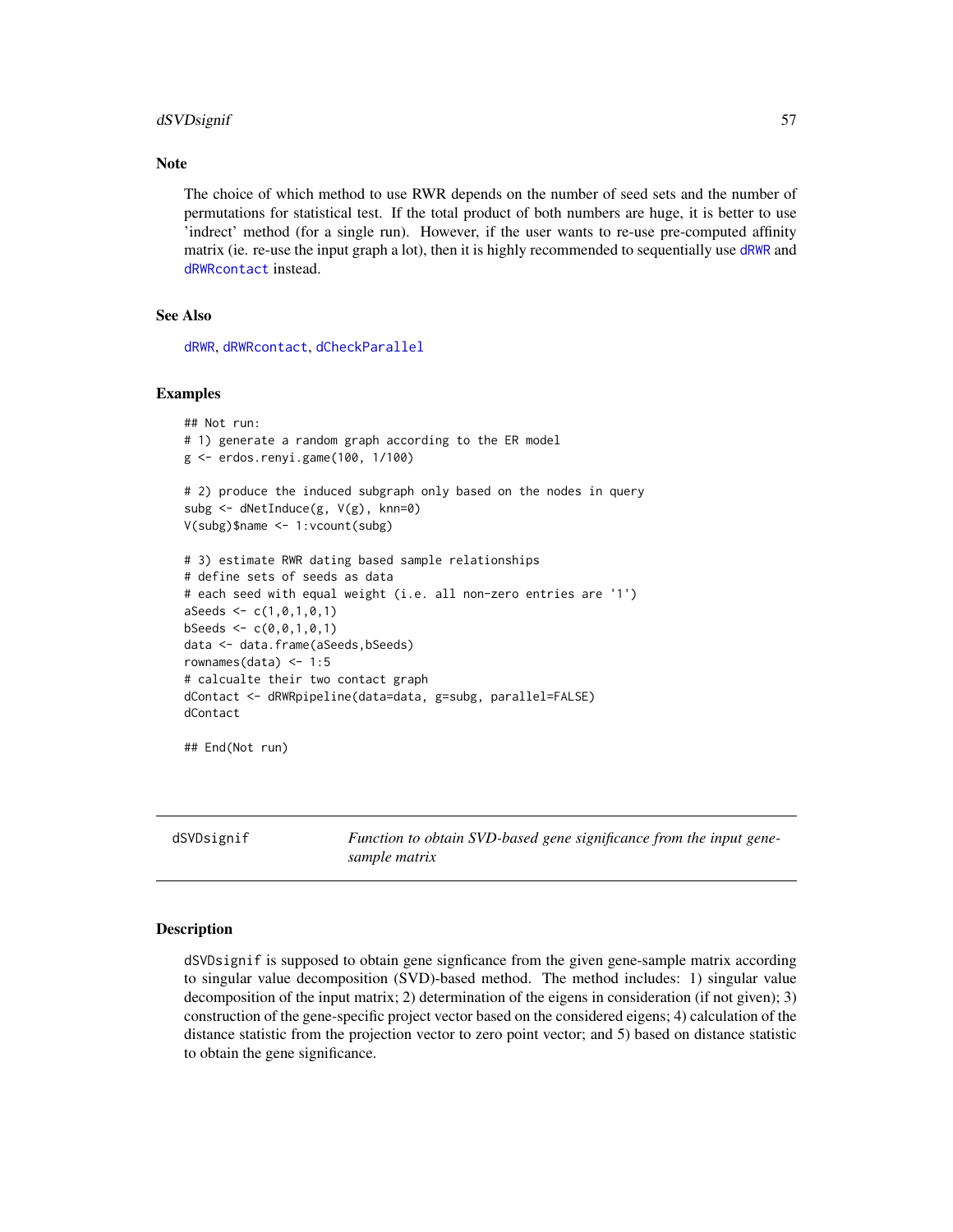## Note

The choice of which method to use RWR depends on the number of seed sets and the number of permutations for statistical test. If the total product of both numbers are huge, it is better to use 'indrect' method (for a single run). However, if the user wants to re-use pre-computed affinity matrix (ie. re-use the input graph a lot), then it is highly recommended to sequentially use dRWR and dRWRcontact instead.

## See Also

dRWR, dRWRcontact, dCheckParallel

## Examples

```
## Not run:
# 1) generate a random graph according to the ER model
g <- erdos.renyi.game(100, 1/100)

# 2) produce the induced subgraph only based on the nodes in query
subg <- dNetInduce(g, V(g), knn=0)
V(subg)$name <- 1:vcount(subg)

# 3) estimate RWR dating based sample relationships
# define sets of seeds as data
# each seed with equal weight (i.e. all non-zero entries are '1')
aSeeds <- c(1,0,1,0,1)
bSeeds <- c(0,0,1,0,1)
data <- data.frame(aSeeds,bSeeds)
rownames(data) <- 1:5
# calcualte their two contact graph
dContact <- dRWRpipeline(data=data, g=subg, parallel=FALSE)
dContact

## End(Not run)
```

---

# dSVDsignif — *Function to obtain SVD-based gene significance from the input gene-sample matrix*

## Description

dSVDsignif is supposed to obtain gene signficance from the given gene-sample matrix according to singular value decomposition (SVD)-based method. The method includes: 1) singular value decomposition of the input matrix; 2) determination of the eigens in consideration (if not given); 3) construction of the gene-specific project vector based on the considered eigens; 4) calculation of the distance statistic from the projection vector to zero point vector; and 5) based on distance statistic to obtain the gene significance.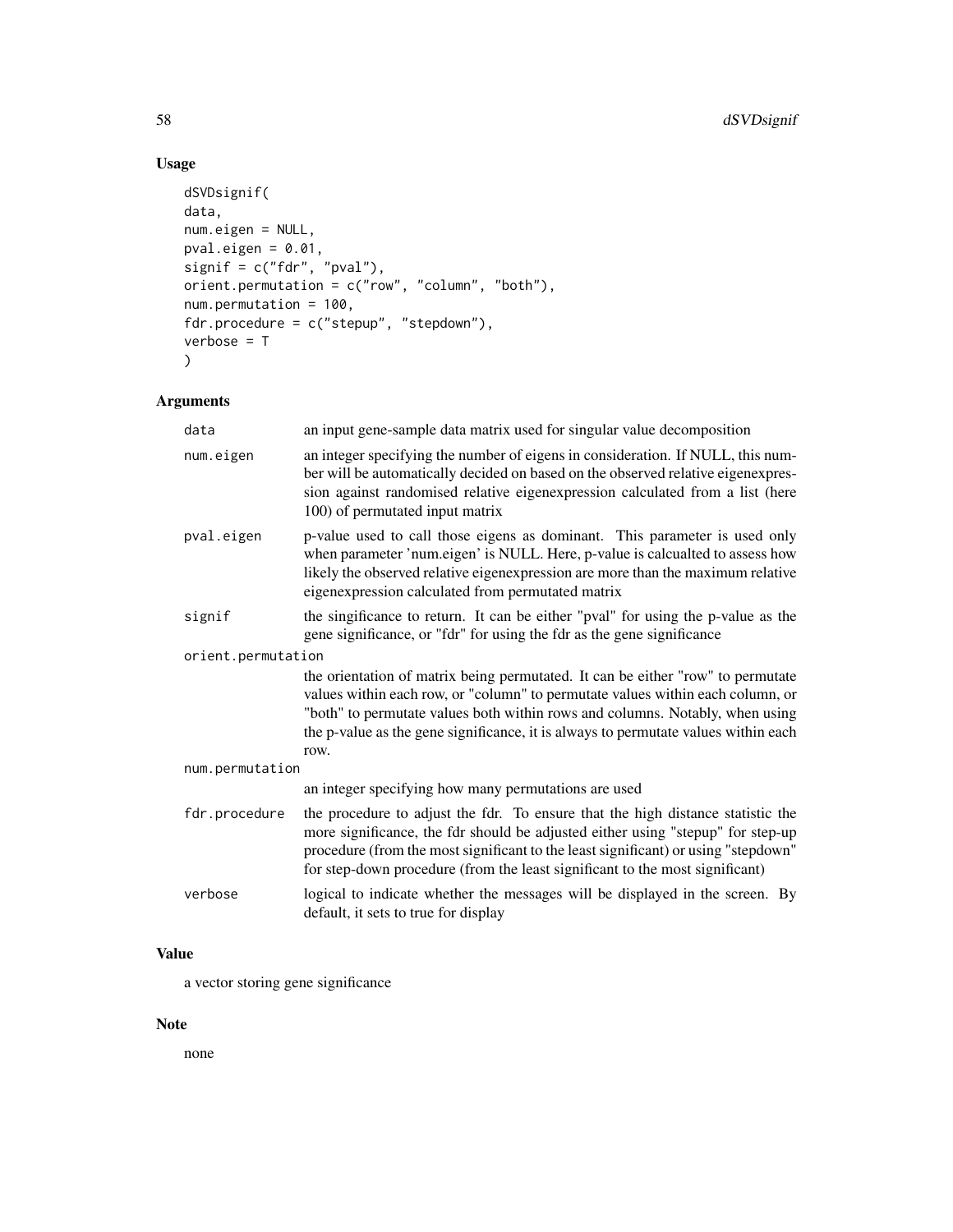## Usage

```
dSVDsignif(
data,
num.eigen = NULL,
pval.eigen = 0.01,
signif = c("fdr", "pval"),
orient.permutation = c("row", "column", "both"),
num.permutation = 100,
fdr.procedure = c("stepup", "stepdown"),
verbose = T
)
```

## Arguments

| | |
|---|---|
| data | an input gene-sample data matrix used for singular value decomposition |
| num.eigen | an integer specifying the number of eigens in consideration. If NULL, this number will be automatically decided on based on the observed relative eigenexpression against randomised relative eigenexpression calculated from a list (here 100) of permutated input matrix |
| pval.eigen | p-value used to call those eigens as dominant. This parameter is used only when parameter 'num.eigen' is NULL. Here, p-value is calcualted to assess how likely the observed relative eigenexpression are more than the maximum relative eigenexpression calculated from permutated matrix |
| signif | the singificance to return. It can be either "pval" for using the p-value as the gene significance, or "fdr" for using the fdr as the gene significance |
| orient.permutation | the orientation of matrix being permutated. It can be either "row" to permutate values within each row, or "column" to permutate values within each column, or "both" to permutate values both within rows and columns. Notably, when using the p-value as the gene significance, it is always to permutate values within each row. |
| num.permutation | an integer specifying how many permutations are used |
| fdr.procedure | the procedure to adjust the fdr. To ensure that the high distance statistic the more significance, the fdr should be adjusted either using "stepup" for step-up procedure (from the most significant to the least significant) or using "stepdown" for step-down procedure (from the least significant to the most significant) |
| verbose | logical to indicate whether the messages will be displayed in the screen. By default, it sets to true for display |

## Value

a vector storing gene significance

## Note

none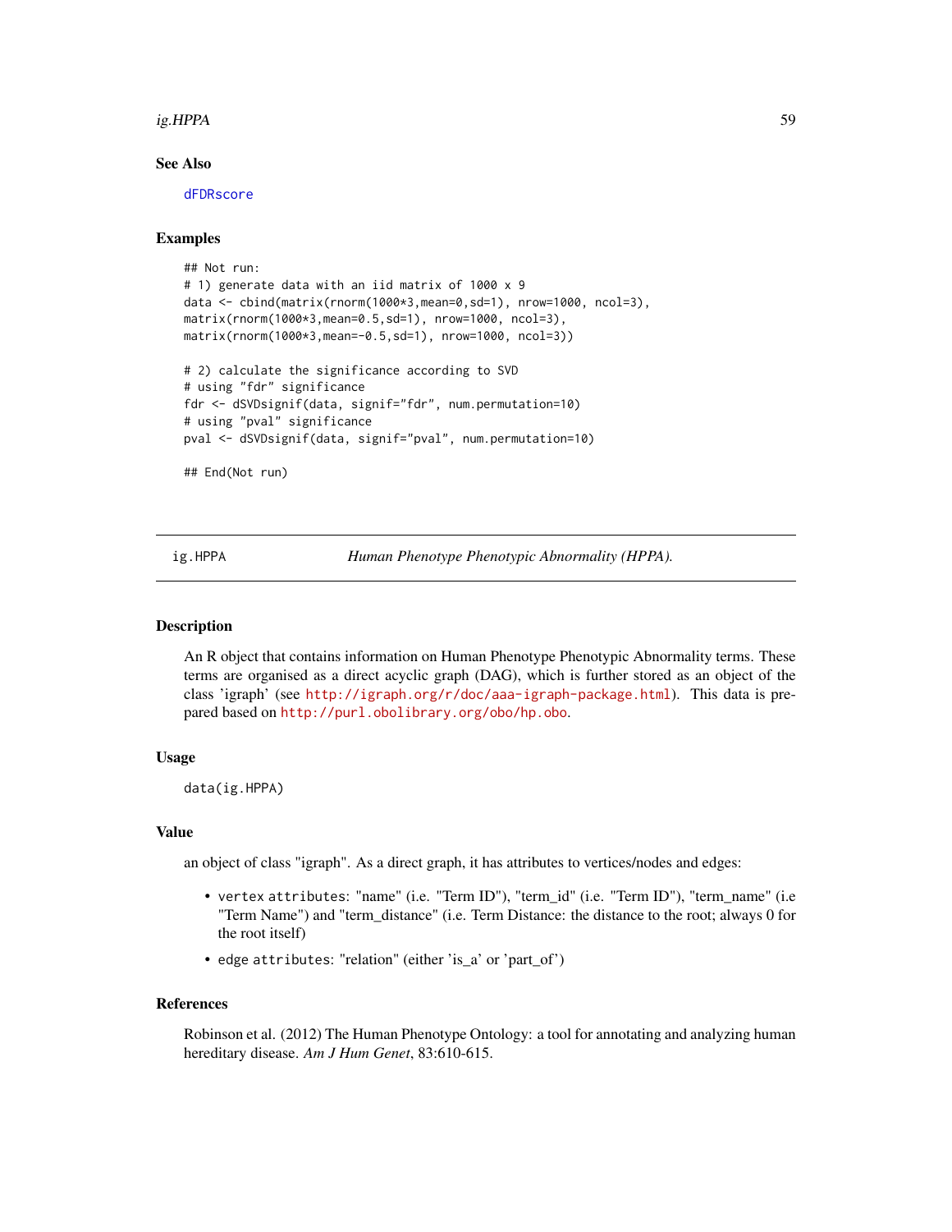## See Also

dFDRscore

## Examples

```
## Not run:
# 1) generate data with an iid matrix of 1000 x 9
data <- cbind(matrix(rnorm(1000*3,mean=0,sd=1), nrow=1000, ncol=3),
matrix(rnorm(1000*3,mean=0.5,sd=1), nrow=1000, ncol=3),
matrix(rnorm(1000*3,mean=-0.5,sd=1), nrow=1000, ncol=3))

# 2) calculate the significance according to SVD
# using "fdr" significance
fdr <- dSVDsignif(data, signif="fdr", num.permutation=10)
# using "pval" significance
pval <- dSVDsignif(data, signif="pval", num.permutation=10)

## End(Not run)
```

---

# ig.HPPA — *Human Phenotype Phenotypic Abnormality (HPPA).*

## Description

An R object that contains information on Human Phenotype Phenotypic Abnormality terms. These terms are organised as a direct acyclic graph (DAG), which is further stored as an object of the class 'igraph' (see http://igraph.org/r/doc/aaa-igraph-package.html). This data is prepared based on http://purl.obolibrary.org/obo/hp.obo.

## Usage

```
data(ig.HPPA)
```

## Value

an object of class "igraph". As a direct graph, it has attributes to vertices/nodes and edges:

- `vertex attributes`: "name" (i.e. "Term ID"), "term_id" (i.e. "Term ID"), "term_name" (i.e "Term Name") and "term_distance" (i.e. Term Distance: the distance to the root; always 0 for the root itself)
- `edge attributes`: "relation" (either 'is_a' or 'part_of')

## References

Robinson et al. (2012) The Human Phenotype Ontology: a tool for annotating and analyzing human hereditary disease. *Am J Hum Genet*, 83:610-615.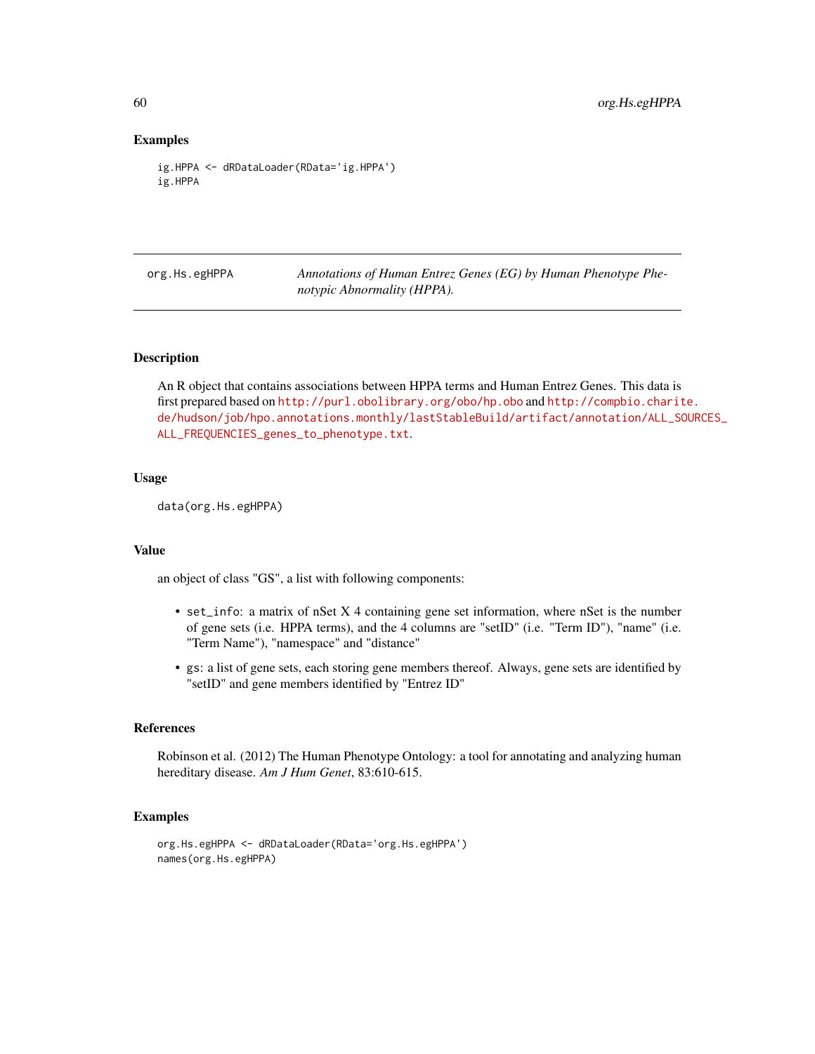## Examples

```
ig.HPPA <- dRDataLoader(RData='ig.HPPA')
ig.HPPA
```

---

# org.Hs.egHPPA — *Annotations of Human Entrez Genes (EG) by Human Phenotype Phenotypic Abnormality (HPPA).*

---

## Description

An R object that contains associations between HPPA terms and Human Entrez Genes. This data is first prepared based on http://purl.obolibrary.org/obo/hp.obo and http://compbio.charite.de/hudson/job/hpo.annotations.monthly/lastStableBuild/artifact/annotation/ALL_SOURCES_ALL_FREQUENCIES_genes_to_phenotype.txt.

## Usage

```
data(org.Hs.egHPPA)
```

## Value

an object of class "GS", a list with following components:

- `set_info`: a matrix of nSet X 4 containing gene set information, where nSet is the number of gene sets (i.e. HPPA terms), and the 4 columns are "setID" (i.e. "Term ID"), "name" (i.e. "Term Name"), "namespace" and "distance"
- `gs`: a list of gene sets, each storing gene members thereof. Always, gene sets are identified by "setID" and gene members identified by "Entrez ID"

## References

Robinson et al. (2012) The Human Phenotype Ontology: a tool for annotating and analyzing human hereditary disease. *Am J Hum Genet*, 83:610-615.

## Examples

```
org.Hs.egHPPA <- dRDataLoader(RData='org.Hs.egHPPA')
names(org.Hs.egHPPA)
```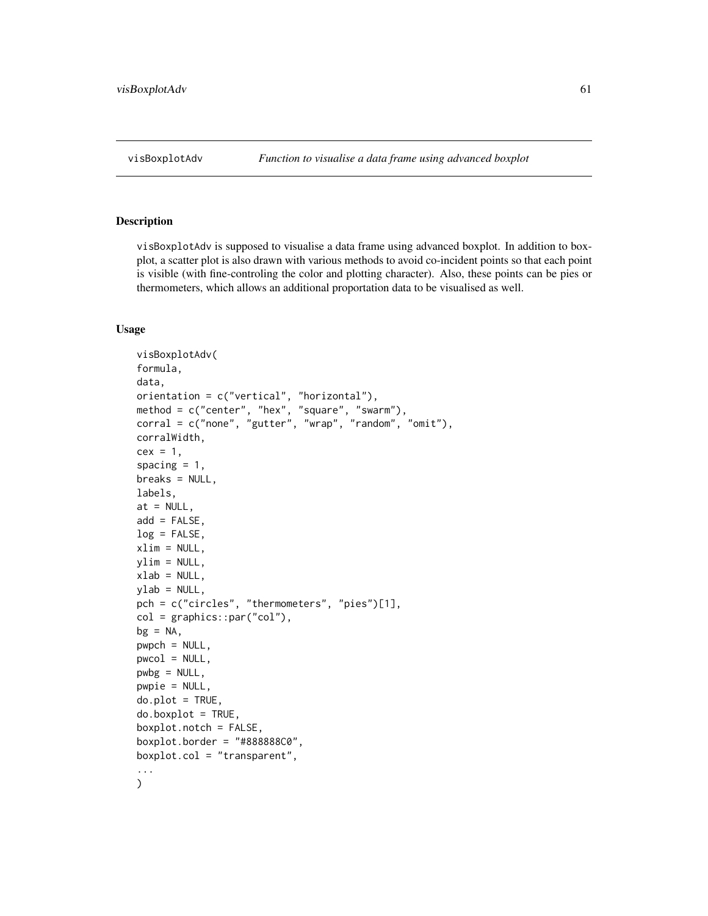visBoxplotAdv *Function to visualise a data frame using advanced boxplot*

## Description

visBoxplotAdv is supposed to visualise a data frame using advanced boxplot. In addition to boxplot, a scatter plot is also drawn with various methods to avoid co-incident points so that each point is visible (with fine-controling the color and plotting character). Also, these points can be pies or thermometers, which allows an additional proportation data to be visualised as well.

## Usage

```
visBoxplotAdv(
formula,
data,
orientation = c("vertical", "horizontal"),
method = c("center", "hex", "square", "swarm"),
corral = c("none", "gutter", "wrap", "random", "omit"),
corralWidth,
cex = 1,
spacing = 1,
breaks = NULL,
labels,
at = NULL,
add = FALSE,
log = FALSE,
xlim = NULL,
ylim = NULL,
xlab = NULL,
ylab = NULL,
pch = c("circles", "thermometers", "pies")[1],
col = graphics::par("col"),
bg = NA,
pwpch = NULL,
pwcol = NULL,
pwbg = NULL,
pwpie = NULL,
do.plot = TRUE,
do.boxplot = TRUE,
boxplot.notch = FALSE,
boxplot.border = "#888888C0",
boxplot.col = "transparent",
...
)
```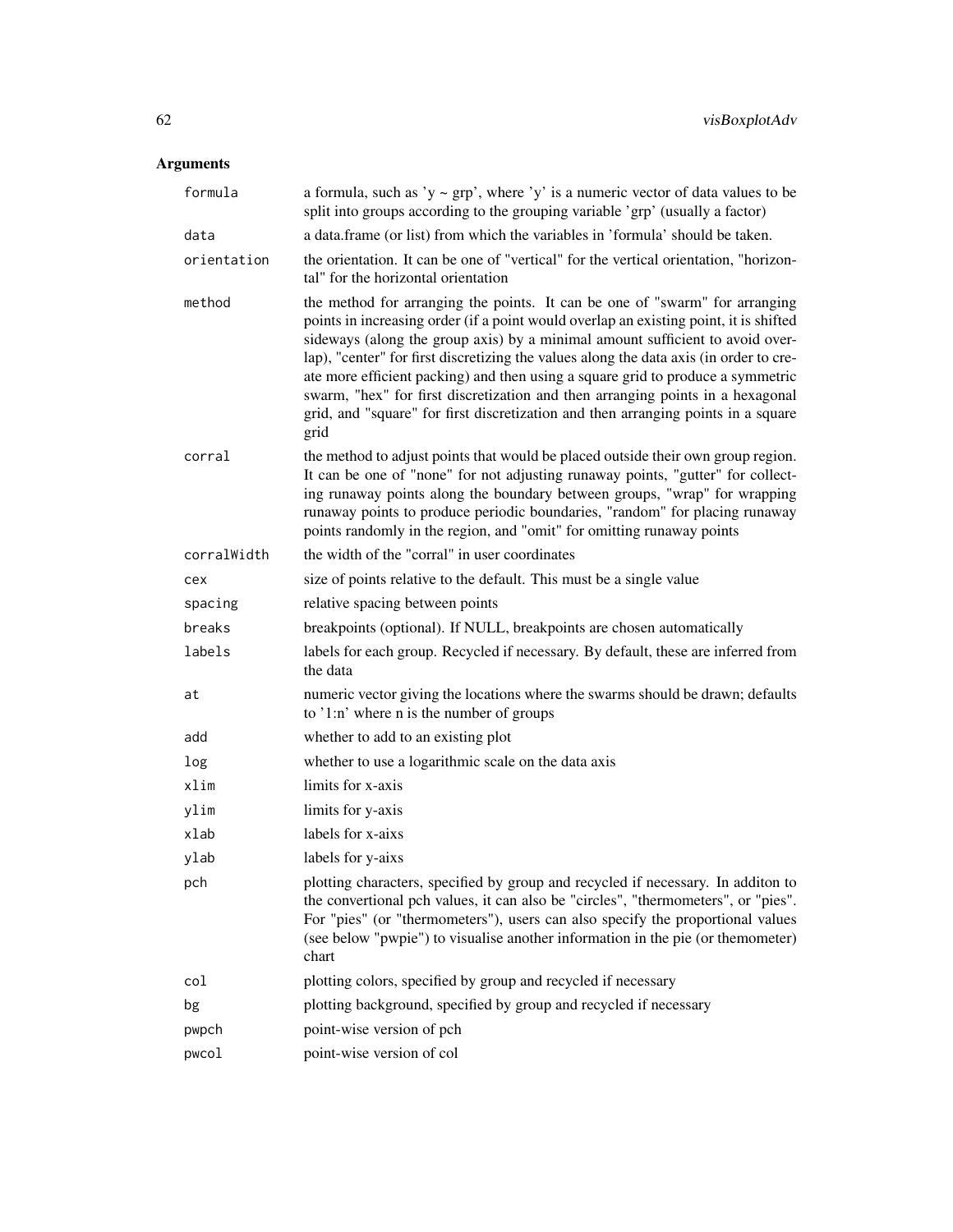## Arguments

| | |
|---|---|
| `formula` | a formula, such as 'y ~ grp', where 'y' is a numeric vector of data values to be split into groups according to the grouping variable 'grp' (usually a factor) |
| `data` | a data.frame (or list) from which the variables in 'formula' should be taken. |
| `orientation` | the orientation. It can be one of "vertical" for the vertical orientation, "horizontal" for the horizontal orientation |
| `method` | the method for arranging the points. It can be one of "swarm" for arranging points in increasing order (if a point would overlap an existing point, it is shifted sideways (along the group axis) by a minimal amount sufficient to avoid overlap), "center" for first discretizing the values along the data axis (in order to create more efficient packing) and then using a square grid to produce a symmetric swarm, "hex" for first discretization and then arranging points in a hexagonal grid, and "square" for first discretization and then arranging points in a square grid |
| `corral` | the method to adjust points that would be placed outside their own group region. It can be one of "none" for not adjusting runaway points, "gutter" for collecting runaway points along the boundary between groups, "wrap" for wrapping runaway points to produce periodic boundaries, "random" for placing runaway points randomly in the region, and "omit" for omitting runaway points |
| `corralWidth` | the width of the "corral" in user coordinates |
| `cex` | size of points relative to the default. This must be a single value |
| `spacing` | relative spacing between points |
| `breaks` | breakpoints (optional). If NULL, breakpoints are chosen automatically |
| `labels` | labels for each group. Recycled if necessary. By default, these are inferred from the data |
| `at` | numeric vector giving the locations where the swarms should be drawn; defaults to '1:n' where n is the number of groups |
| `add` | whether to add to an existing plot |
| `log` | whether to use a logarithmic scale on the data axis |
| `xlim` | limits for x-axis |
| `ylim` | limits for y-axis |
| `xlab` | labels for x-aixs |
| `ylab` | labels for y-aixs |
| `pch` | plotting characters, specified by group and recycled if necessary. In additon to the convertional pch values, it can also be "circles", "thermometers", or "pies". For "pies" (or "thermometers"), users can also specify the proportional values (see below "pwpie") to visualise another information in the pie (or themometer) chart |
| `col` | plotting colors, specified by group and recycled if necessary |
| `bg` | plotting background, specified by group and recycled if necessary |
| `pwpch` | point-wise version of pch |
| `pwcol` | point-wise version of col |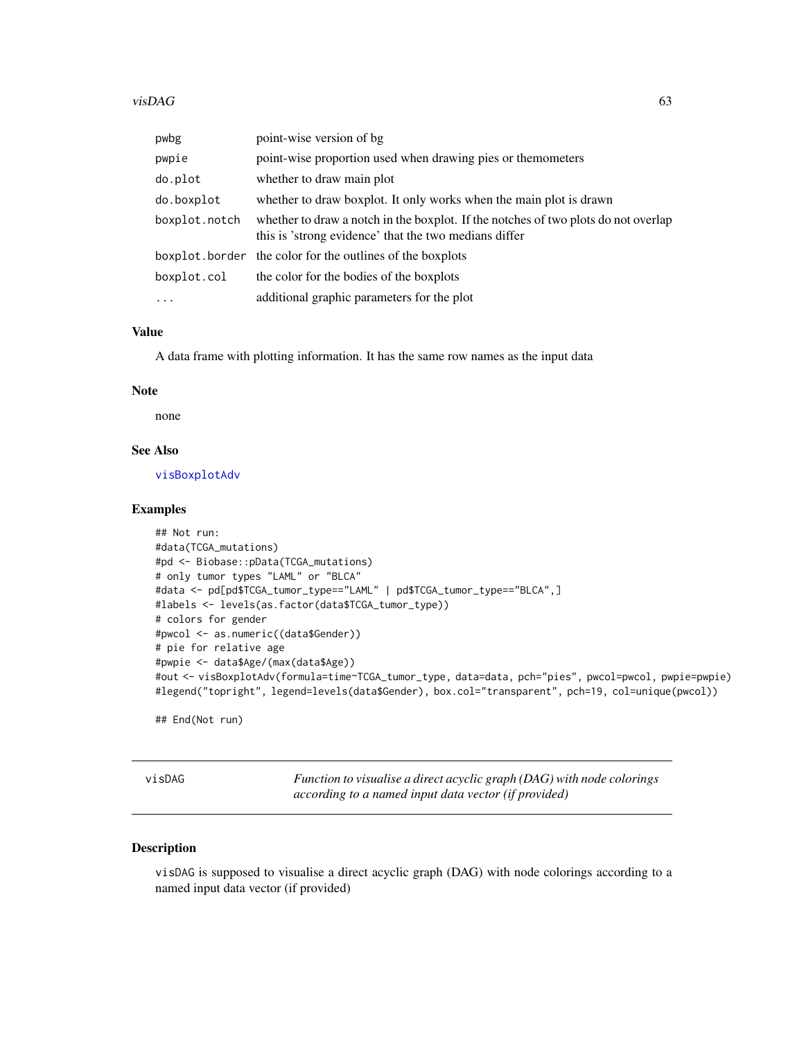| | |
|---|---|
| pwbg | point-wise version of bg |
| pwpie | point-wise proportion used when drawing pies or themometers |
| do.plot | whether to draw main plot |
| do.boxplot | whether to draw boxplot. It only works when the main plot is drawn |
| boxplot.notch | whether to draw a notch in the boxplot. If the notches of two plots do not overlap this is 'strong evidence' that the two medians differ |
| boxplot.border | the color for the outlines of the boxplots |
| boxplot.col | the color for the bodies of the boxplots |
| ... | additional graphic parameters for the plot |

### Value

A data frame with plotting information. It has the same row names as the input data

### Note

none

### See Also

visBoxplotAdv

### Examples

```
## Not run:
#data(TCGA_mutations)
#pd <- Biobase::pData(TCGA_mutations)
# only tumor types "LAML" or "BLCA"
#data <- pd[pd$TCGA_tumor_type=="LAML" | pd$TCGA_tumor_type=="BLCA",]
#labels <- levels(as.factor(data$TCGA_tumor_type))
# colors for gender
#pwcol <- as.numeric((data$Gender))
# pie for relative age
#pwpie <- data$Age/(max(data$Age))
#out <- visBoxplotAdv(formula=time~TCGA_tumor_type, data=data, pch="pies", pwcol=pwcol, pwpie=pwpie)
#legend("topright", legend=levels(data$Gender), box.col="transparent", pch=19, col=unique(pwcol))

## End(Not run)
```

---

## visDAG — *Function to visualise a direct acyclic graph (DAG) with node colorings according to a named input data vector (if provided)*

### Description

visDAG is supposed to visualise a direct acyclic graph (DAG) with node colorings according to a named input data vector (if provided)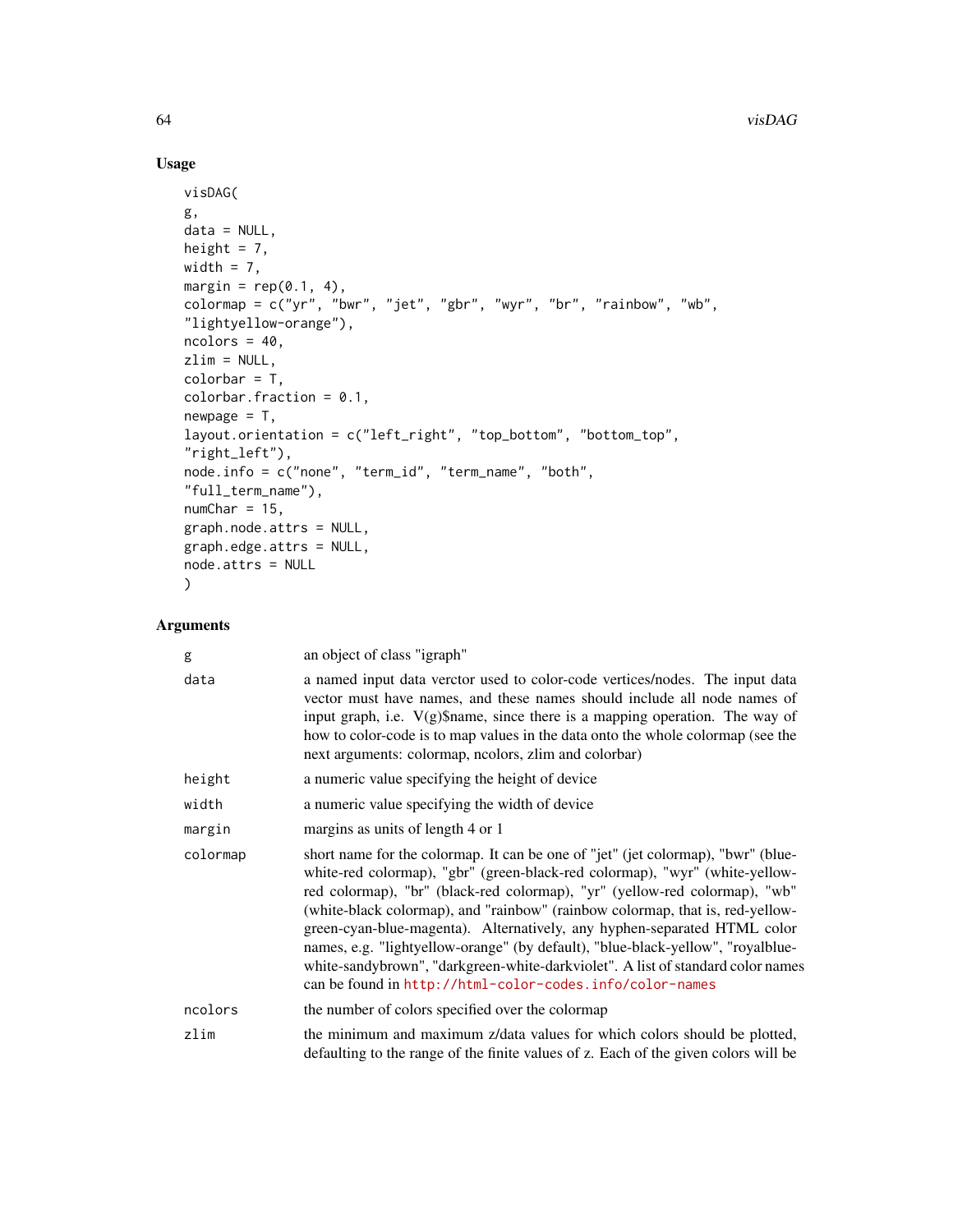## Usage

```
visDAG(
g,
data = NULL,
height = 7,
width = 7,
margin = rep(0.1, 4),
colormap = c("yr", "bwr", "jet", "gbr", "wyr", "br", "rainbow", "wb",
"lightyellow-orange"),
ncolors = 40,
zlim = NULL,
colorbar = T,
colorbar.fraction = 0.1,
newpage = T,
layout.orientation = c("left_right", "top_bottom", "bottom_top",
"right_left"),
node.info = c("none", "term_id", "term_name", "both",
"full_term_name"),
numChar = 15,
graph.node.attrs = NULL,
graph.edge.attrs = NULL,
node.attrs = NULL
)
```

## Arguments

| | |
|---|---|
| `g` | an object of class "igraph" |
| `data` | a named input data verctor used to color-code vertices/nodes. The input data vector must have names, and these names should include all node names of input graph, i.e. V(g)$name, since there is a mapping operation. The way of how to color-code is to map values in the data onto the whole colormap (see the next arguments: colormap, ncolors, zlim and colorbar) |
| `height` | a numeric value specifying the height of device |
| `width` | a numeric value specifying the width of device |
| `margin` | margins as units of length 4 or 1 |
| `colormap` | short name for the colormap. It can be one of "jet" (jet colormap), "bwr" (blue-white-red colormap), "gbr" (green-black-red colormap), "wyr" (white-yellow-red colormap), "br" (black-red colormap), "yr" (yellow-red colormap), "wb" (white-black colormap), and "rainbow" (rainbow colormap, that is, red-yellow-green-cyan-blue-magenta). Alternatively, any hyphen-separated HTML color names, e.g. "lightyellow-orange" (by default), "blue-black-yellow", "royalblue-white-sandybrown", "darkgreen-white-darkviolet". A list of standard color names can be found in http://html-color-codes.info/color-names |
| `ncolors` | the number of colors specified over the colormap |
| `zlim` | the minimum and maximum z/data values for which colors should be plotted, defaulting to the range of the finite values of z. Each of the given colors will be |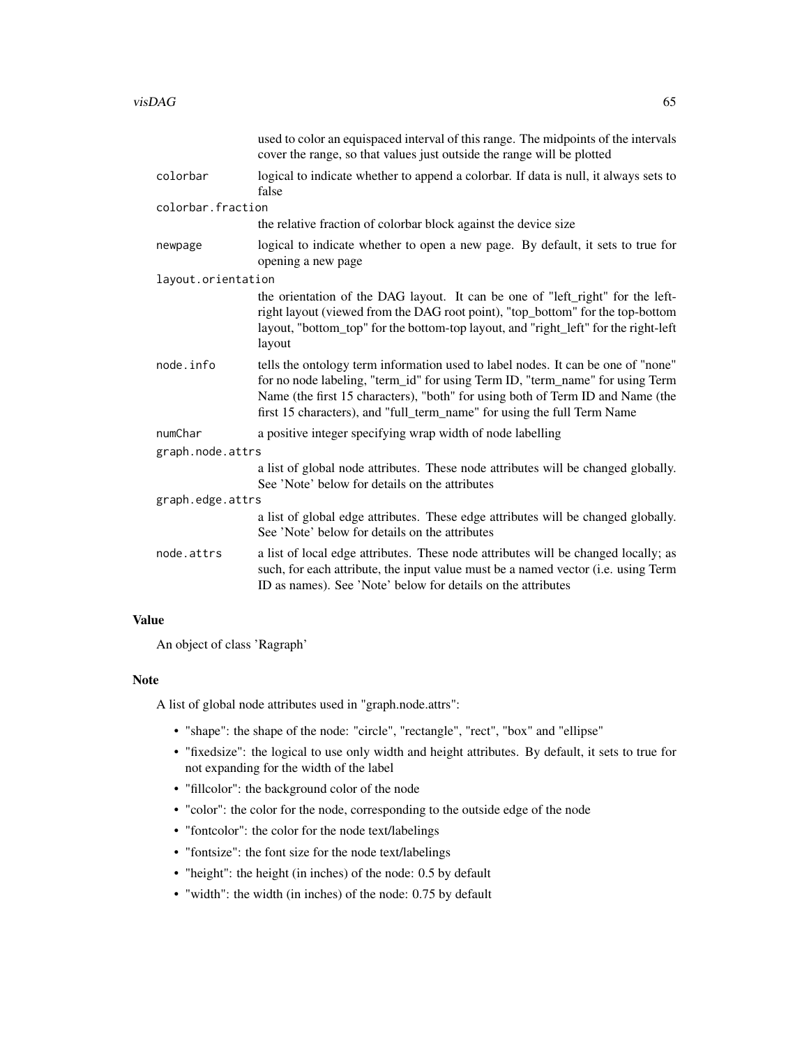used to color an equispaced interval of this range. The midpoints of the intervals cover the range, so that values just outside the range will be plotted

`colorbar`
: logical to indicate whether to append a colorbar. If data is null, it always sets to false

`colorbar.fraction`
: the relative fraction of colorbar block against the device size

`newpage`
: logical to indicate whether to open a new page. By default, it sets to true for opening a new page

`layout.orientation`
: the orientation of the DAG layout. It can be one of "left_right" for the left-right layout (viewed from the DAG root point), "top_bottom" for the top-bottom layout, "bottom_top" for the bottom-top layout, and "right_left" for the right-left layout

`node.info`
: tells the ontology term information used to label nodes. It can be one of "none" for no node labeling, "term_id" for using Term ID, "term_name" for using Term Name (the first 15 characters), "both" for using both of Term ID and Name (the first 15 characters), and "full_term_name" for using the full Term Name

`numChar`
: a positive integer specifying wrap width of node labelling

`graph.node.attrs`
: a list of global node attributes. These node attributes will be changed globally. See 'Note' below for details on the attributes

`graph.edge.attrs`
: a list of global edge attributes. These edge attributes will be changed globally. See 'Note' below for details on the attributes

`node.attrs`
: a list of local edge attributes. These node attributes will be changed locally; as such, for each attribute, the input value must be a named vector (i.e. using Term ID as names). See 'Note' below for details on the attributes

## Value

An object of class 'Ragraph'

## Note

A list of global node attributes used in "graph.node.attrs":

- "shape": the shape of the node: "circle", "rectangle", "rect", "box" and "ellipse"
- "fixedsize": the logical to use only width and height attributes. By default, it sets to true for not expanding for the width of the label
- "fillcolor": the background color of the node
- "color": the color for the node, corresponding to the outside edge of the node
- "fontcolor": the color for the node text/labelings
- "fontsize": the font size for the node text/labelings
- "height": the height (in inches) of the node: 0.5 by default
- "width": the width (in inches) of the node: 0.75 by default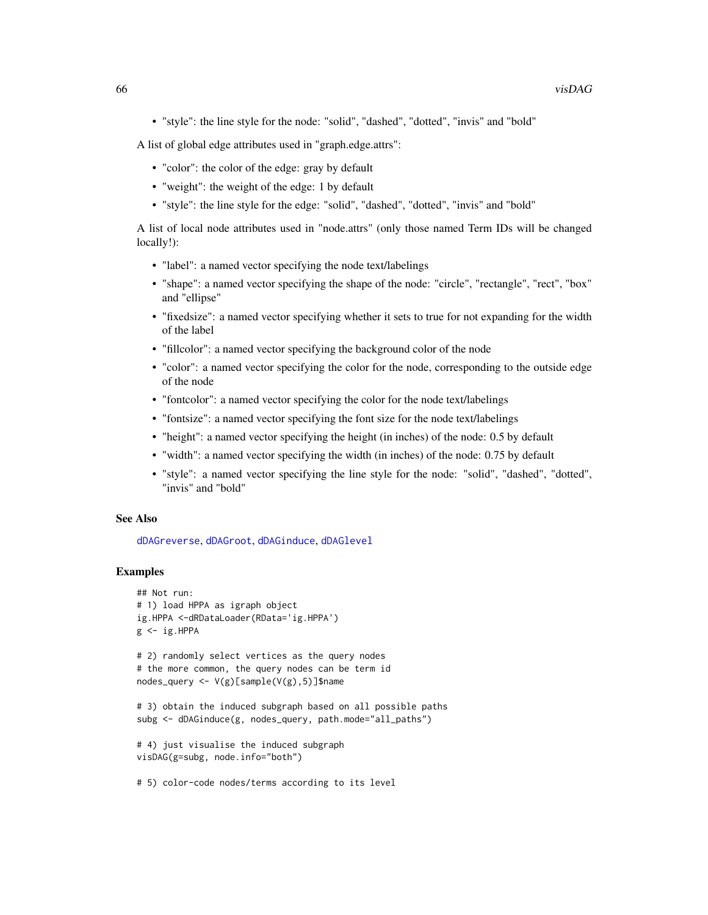- "style": the line style for the node: "solid", "dashed", "dotted", "invis" and "bold"

A list of global edge attributes used in "graph.edge.attrs":

- "color": the color of the edge: gray by default
- "weight": the weight of the edge: 1 by default
- "style": the line style for the edge: "solid", "dashed", "dotted", "invis" and "bold"

A list of local node attributes used in "node.attrs" (only those named Term IDs will be changed locally!):

- "label": a named vector specifying the node text/labelings
- "shape": a named vector specifying the shape of the node: "circle", "rectangle", "rect", "box" and "ellipse"
- "fixedsize": a named vector specifying whether it sets to true for not expanding for the width of the label
- "fillcolor": a named vector specifying the background color of the node
- "color": a named vector specifying the color for the node, corresponding to the outside edge of the node
- "fontcolor": a named vector specifying the color for the node text/labelings
- "fontsize": a named vector specifying the font size for the node text/labelings
- "height": a named vector specifying the height (in inches) of the node: 0.5 by default
- "width": a named vector specifying the width (in inches) of the node: 0.75 by default
- "style": a named vector specifying the line style for the node: "solid", "dashed", "dotted", "invis" and "bold"

## See Also

dDAGreverse, dDAGroot, dDAGinduce, dDAGlevel

## Examples

```
## Not run:
# 1) load HPPA as igraph object
ig.HPPA <-dRDataLoader(RData='ig.HPPA')
g <- ig.HPPA

# 2) randomly select vertices as the query nodes
# the more common, the query nodes can be term id
nodes_query <- V(g)[sample(V(g),5)]$name

# 3) obtain the induced subgraph based on all possible paths
subg <- dDAGinduce(g, nodes_query, path.mode="all_paths")

# 4) just visualise the induced subgraph
visDAG(g=subg, node.info="both")

# 5) color-code nodes/terms according to its level
```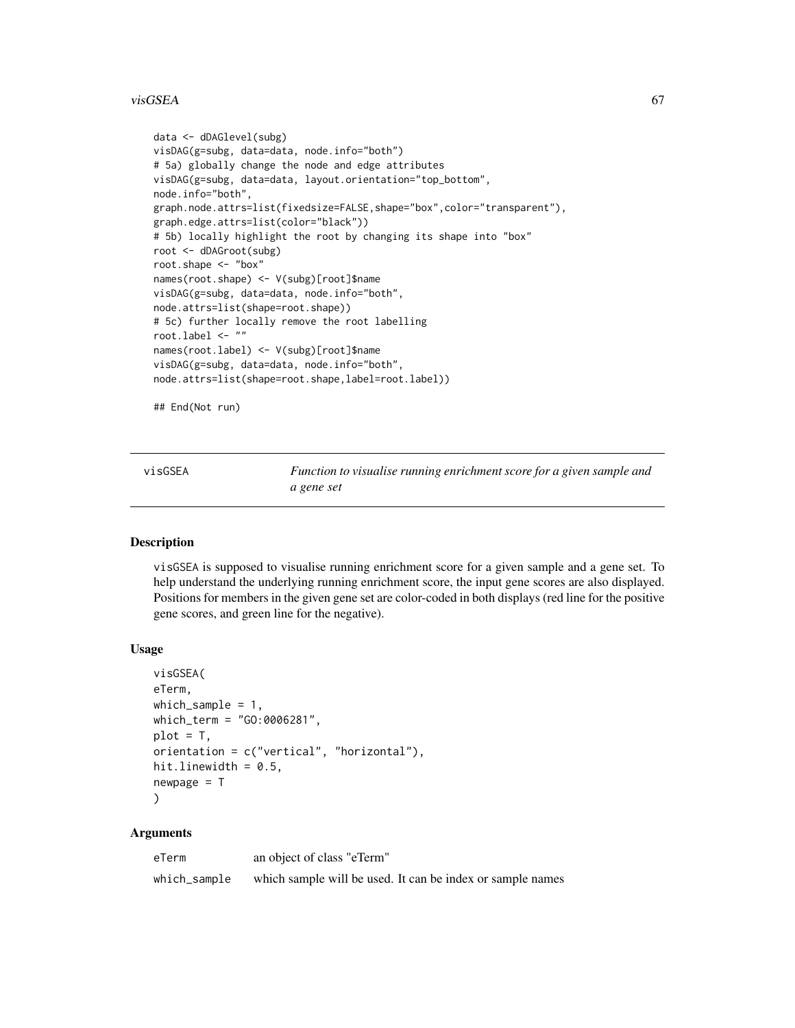```
data <- dDAGlevel(subg)
visDAG(g=subg, data=data, node.info="both")
# 5a) globally change the node and edge attributes
visDAG(g=subg, data=data, layout.orientation="top_bottom",
node.info="both",
graph.node.attrs=list(fixedsize=FALSE,shape="box",color="transparent"),
graph.edge.attrs=list(color="black"))
# 5b) locally highlight the root by changing its shape into "box"
root <- dDAGroot(subg)
root.shape <- "box"
names(root.shape) <- V(subg)[root]$name
visDAG(g=subg, data=data, node.info="both",
node.attrs=list(shape=root.shape))
# 5c) further locally remove the root labelling
root.label <- ""
names(root.label) <- V(subg)[root]$name
visDAG(g=subg, data=data, node.info="both",
node.attrs=list(shape=root.shape,label=root.label))

## End(Not run)
```

---

## visGSEA — *Function to visualise running enrichment score for a given sample and a gene set*

### Description

visGSEA is supposed to visualise running enrichment score for a given sample and a gene set. To help understand the underlying running enrichment score, the input gene scores are also displayed. Positions for members in the given gene set are color-coded in both displays (red line for the positive gene scores, and green line for the negative).

### Usage

```
visGSEA(
eTerm,
which_sample = 1,
which_term = "GO:0006281",
plot = T,
orientation = c("vertical", "horizontal"),
hit.linewidth = 0.5,
newpage = T
)
```

### Arguments

| | |
|---|---|
| eTerm | an object of class "eTerm" |
| which_sample | which sample will be used. It can be index or sample names |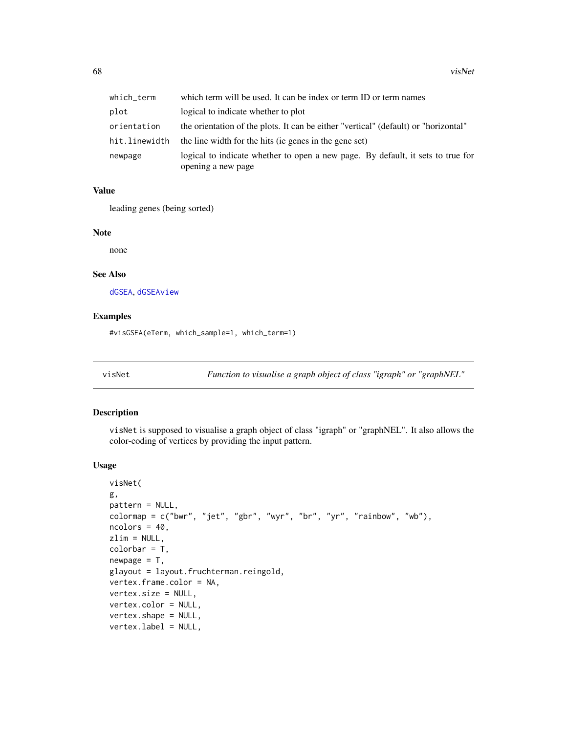| | |
|---|---|
| which_term | which term will be used. It can be index or term ID or term names |
| plot | logical to indicate whether to plot |
| orientation | the orientation of the plots. It can be either "vertical" (default) or "horizontal" |
| hit.linewidth | the line width for the hits (ie genes in the gene set) |
| newpage | logical to indicate whether to open a new page. By default, it sets to true for opening a new page |

### Value

leading genes (being sorted)

### Note

none

### See Also

dGSEA, dGSEAview

### Examples

```
#visGSEA(eTerm, which_sample=1, which_term=1)
```

---

## visNet — *Function to visualise a graph object of class "igraph" or "graphNEL"*

### Description

visNet is supposed to visualise a graph object of class "igraph" or "graphNEL". It also allows the color-coding of vertices by providing the input pattern.

### Usage

```
visNet(
g,
pattern = NULL,
colormap = c("bwr", "jet", "gbr", "wyr", "br", "yr", "rainbow", "wb"),
ncolors = 40,
zlim = NULL,
colorbar = T,
newpage = T,
glayout = layout.fruchterman.reingold,
vertex.frame.color = NA,
vertex.size = NULL,
vertex.color = NULL,
vertex.shape = NULL,
vertex.label = NULL,
```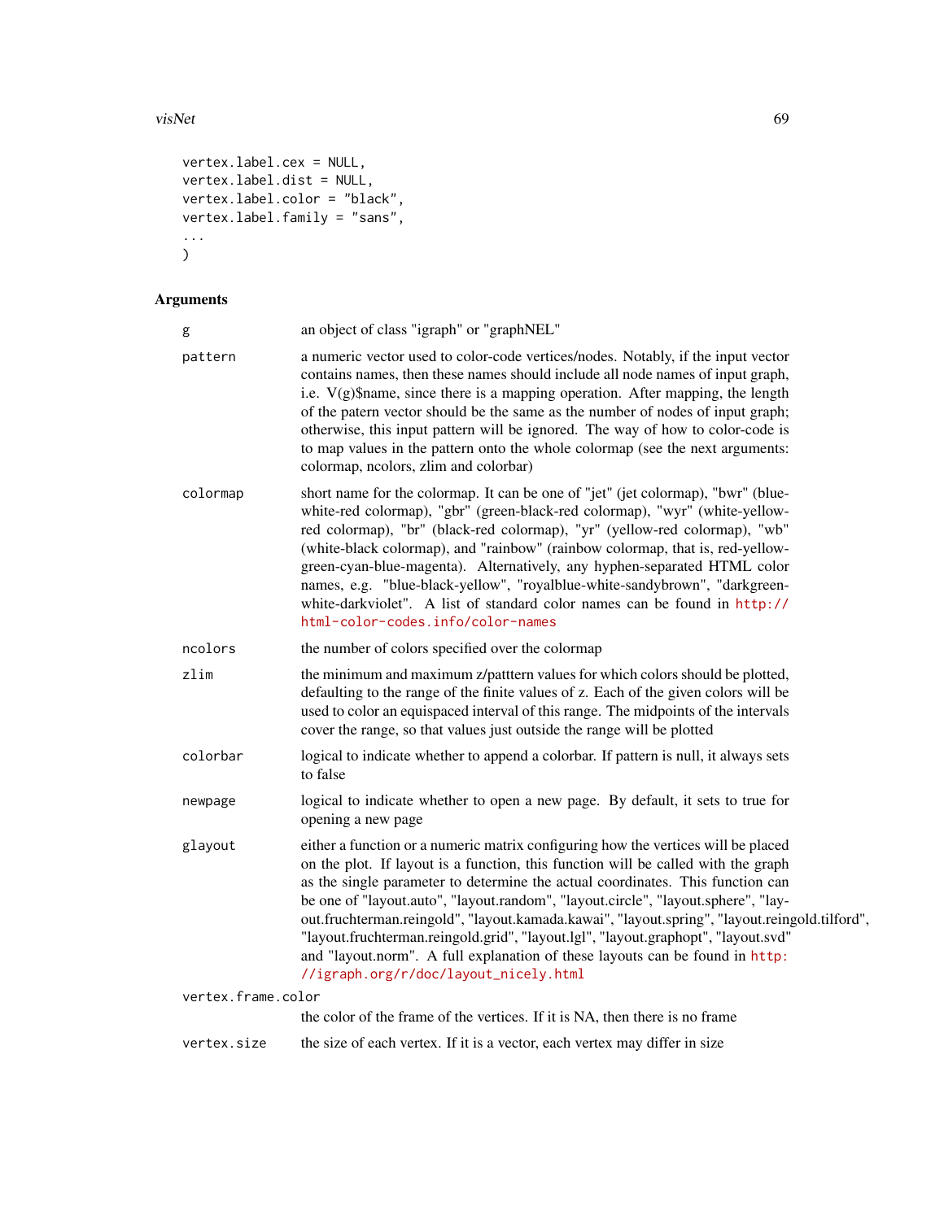```
vertex.label.cex = NULL,
vertex.label.dist = NULL,
vertex.label.color = "black",
vertex.label.family = "sans",
...
)
```

## Arguments

| | |
|---|---|
| g | an object of class "igraph" or "graphNEL" |
| pattern | a numeric vector used to color-code vertices/nodes. Notably, if the input vector contains names, then these names should include all node names of input graph, i.e. V(g)$name, since there is a mapping operation. After mapping, the length of the patern vector should be the same as the number of nodes of input graph; otherwise, this input pattern will be ignored. The way of how to color-code is to map values in the pattern onto the whole colormap (see the next arguments: colormap, ncolors, zlim and colorbar) |
| colormap | short name for the colormap. It can be one of "jet" (jet colormap), "bwr" (blue-white-red colormap), "gbr" (green-black-red colormap), "wyr" (white-yellow-red colormap), "br" (black-red colormap), "yr" (yellow-red colormap), "wb" (white-black colormap), and "rainbow" (rainbow colormap, that is, red-yellow-green-cyan-blue-magenta). Alternatively, any hyphen-separated HTML color names, e.g. "blue-black-yellow", "royalblue-white-sandybrown", "darkgreen-white-darkviolet". A list of standard color names can be found in http://html-color-codes.info/color-names |
| ncolors | the number of colors specified over the colormap |
| zlim | the minimum and maximum z/patttern values for which colors should be plotted, defaulting to the range of the finite values of z. Each of the given colors will be used to color an equispaced interval of this range. The midpoints of the intervals cover the range, so that values just outside the range will be plotted |
| colorbar | logical to indicate whether to append a colorbar. If pattern is null, it always sets to false |
| newpage | logical to indicate whether to open a new page. By default, it sets to true for opening a new page |
| glayout | either a function or a numeric matrix configuring how the vertices will be placed on the plot. If layout is a function, this function will be called with the graph as the single parameter to determine the actual coordinates. This function can be one of "layout.auto", "layout.random", "layout.circle", "layout.sphere", "layout.fruchterman.reingold", "layout.kamada.kawai", "layout.spring", "layout.reingold.tilford", "layout.fruchterman.reingold.grid", "layout.lgl", "layout.graphopt", "layout.svd" and "layout.norm". A full explanation of these layouts can be found in http://igraph.org/r/doc/layout_nicely.html |
| vertex.frame.color | the color of the frame of the vertices. If it is NA, then there is no frame |
| vertex.size | the size of each vertex. If it is a vector, each vertex may differ in size |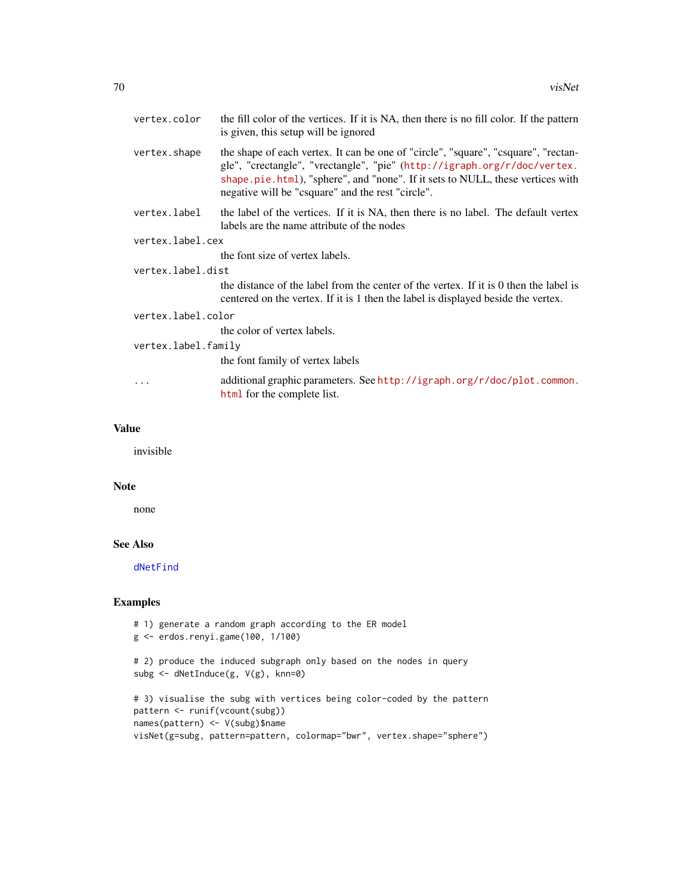| | |
|---|---|
| `vertex.color` | the fill color of the vertices. If it is NA, then there is no fill color. If the pattern is given, this setup will be ignored |
| `vertex.shape` | the shape of each vertex. It can be one of "circle", "square", "csquare", "rectangle", "crectangle", "vrectangle", "pie" (http://igraph.org/r/doc/vertex.shape.pie.html), "sphere", and "none". If it sets to NULL, these vertices with negative will be "csquare" and the rest "circle". |
| `vertex.label` | the label of the vertices. If it is NA, then there is no label. The default vertex labels are the name attribute of the nodes |
| `vertex.label.cex` | the font size of vertex labels. |
| `vertex.label.dist` | the distance of the label from the center of the vertex. If it is 0 then the label is centered on the vertex. If it is 1 then the label is displayed beside the vertex. |
| `vertex.label.color` | the color of vertex labels. |
| `vertex.label.family` | the font family of vertex labels |
| `...` | additional graphic parameters. See http://igraph.org/r/doc/plot.common.html for the complete list. |

## Value

invisible

## Note

none

## See Also

`dNetFind`

## Examples

```
# 1) generate a random graph according to the ER model
g <- erdos.renyi.game(100, 1/100)

# 2) produce the induced subgraph only based on the nodes in query
subg <- dNetInduce(g, V(g), knn=0)

# 3) visualise the subg with vertices being color-coded by the pattern
pattern <- runif(vcount(subg))
names(pattern) <- V(subg)$name
visNet(g=subg, pattern=pattern, colormap="bwr", vertex.shape="sphere")
```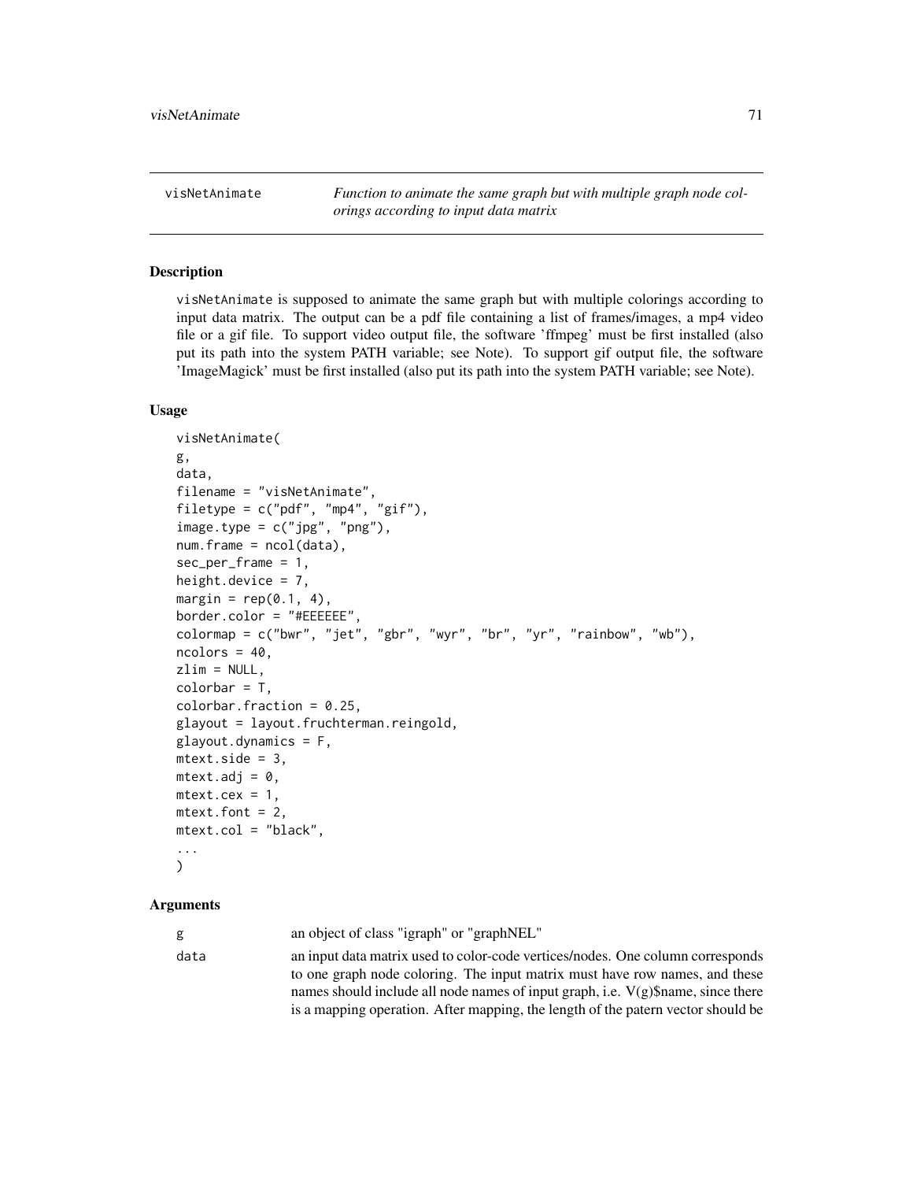visNetAnimate *Function to animate the same graph but with multiple graph node colorings according to input data matrix*

## Description

visNetAnimate is supposed to animate the same graph but with multiple colorings according to input data matrix. The output can be a pdf file containing a list of frames/images, a mp4 video file or a gif file. To support video output file, the software 'ffmpeg' must be first installed (also put its path into the system PATH variable; see Note). To support gif output file, the software 'ImageMagick' must be first installed (also put its path into the system PATH variable; see Note).

## Usage

```
visNetAnimate(
g,
data,
filename = "visNetAnimate",
filetype = c("pdf", "mp4", "gif"),
image.type = c("jpg", "png"),
num.frame = ncol(data),
sec_per_frame = 1,
height.device = 7,
margin = rep(0.1, 4),
border.color = "#EEEEEE",
colormap = c("bwr", "jet", "gbr", "wyr", "br", "yr", "rainbow", "wb"),
ncolors = 40,
zlim = NULL,
colorbar = T,
colorbar.fraction = 0.25,
glayout = layout.fruchterman.reingold,
glayout.dynamics = F,
mtext.side = 3,
mtext.adj = 0,
mtext.cex = 1,
mtext.font = 2,
mtext.col = "black",
...
)
```

## Arguments

| | |
|---|---|
| g | an object of class "igraph" or "graphNEL" |
| data | an input data matrix used to color-code vertices/nodes. One column corresponds to one graph node coloring. The input matrix must have row names, and these names should include all node names of input graph, i.e. V(g)$name, since there is a mapping operation. After mapping, the length of the patern vector should be |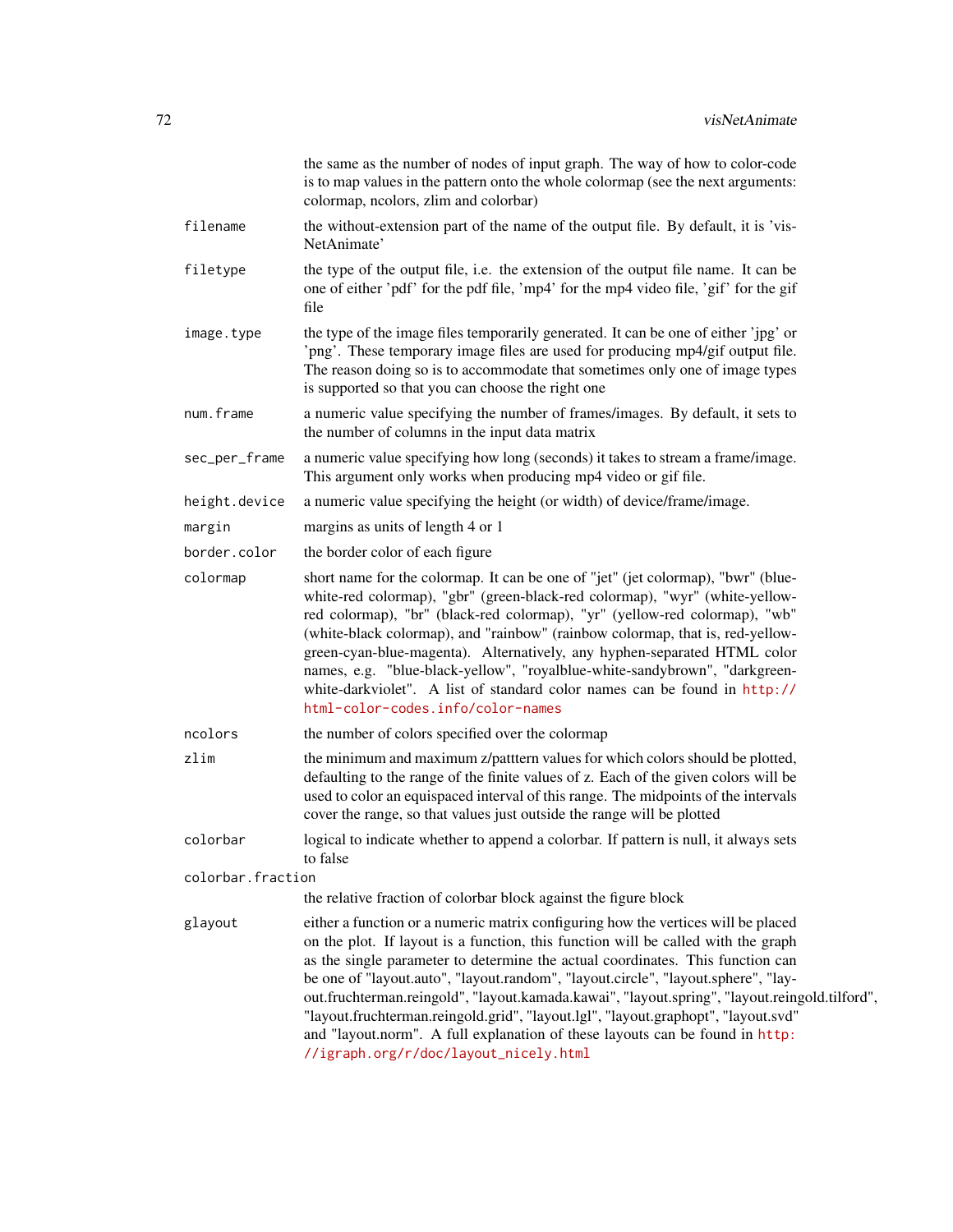the same as the number of nodes of input graph. The way of how to color-code is to map values in the pattern onto the whole colormap (see the next arguments: colormap, ncolors, zlim and colorbar)

`filename`
: the without-extension part of the name of the output file. By default, it is 'visNetAnimate'

`filetype`
: the type of the output file, i.e. the extension of the output file name. It can be one of either 'pdf' for the pdf file, 'mp4' for the mp4 video file, 'gif' for the gif file

`image.type`
: the type of the image files temporarily generated. It can be one of either 'jpg' or 'png'. These temporary image files are used for producing mp4/gif output file. The reason doing so is to accommodate that sometimes only one of image types is supported so that you can choose the right one

`num.frame`
: a numeric value specifying the number of frames/images. By default, it sets to the number of columns in the input data matrix

`sec_per_frame`
: a numeric value specifying how long (seconds) it takes to stream a frame/image. This argument only works when producing mp4 video or gif file.

`height.device`
: a numeric value specifying the height (or width) of device/frame/image.

`margin`
: margins as units of length 4 or 1

`border.color`
: the border color of each figure

`colormap`
: short name for the colormap. It can be one of "jet" (jet colormap), "bwr" (blue-white-red colormap), "gbr" (green-black-red colormap), "wyr" (white-yellow-red colormap), "br" (black-red colormap), "yr" (yellow-red colormap), "wb" (white-black colormap), and "rainbow" (rainbow colormap, that is, red-yellow-green-cyan-blue-magenta). Alternatively, any hyphen-separated HTML color names, e.g. "blue-black-yellow", "royalblue-white-sandybrown", "darkgreen-white-darkviolet". A list of standard color names can be found in http://html-color-codes.info/color-names

`ncolors`
: the number of colors specified over the colormap

`zlim`
: the minimum and maximum z/patttern values for which colors should be plotted, defaulting to the range of the finite values of z. Each of the given colors will be used to color an equispaced interval of this range. The midpoints of the intervals cover the range, so that values just outside the range will be plotted

`colorbar`
: logical to indicate whether to append a colorbar. If pattern is null, it always sets to false

`colorbar.fraction`
: the relative fraction of colorbar block against the figure block

`glayout`
: either a function or a numeric matrix configuring how the vertices will be placed on the plot. If layout is a function, this function will be called with the graph as the single parameter to determine the actual coordinates. This function can be one of "layout.auto", "layout.random", "layout.circle", "layout.sphere", "layout.fruchterman.reingold", "layout.kamada.kawai", "layout.spring", "layout.reingold.tilford", "layout.fruchterman.reingold.grid", "layout.lgl", "layout.graphopt", "layout.svd" and "layout.norm". A full explanation of these layouts can be found in http://igraph.org/r/doc/layout_nicely.html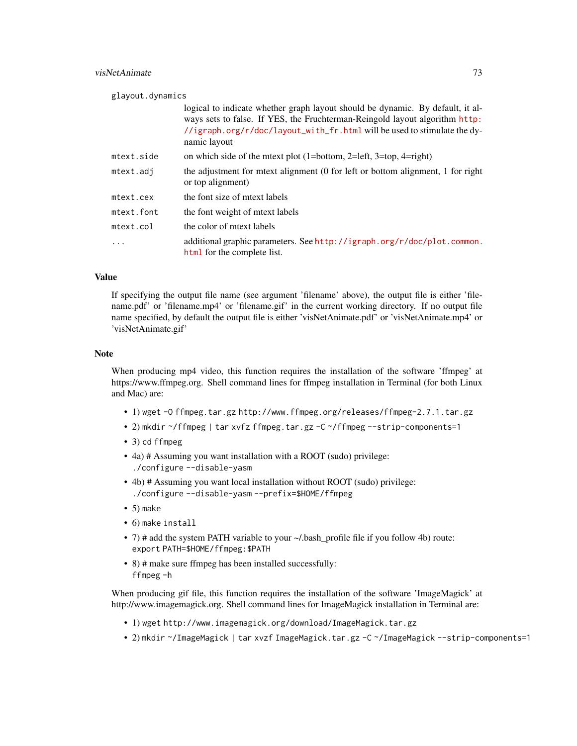| | |
|---|---|
| `glayout.dynamics` | logical to indicate whether graph layout should be dynamic. By default, it always sets to false. If YES, the Fruchterman-Reingold layout algorithm http://igraph.org/r/doc/layout_with_fr.html will be used to stimulate the dynamic layout |
| `mtext.side` | on which side of the mtext plot (1=bottom, 2=left, 3=top, 4=right) |
| `mtext.adj` | the adjustment for mtext alignment (0 for left or bottom alignment, 1 for right or top alignment) |
| `mtext.cex` | the font size of mtext labels |
| `mtext.font` | the font weight of mtext labels |
| `mtext.col` | the color of mtext labels |
| `...` | additional graphic parameters. See http://igraph.org/r/doc/plot.common.html for the complete list. |

## Value

If specifying the output file name (see argument 'filename' above), the output file is either 'filename.pdf' or 'filename.mp4' or 'filename.gif' in the current working directory. If no output file name specified, by default the output file is either 'visNetAnimate.pdf' or 'visNetAnimate.mp4' or 'visNetAnimate.gif'

## Note

When producing mp4 video, this function requires the installation of the software 'ffmpeg' at https://www.ffmpeg.org. Shell command lines for ffmpeg installation in Terminal (for both Linux and Mac) are:

- 1) `wget -O ffmpeg.tar.gz http://www.ffmpeg.org/releases/ffmpeg-2.7.1.tar.gz`
- 2) `mkdir ~/ffmpeg | tar xvfz ffmpeg.tar.gz -C ~/ffmpeg --strip-components=1`
- 3) `cd ffmpeg`
- 4a) # Assuming you want installation with a ROOT (sudo) privilege:
  `./configure --disable-yasm`
- 4b) # Assuming you want local installation without ROOT (sudo) privilege:
  `./configure --disable-yasm --prefix=$HOME/ffmpeg`
- 5) `make`
- 6) `make install`
- 7) # add the system PATH variable to your ~/.bash_profile file if you follow 4b) route:
  `export PATH=$HOME/ffmpeg:$PATH`
- 8) # make sure ffmpeg has been installed successfully:
  `ffmpeg -h`

When producing gif file, this function requires the installation of the software 'ImageMagick' at http://www.imagemagick.org. Shell command lines for ImageMagick installation in Terminal are:

- 1) `wget http://www.imagemagick.org/download/ImageMagick.tar.gz`
- 2) `mkdir ~/ImageMagick | tar xvzf ImageMagick.tar.gz -C ~/ImageMagick --strip-components=1`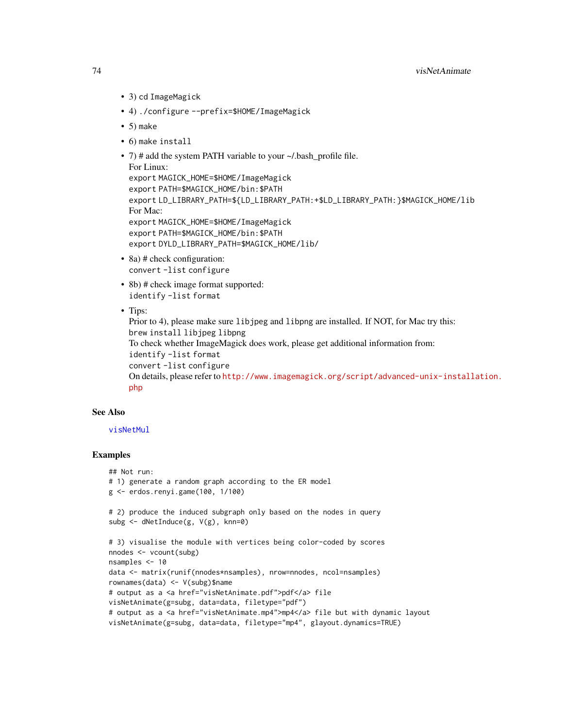- 3) `cd ImageMagick`
- 4) `./configure --prefix=$HOME/ImageMagick`
- 5) `make`
- 6) `make install`
- 7) # add the system PATH variable to your ~/.bash_profile file.  
  For Linux:  
  `export MAGICK_HOME=$HOME/ImageMagick`  
  `export PATH=$MAGICK_HOME/bin:$PATH`  
  `export LD_LIBRARY_PATH=${LD_LIBRARY_PATH:+$LD_LIBRARY_PATH:}$MAGICK_HOME/lib`  
  For Mac:  
  `export MAGICK_HOME=$HOME/ImageMagick`  
  `export PATH=$MAGICK_HOME/bin:$PATH`  
  `export DYLD_LIBRARY_PATH=$MAGICK_HOME/lib/`
- 8a) # check configuration:  
  `convert -list configure`
- 8b) # check image format supported:  
  `identify -list format`
- Tips:  
  Prior to 4), please make sure `libjpeg` and `libpng` are installed. If NOT, for Mac try this:  
  `brew install libjpeg libpng`  
  To check whether ImageMagick does work, please get additional information from:  
  `identify -list format`  
  `convert -list configure`  
  On details, please refer to http://www.imagemagick.org/script/advanced-unix-installation.php

## See Also

visNetMul

## Examples

```
## Not run:
# 1) generate a random graph according to the ER model
g <- erdos.renyi.game(100, 1/100)

# 2) produce the induced subgraph only based on the nodes in query
subg <- dNetInduce(g, V(g), knn=0)

# 3) visualise the module with vertices being color-coded by scores
nnodes <- vcount(subg)
nsamples <- 10
data <- matrix(runif(nnodes*nsamples), nrow=nnodes, ncol=nsamples)
rownames(data) <- V(subg)$name
# output as a <a href="visNetAnimate.pdf">pdf</a> file
visNetAnimate(g=subg, data=data, filetype="pdf")
# output as a <a href="visNetAnimate.mp4">mp4</a> file but with dynamic layout
visNetAnimate(g=subg, data=data, filetype="mp4", glayout.dynamics=TRUE)
```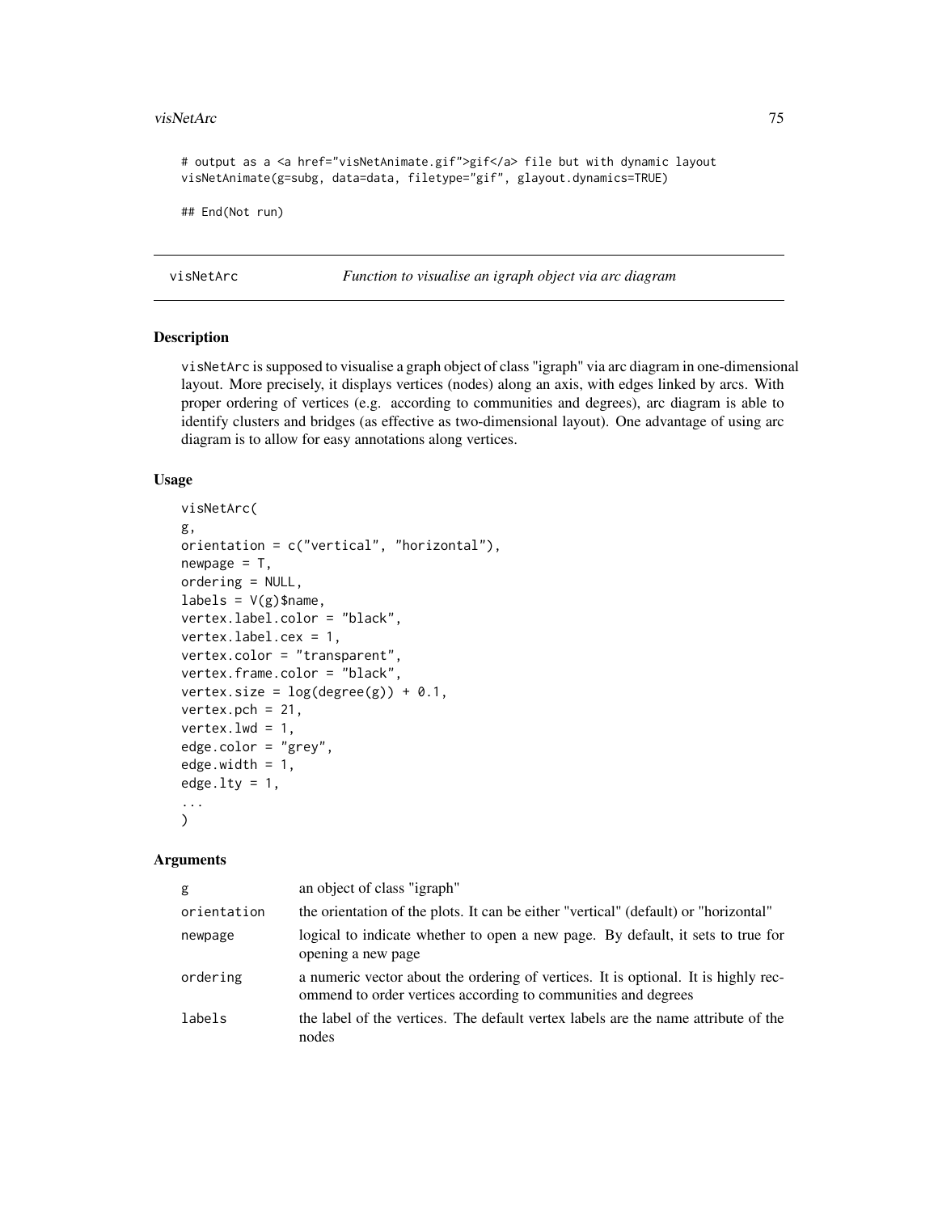```
# output as a <a href="visNetAnimate.gif">gif</a> file but with dynamic layout
visNetAnimate(g=subg, data=data, filetype="gif", glayout.dynamics=TRUE)

## End(Not run)
```

## visNetArc — *Function to visualise an igraph object via arc diagram*

### Description

visNetArc is supposed to visualise a graph object of class "igraph" via arc diagram in one-dimensional layout. More precisely, it displays vertices (nodes) along an axis, with edges linked by arcs. With proper ordering of vertices (e.g. according to communities and degrees), arc diagram is able to identify clusters and bridges (as effective as two-dimensional layout). One advantage of using arc diagram is to allow for easy annotations along vertices.

### Usage

```
visNetArc(
g,
orientation = c("vertical", "horizontal"),
newpage = T,
ordering = NULL,
labels = V(g)$name,
vertex.label.color = "black",
vertex.label.cex = 1,
vertex.color = "transparent",
vertex.frame.color = "black",
vertex.size = log(degree(g)) + 0.1,
vertex.pch = 21,
vertex.lwd = 1,
edge.color = "grey",
edge.width = 1,
edge.lty = 1,
...
)
```

### Arguments

| | |
|---|---|
| g | an object of class "igraph" |
| orientation | the orientation of the plots. It can be either "vertical" (default) or "horizontal" |
| newpage | logical to indicate whether to open a new page. By default, it sets to true for opening a new page |
| ordering | a numeric vector about the ordering of vertices. It is optional. It is highly recommend to order vertices according to communities and degrees |
| labels | the label of the vertices. The default vertex labels are the name attribute of the nodes |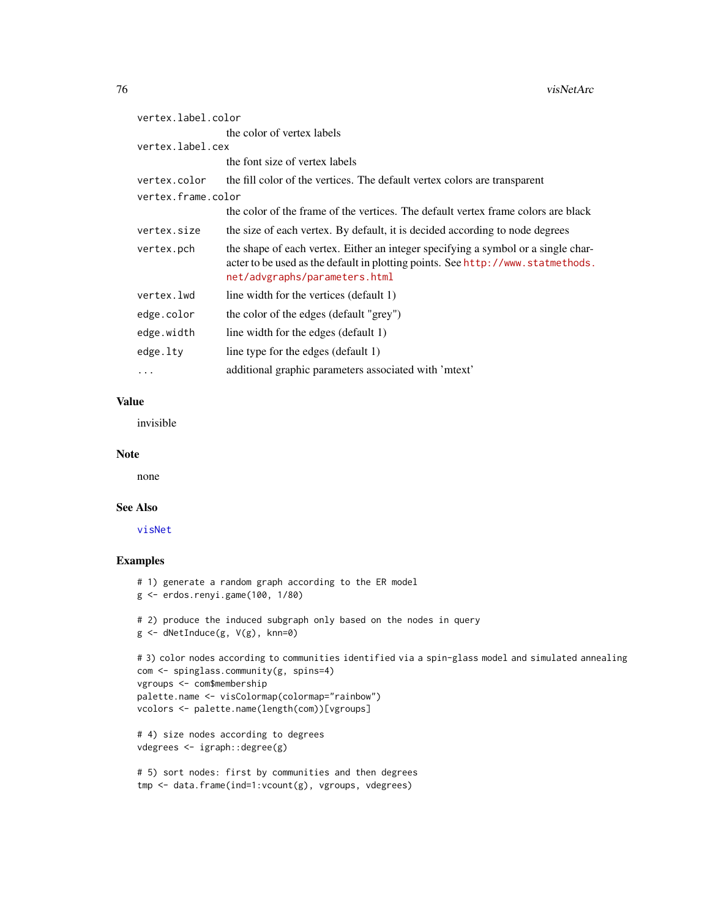| | |
|---|---|
| `vertex.label.color` | the color of vertex labels |
| `vertex.label.cex` | the font size of vertex labels |
| `vertex.color` | the fill color of the vertices. The default vertex colors are transparent |
| `vertex.frame.color` | the color of the frame of the vertices. The default vertex frame colors are black |
| `vertex.size` | the size of each vertex. By default, it is decided according to node degrees |
| `vertex.pch` | the shape of each vertex. Either an integer specifying a symbol or a single character to be used as the default in plotting points. See http://www.statmethods.net/advgraphs/parameters.html |
| `vertex.lwd` | line width for the vertices (default 1) |
| `edge.color` | the color of the edges (default "grey") |
| `edge.width` | line width for the edges (default 1) |
| `edge.lty` | line type for the edges (default 1) |
| `...` | additional graphic parameters associated with 'mtext' |

## Value

invisible

## Note

none

## See Also

visNet

## Examples

```
# 1) generate a random graph according to the ER model
g <- erdos.renyi.game(100, 1/80)

# 2) produce the induced subgraph only based on the nodes in query
g <- dNetInduce(g, V(g), knn=0)

# 3) color nodes according to communities identified via a spin-glass model and simulated annealing
com <- spinglass.community(g, spins=4)
vgroups <- com$membership
palette.name <- visColormap(colormap="rainbow")
vcolors <- palette.name(length(com))[vgroups]

# 4) size nodes according to degrees
vdegrees <- igraph::degree(g)

# 5) sort nodes: first by communities and then degrees
tmp <- data.frame(ind=1:vcount(g), vgroups, vdegrees)
```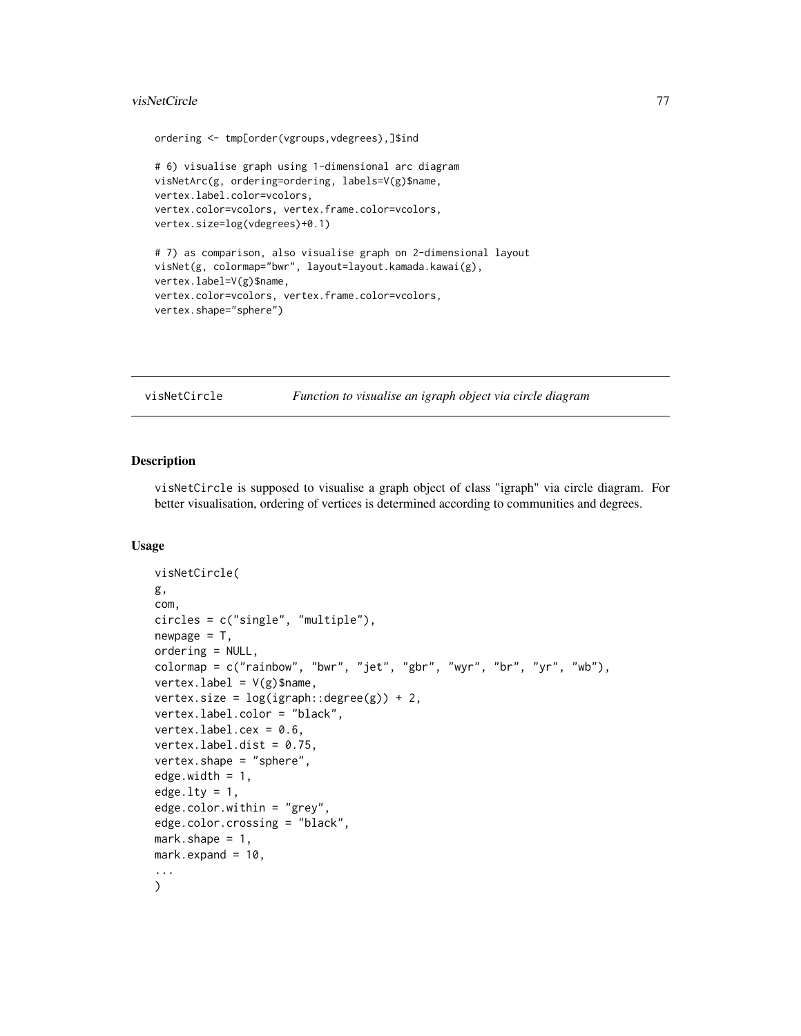```
ordering <- tmp[order(vgroups,vdegrees),]$ind

# 6) visualise graph using 1-dimensional arc diagram
visNetArc(g, ordering=ordering, labels=V(g)$name,
vertex.label.color=vcolors,
vertex.color=vcolors, vertex.frame.color=vcolors,
vertex.size=log(vdegrees)+0.1)

# 7) as comparison, also visualise graph on 2-dimensional layout
visNet(g, colormap="bwr", layout=layout.kamada.kawai(g),
vertex.label=V(g)$name,
vertex.color=vcolors, vertex.frame.color=vcolors,
vertex.shape="sphere")
```

## visNetCircle — *Function to visualise an igraph object via circle diagram*

### Description

visNetCircle is supposed to visualise a graph object of class "igraph" via circle diagram. For better visualisation, ordering of vertices is determined according to communities and degrees.

### Usage

```
visNetCircle(
g,
com,
circles = c("single", "multiple"),
newpage = T,
ordering = NULL,
colormap = c("rainbow", "bwr", "jet", "gbr", "wyr", "br", "yr", "wb"),
vertex.label = V(g)$name,
vertex.size = log(igraph::degree(g)) + 2,
vertex.label.color = "black",
vertex.label.cex = 0.6,
vertex.label.dist = 0.75,
vertex.shape = "sphere",
edge.width = 1,
edge.lty = 1,
edge.color.within = "grey",
edge.color.crossing = "black",
mark.shape = 1,
mark.expand = 10,
...
)
```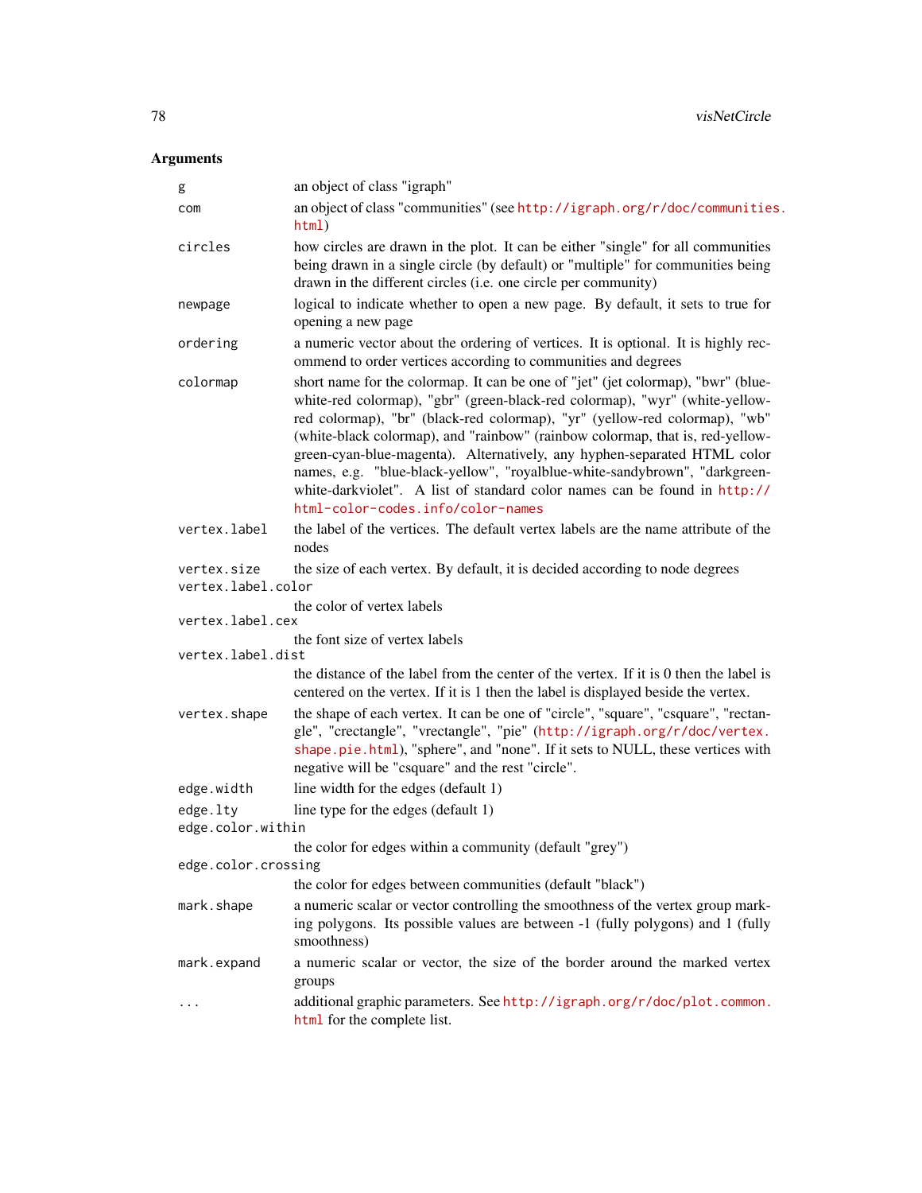## Arguments

| | |
|---|---|
| `g` | an object of class "igraph" |
| `com` | an object of class "communities" (see http://igraph.org/r/doc/communities.html) |
| `circles` | how circles are drawn in the plot. It can be either "single" for all communities being drawn in a single circle (by default) or "multiple" for communities being drawn in the different circles (i.e. one circle per community) |
| `newpage` | logical to indicate whether to open a new page. By default, it sets to true for opening a new page |
| `ordering` | a numeric vector about the ordering of vertices. It is optional. It is highly recommend to order vertices according to communities and degrees |
| `colormap` | short name for the colormap. It can be one of "jet" (jet colormap), "bwr" (blue-white-red colormap), "gbr" (green-black-red colormap), "wyr" (white-yellow-red colormap), "br" (black-red colormap), "yr" (yellow-red colormap), "wb" (white-black colormap), and "rainbow" (rainbow colormap, that is, red-yellow-green-cyan-blue-magenta). Alternatively, any hyphen-separated HTML color names, e.g. "blue-black-yellow", "royalblue-white-sandybrown", "darkgreen-white-darkviolet". A list of standard color names can be found in http://html-color-codes.info/color-names |
| `vertex.label` | the label of the vertices. The default vertex labels are the name attribute of the nodes |
| `vertex.size` | the size of each vertex. By default, it is decided according to node degrees |
| `vertex.label.color` | the color of vertex labels |
| `vertex.label.cex` | the font size of vertex labels |
| `vertex.label.dist` | the distance of the label from the center of the vertex. If it is 0 then the label is centered on the vertex. If it is 1 then the label is displayed beside the vertex. |
| `vertex.shape` | the shape of each vertex. It can be one of "circle", "square", "csquare", "rectangle", "crectangle", "vrectangle", "pie" (http://igraph.org/r/doc/vertex.shape.pie.html), "sphere", and "none". If it sets to NULL, these vertices with negative will be "csquare" and the rest "circle". |
| `edge.width` | line width for the edges (default 1) |
| `edge.lty` | line type for the edges (default 1) |
| `edge.color.within` | the color for edges within a community (default "grey") |
| `edge.color.crossing` | the color for edges between communities (default "black") |
| `mark.shape` | a numeric scalar or vector controlling the smoothness of the vertex group marking polygons. Its possible values are between -1 (fully polygons) and 1 (fully smoothness) |
| `mark.expand` | a numeric scalar or vector, the size of the border around the marked vertex groups |
| `...` | additional graphic parameters. See http://igraph.org/r/doc/plot.common.html for the complete list. |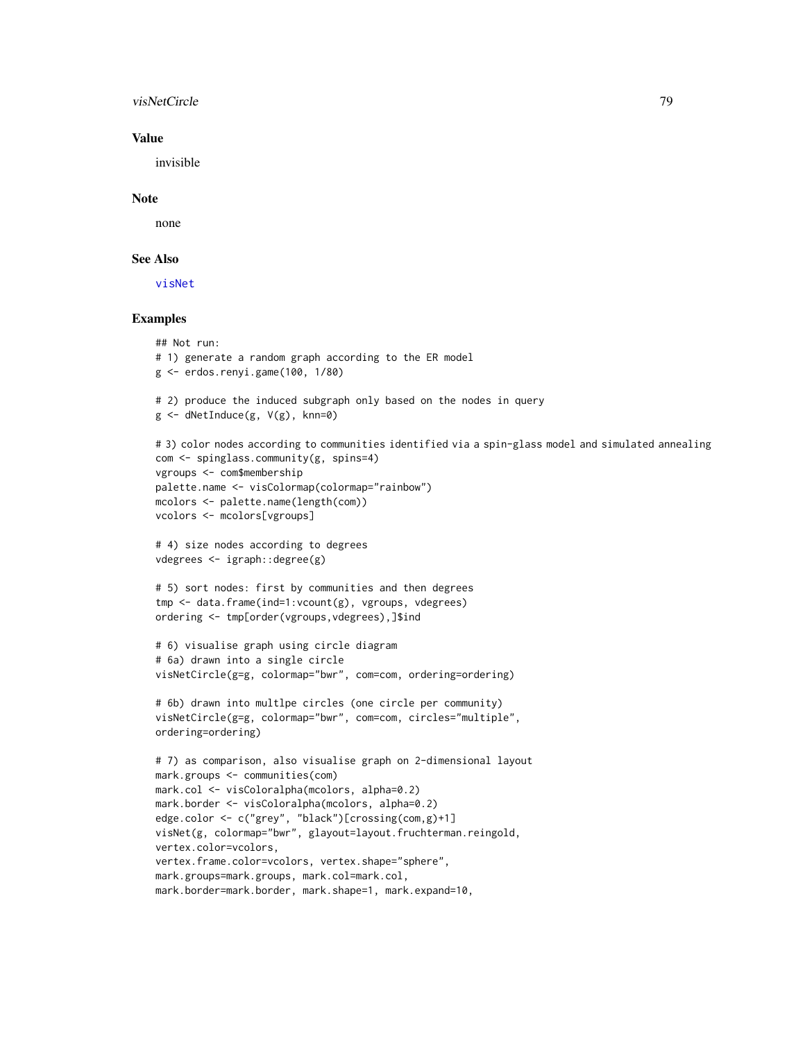## Value

invisible

## Note

none

## See Also

visNet

## Examples

```
## Not run:
# 1) generate a random graph according to the ER model
g <- erdos.renyi.game(100, 1/80)

# 2) produce the induced subgraph only based on the nodes in query
g <- dNetInduce(g, V(g), knn=0)

# 3) color nodes according to communities identified via a spin-glass model and simulated annealing
com <- spinglass.community(g, spins=4)
vgroups <- com$membership
palette.name <- visColormap(colormap="rainbow")
mcolors <- palette.name(length(com))
vcolors <- mcolors[vgroups]

# 4) size nodes according to degrees
vdegrees <- igraph::degree(g)

# 5) sort nodes: first by communities and then degrees
tmp <- data.frame(ind=1:vcount(g), vgroups, vdegrees)
ordering <- tmp[order(vgroups,vdegrees),]$ind

# 6) visualise graph using circle diagram
# 6a) drawn into a single circle
visNetCircle(g=g, colormap="bwr", com=com, ordering=ordering)

# 6b) drawn into multlpe circles (one circle per community)
visNetCircle(g=g, colormap="bwr", com=com, circles="multiple",
ordering=ordering)

# 7) as comparison, also visualise graph on 2-dimensional layout
mark.groups <- communities(com)
mark.col <- visColoralpha(mcolors, alpha=0.2)
mark.border <- visColoralpha(mcolors, alpha=0.2)
edge.color <- c("grey", "black")[crossing(com,g)+1]
visNet(g, colormap="bwr", glayout=layout.fruchterman.reingold,
vertex.color=vcolors,
vertex.frame.color=vcolors, vertex.shape="sphere",
mark.groups=mark.groups, mark.col=mark.col,
mark.border=mark.border, mark.shape=1, mark.expand=10,
```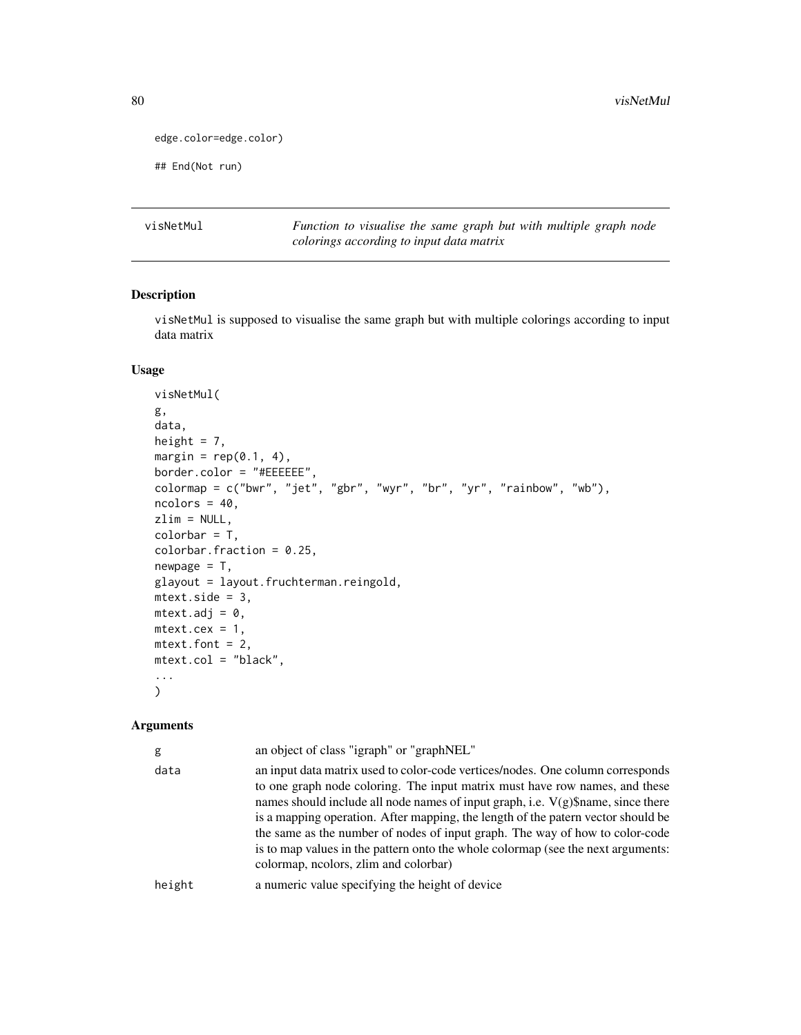```
edge.color=edge.color)

## End(Not run)
```

---

visNetMul — *Function to visualise the same graph but with multiple graph node colorings according to input data matrix*

---

### Description

visNetMul is supposed to visualise the same graph but with multiple colorings according to input data matrix

### Usage

```
visNetMul(
g,
data,
height = 7,
margin = rep(0.1, 4),
border.color = "#EEEEEE",
colormap = c("bwr", "jet", "gbr", "wyr", "br", "yr", "rainbow", "wb"),
ncolors = 40,
zlim = NULL,
colorbar = T,
colorbar.fraction = 0.25,
newpage = T,
glayout = layout.fruchterman.reingold,
mtext.side = 3,
mtext.adj = 0,
mtext.cex = 1,
mtext.font = 2,
mtext.col = "black",
...
)
```

### Arguments

| | |
|---|---|
| g | an object of class "igraph" or "graphNEL" |
| data | an input data matrix used to color-code vertices/nodes. One column corresponds to one graph node coloring. The input matrix must have row names, and these names should include all node names of input graph, i.e. V(g)$name, since there is a mapping operation. After mapping, the length of the patern vector should be the same as the number of nodes of input graph. The way of how to color-code is to map values in the pattern onto the whole colormap (see the next arguments: colormap, ncolors, zlim and colorbar) |
| height | a numeric value specifying the height of device |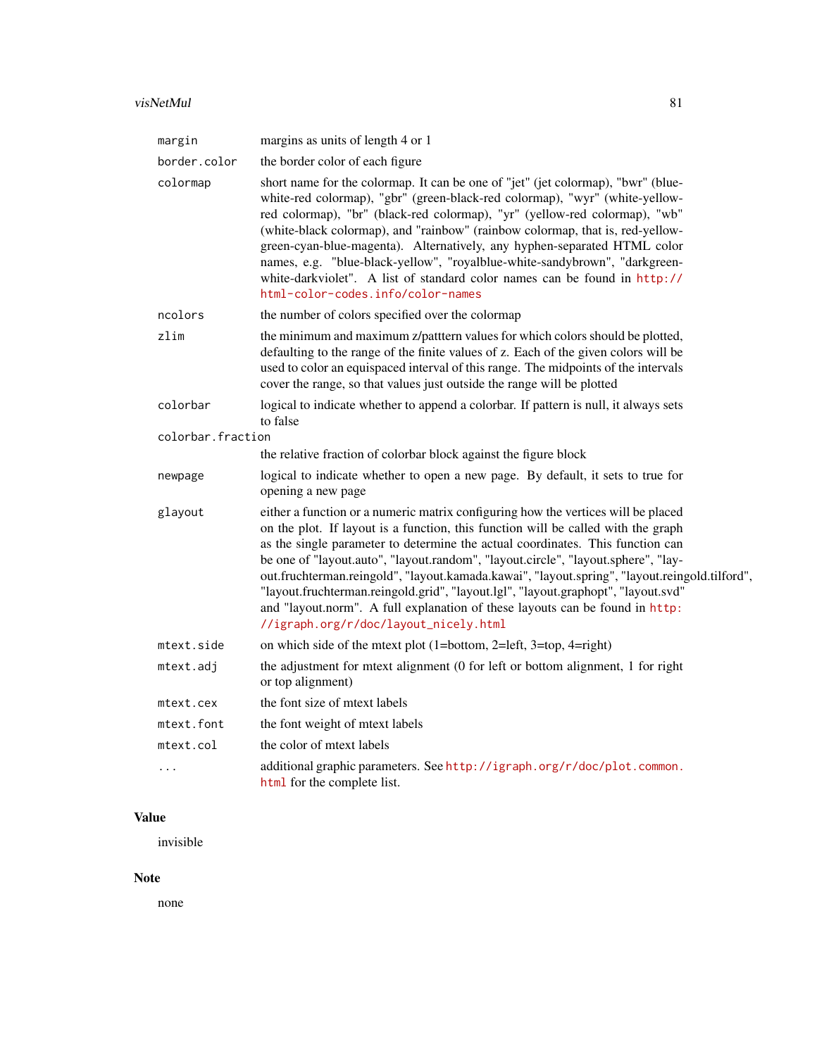| | |
|---|---|
| `margin` | margins as units of length 4 or 1 |
| `border.color` | the border color of each figure |
| `colormap` | short name for the colormap. It can be one of "jet" (jet colormap), "bwr" (blue-white-red colormap), "gbr" (green-black-red colormap), "wyr" (white-yellow-red colormap), "br" (black-red colormap), "yr" (yellow-red colormap), "wb" (white-black colormap), and "rainbow" (rainbow colormap, that is, red-yellow-green-cyan-blue-magenta). Alternatively, any hyphen-separated HTML color names, e.g. "blue-black-yellow", "royalblue-white-sandybrown", "darkgreen-white-darkviolet". A list of standard color names can be found in http://html-color-codes.info/color-names |
| `ncolors` | the number of colors specified over the colormap |
| `zlim` | the minimum and maximum z/patttern values for which colors should be plotted, defaulting to the range of the finite values of z. Each of the given colors will be used to color an equispaced interval of this range. The midpoints of the intervals cover the range, so that values just outside the range will be plotted |
| `colorbar` | logical to indicate whether to append a colorbar. If pattern is null, it always sets to false |
| `colorbar.fraction` | the relative fraction of colorbar block against the figure block |
| `newpage` | logical to indicate whether to open a new page. By default, it sets to true for opening a new page |
| `glayout` | either a function or a numeric matrix configuring how the vertices will be placed on the plot. If layout is a function, this function will be called with the graph as the single parameter to determine the actual coordinates. This function can be one of "layout.auto", "layout.random", "layout.circle", "layout.sphere", "layout.fruchterman.reingold", "layout.kamada.kawai", "layout.spring", "layout.reingold.tilford", "layout.fruchterman.reingold.grid", "layout.lgl", "layout.graphopt", "layout.svd" and "layout.norm". A full explanation of these layouts can be found in http://igraph.org/r/doc/layout_nicely.html |
| `mtext.side` | on which side of the mtext plot (1=bottom, 2=left, 3=top, 4=right) |
| `mtext.adj` | the adjustment for mtext alignment (0 for left or bottom alignment, 1 for right or top alignment) |
| `mtext.cex` | the font size of mtext labels |
| `mtext.font` | the font weight of mtext labels |
| `mtext.col` | the color of mtext labels |
| `...` | additional graphic parameters. See http://igraph.org/r/doc/plot.common.html for the complete list. |

## Value

invisible

## Note

none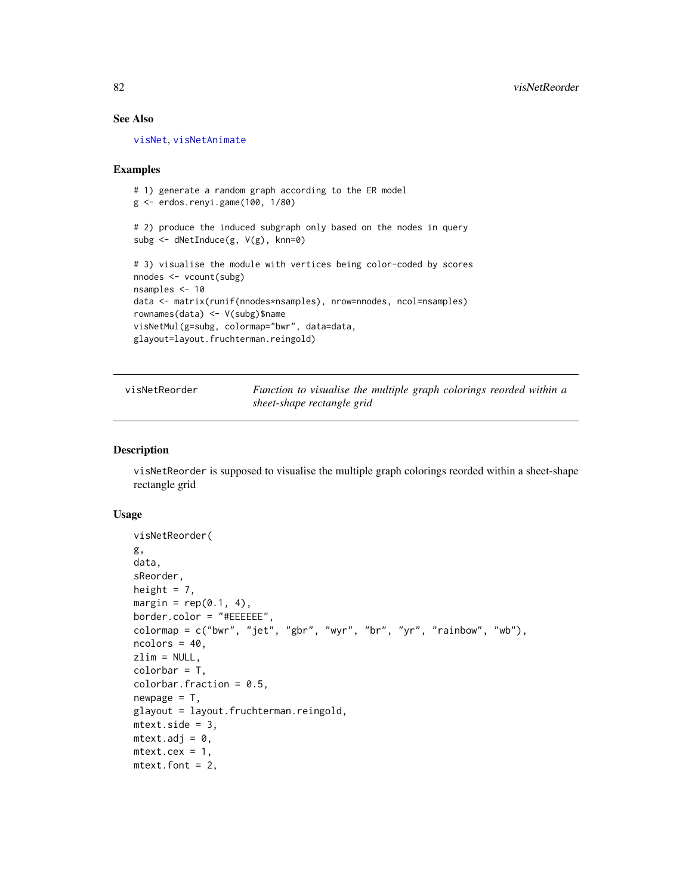## See Also

visNet, visNetAnimate

## Examples

```
# 1) generate a random graph according to the ER model
g <- erdos.renyi.game(100, 1/80)

# 2) produce the induced subgraph only based on the nodes in query
subg <- dNetInduce(g, V(g), knn=0)

# 3) visualise the module with vertices being color-coded by scores
nnodes <- vcount(subg)
nsamples <- 10
data <- matrix(runif(nnodes*nsamples), nrow=nnodes, ncol=nsamples)
rownames(data) <- V(subg)$name
visNetMul(g=subg, colormap="bwr", data=data,
glayout=layout.fruchterman.reingold)
```

---

# visNetReorder — *Function to visualise the multiple graph colorings reorded within a sheet-shape rectangle grid*

---

## Description

visNetReorder is supposed to visualise the multiple graph colorings reorded within a sheet-shape rectangle grid

## Usage

```
visNetReorder(
g,
data,
sReorder,
height = 7,
margin = rep(0.1, 4),
border.color = "#EEEEEE",
colormap = c("bwr", "jet", "gbr", "wyr", "br", "yr", "rainbow", "wb"),
ncolors = 40,
zlim = NULL,
colorbar = T,
colorbar.fraction = 0.5,
newpage = T,
glayout = layout.fruchterman.reingold,
mtext.side = 3,
mtext.adj = 0,
mtext.cex = 1,
mtext.font = 2,
```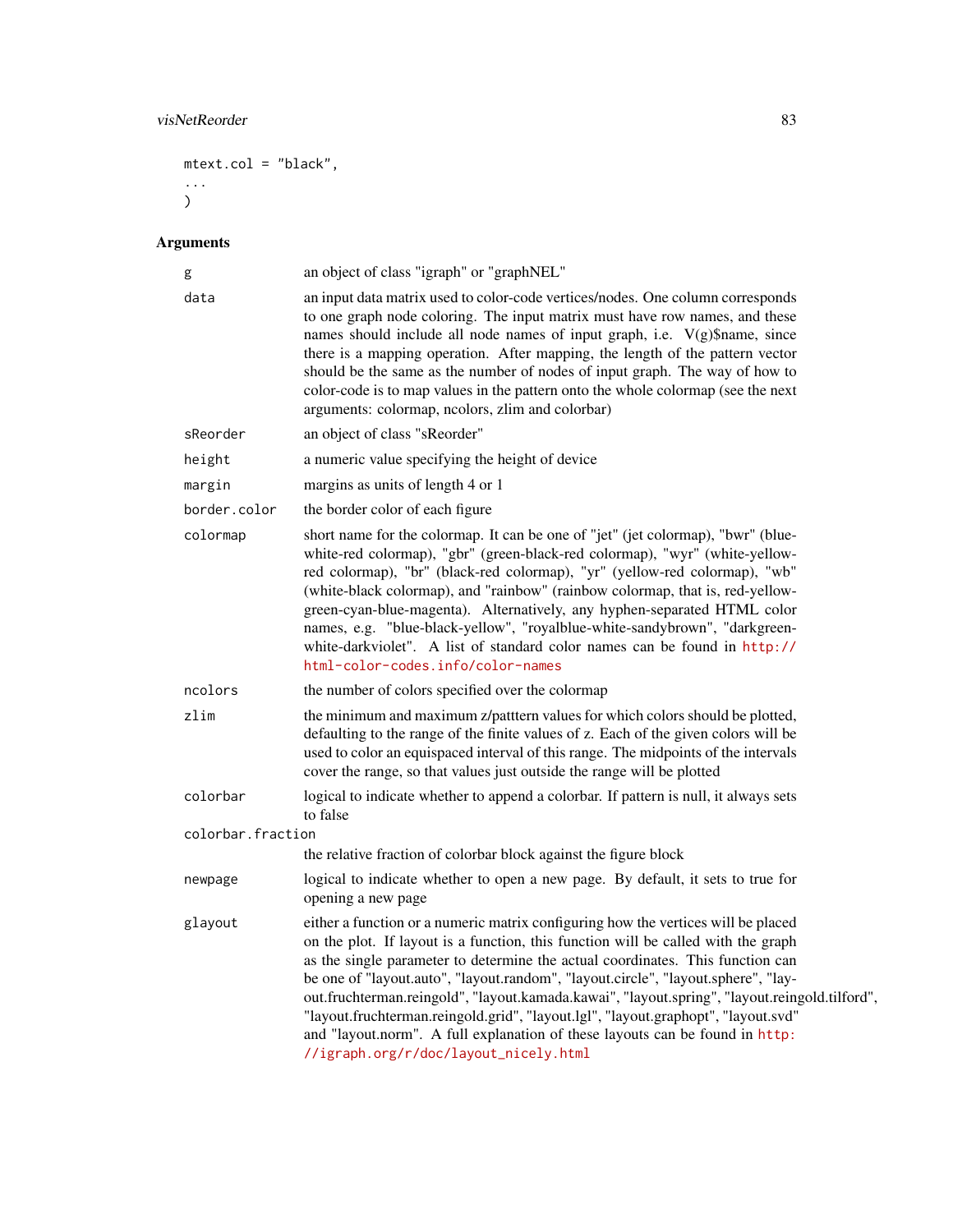```
    mtext.col = "black",
    ...
    )
```

## Arguments

| | |
|---|---|
| `g` | an object of class "igraph" or "graphNEL" |
| `data` | an input data matrix used to color-code vertices/nodes. One column corresponds to one graph node coloring. The input matrix must have row names, and these names should include all node names of input graph, i.e. V(g)$name, since there is a mapping operation. After mapping, the length of the pattern vector should be the same as the number of nodes of input graph. The way of how to color-code is to map values in the pattern onto the whole colormap (see the next arguments: colormap, ncolors, zlim and colorbar) |
| `sReorder` | an object of class "sReorder" |
| `height` | a numeric value specifying the height of device |
| `margin` | margins as units of length 4 or 1 |
| `border.color` | the border color of each figure |
| `colormap` | short name for the colormap. It can be one of "jet" (jet colormap), "bwr" (blue-white-red colormap), "gbr" (green-black-red colormap), "wyr" (white-yellow-red colormap), "br" (black-red colormap), "yr" (yellow-red colormap), "wb" (white-black colormap), and "rainbow" (rainbow colormap, that is, red-yellow-green-cyan-blue-magenta). Alternatively, any hyphen-separated HTML color names, e.g. "blue-black-yellow", "royalblue-white-sandybrown", "darkgreen-white-darkviolet". A list of standard color names can be found in http://html-color-codes.info/color-names |
| `ncolors` | the number of colors specified over the colormap |
| `zlim` | the minimum and maximum z/patttern values for which colors should be plotted, defaulting to the range of the finite values of z. Each of the given colors will be used to color an equispaced interval of this range. The midpoints of the intervals cover the range, so that values just outside the range will be plotted |
| `colorbar` | logical to indicate whether to append a colorbar. If pattern is null, it always sets to false |
| `colorbar.fraction` | the relative fraction of colorbar block against the figure block |
| `newpage` | logical to indicate whether to open a new page. By default, it sets to true for opening a new page |
| `glayout` | either a function or a numeric matrix configuring how the vertices will be placed on the plot. If layout is a function, this function will be called with the graph as the single parameter to determine the actual coordinates. This function can be one of "layout.auto", "layout.random", "layout.circle", "layout.sphere", "layout.fruchterman.reingold", "layout.kamada.kawai", "layout.spring", "layout.reingold.tilford", "layout.fruchterman.reingold.grid", "layout.lgl", "layout.graphopt", "layout.svd" and "layout.norm". A full explanation of these layouts can be found in http://igraph.org/r/doc/layout_nicely.html |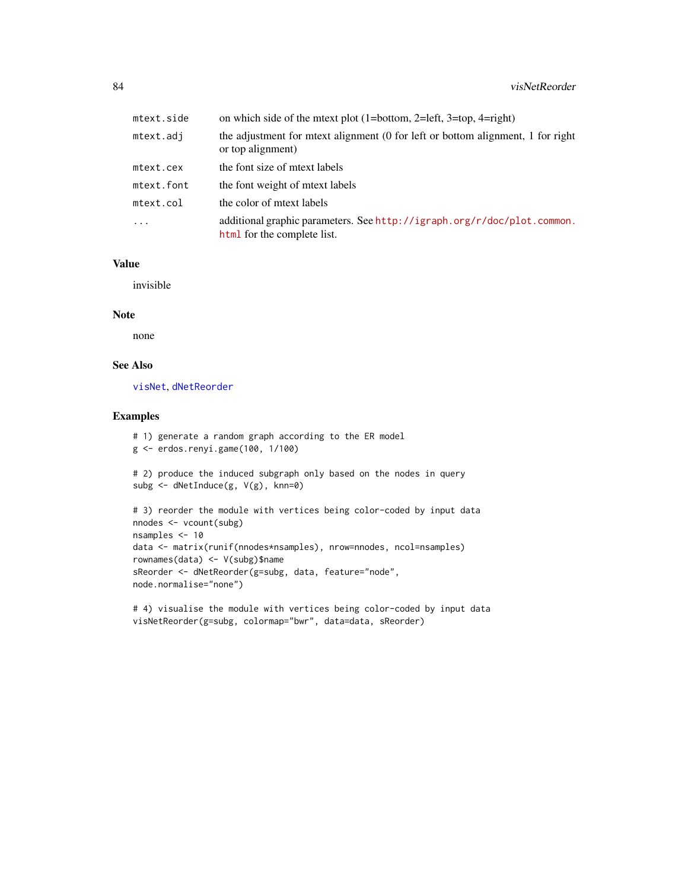| | |
|---|---|
| mtext.side | on which side of the mtext plot (1=bottom, 2=left, 3=top, 4=right) |
| mtext.adj | the adjustment for mtext alignment (0 for left or bottom alignment, 1 for right or top alignment) |
| mtext.cex | the font size of mtext labels |
| mtext.font | the font weight of mtext labels |
| mtext.col | the color of mtext labels |
| ... | additional graphic parameters. See http://igraph.org/r/doc/plot.common.html for the complete list. |

## Value

invisible

## Note

none

## See Also

visNet, dNetReorder

## Examples

```
# 1) generate a random graph according to the ER model
g <- erdos.renyi.game(100, 1/100)

# 2) produce the induced subgraph only based on the nodes in query
subg <- dNetInduce(g, V(g), knn=0)

# 3) reorder the module with vertices being color-coded by input data
nnodes <- vcount(subg)
nsamples <- 10
data <- matrix(runif(nnodes*nsamples), nrow=nnodes, ncol=nsamples)
rownames(data) <- V(subg)$name
sReorder <- dNetReorder(g=subg, data, feature="node",
node.normalise="none")

# 4) visualise the module with vertices being color-coded by input data
visNetReorder(g=subg, colormap="bwr", data=data, sReorder)
```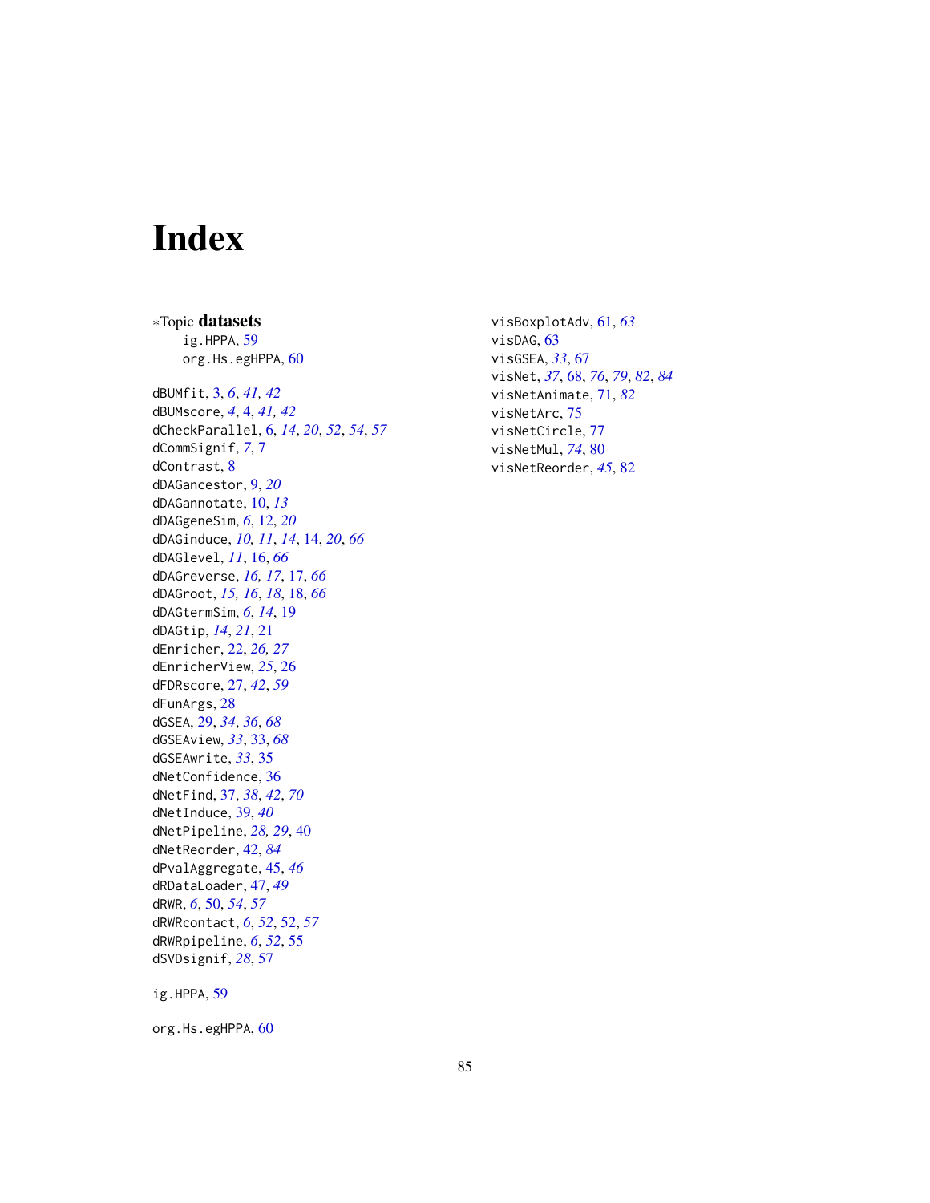# Index

*Topic **datasets**
- ig.HPPA, 59
- org.Hs.egHPPA, 60

dBUMfit, 3, *6*, *41, 42*
dBUMscore, *4*, 4, *41, 42*
dCheckParallel, 6, *14*, *20*, *52*, *54*, *57*
dCommSignif, *7*, 7
dContrast, 8
dDAGancestor, 9, *20*
dDAGannotate, 10, *13*
dDAGgeneSim, *6*, 12, *20*
dDAGinduce, *10, 11*, *14*, 14, *20*, *66*
dDAGlevel, *11*, 16, *66*
dDAGreverse, *16, 17*, 17, *66*
dDAGroot, *15, 16*, *18*, 18, *66*
dDAGtermSim, *6*, *14*, 19
dDAGtip, *14*, *21*, 21
dEnricher, 22, *26, 27*
dEnricherView, *25*, 26
dFDRscore, 27, *42*, *59*
dFunArgs, 28
dGSEA, 29, *34*, *36*, *68*
dGSEAview, *33*, 33, *68*
dGSEAwrite, *33*, 35
dNetConfidence, 36
dNetFind, 37, *38*, *42*, *70*
dNetInduce, 39, *40*
dNetPipeline, *28, 29*, 40
dNetReorder, 42, *84*
dPvalAggregate, 45, *46*
dRDataLoader, 47, *49*
dRWR, *6*, 50, *54*, *57*
dRWRcontact, *6*, *52*, 52, *57*
dRWRpipeline, *6*, *52*, 55
dSVDsignif, *28*, 57

ig.HPPA, 59

org.Hs.egHPPA, 60

visBoxplotAdv, 61, *63*
visDAG, 63
visGSEA, *33*, 67
visNet, *37*, 68, *76*, *79*, *82*, *84*
visNetAnimate, 71, *82*
visNetArc, 75
visNetCircle, 77
visNetMul, *74*, 80
visNetReorder, *45*, 82